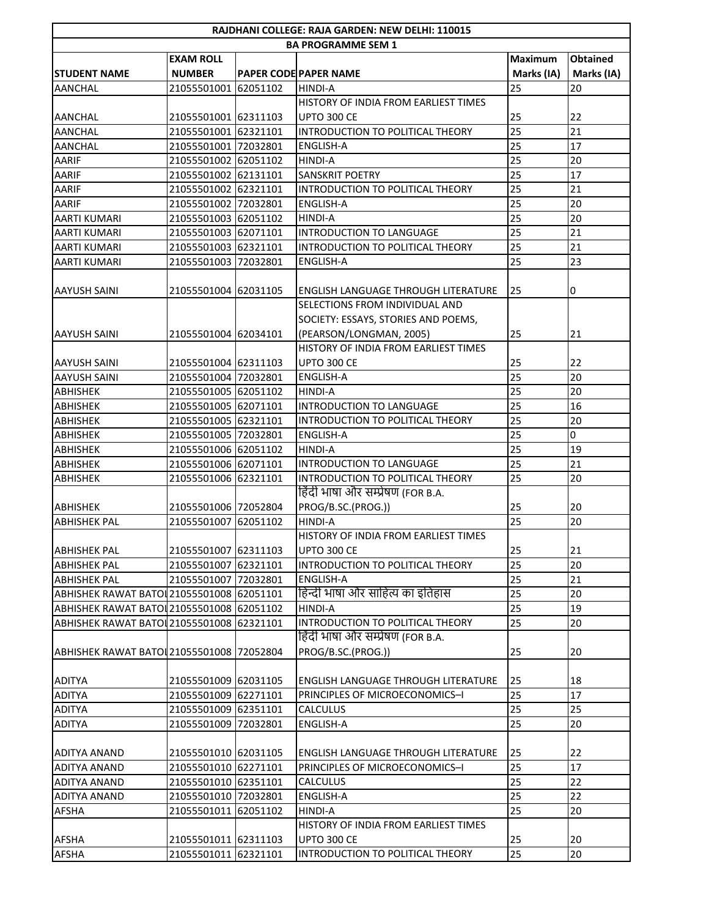# RAJDHANI COLLEGE: RAJA GARDEN: NEW DELHI: 110015

## BA PROGRAMME SEM 1

| STUDENT NAME | EXAM ROLL NUMBER | PAPER CODE | PAPER NAME | Maximum Marks (IA) | Obtained Marks (IA) |
|---|---|---|---|---|---|
| AANCHAL | 21055501001 | 62051102 | HINDI-A | 25 | 20 |
| AANCHAL | 21055501001 | 62311103 | HISTORY OF INDIA FROM EARLIEST TIMES UPTO 300 CE | 25 | 22 |
| AANCHAL | 21055501001 | 62321101 | INTRODUCTION TO POLITICAL THEORY | 25 | 21 |
| AANCHAL | 21055501001 | 72032801 | ENGLISH-A | 25 | 17 |
| AARIF | 21055501002 | 62051102 | HINDI-A | 25 | 20 |
| AARIF | 21055501002 | 62131101 | SANSKRIT POETRY | 25 | 17 |
| AARIF | 21055501002 | 62321101 | INTRODUCTION TO POLITICAL THEORY | 25 | 21 |
| AARIF | 21055501002 | 72032801 | ENGLISH-A | 25 | 20 |
| AARTI KUMARI | 21055501003 | 62051102 | HINDI-A | 25 | 20 |
| AARTI KUMARI | 21055501003 | 62071101 | INTRODUCTION TO LANGUAGE | 25 | 21 |
| AARTI KUMARI | 21055501003 | 62321101 | INTRODUCTION TO POLITICAL THEORY | 25 | 21 |
| AARTI KUMARI | 21055501003 | 72032801 | ENGLISH-A | 25 | 23 |
| AAYUSH SAINI | 21055501004 | 62031105 | ENGLISH LANGUAGE THROUGH LITERATURE | 25 | 0 |
| AAYUSH SAINI | 21055501004 | 62034101 | SELECTIONS FROM INDIVIDUAL AND SOCIETY: ESSAYS, STORIES AND POEMS, (PEARSON/LONGMAN, 2005) | 25 | 21 |
| AAYUSH SAINI | 21055501004 | 62311103 | HISTORY OF INDIA FROM EARLIEST TIMES UPTO 300 CE | 25 | 22 |
| AAYUSH SAINI | 21055501004 | 72032801 | ENGLISH-A | 25 | 20 |
| ABHISHEK | 21055501005 | 62051102 | HINDI-A | 25 | 20 |
| ABHISHEK | 21055501005 | 62071101 | INTRODUCTION TO LANGUAGE | 25 | 16 |
| ABHISHEK | 21055501005 | 62321101 | INTRODUCTION TO POLITICAL THEORY | 25 | 20 |
| ABHISHEK | 21055501005 | 72032801 | ENGLISH-A | 25 | 0 |
| ABHISHEK | 21055501006 | 62051102 | HINDI-A | 25 | 19 |
| ABHISHEK | 21055501006 | 62071101 | INTRODUCTION TO LANGUAGE | 25 | 21 |
| ABHISHEK | 21055501006 | 62321101 | INTRODUCTION TO POLITICAL THEORY | 25 | 20 |
| ABHISHEK | 21055501006 | 72052804 | हिंदी भाषा और सम्प्रेषण (FOR B.A. PROG/B.SC.(PROG.)) | 25 | 20 |
| ABHISHEK PAL | 21055501007 | 62051102 | HINDI-A | 25 | 20 |
| ABHISHEK PAL | 21055501007 | 62311103 | HISTORY OF INDIA FROM EARLIEST TIMES UPTO 300 CE | 25 | 21 |
| ABHISHEK PAL | 21055501007 | 62321101 | INTRODUCTION TO POLITICAL THEORY | 25 | 20 |
| ABHISHEK PAL | 21055501007 | 72032801 | ENGLISH-A | 25 | 21 |
| ABHISHEK RAWAT BATOI | 21055501008 | 62051101 | हिन्दी भाषा और साहित्य का इतिहास | 25 | 20 |
| ABHISHEK RAWAT BATOI | 21055501008 | 62051102 | HINDI-A | 25 | 19 |
| ABHISHEK RAWAT BATOI | 21055501008 | 62321101 | INTRODUCTION TO POLITICAL THEORY | 25 | 20 |
| ABHISHEK RAWAT BATOI | 21055501008 | 72052804 | हिंदी भाषा और सम्प्रेषण (FOR B.A. PROG/B.SC.(PROG.)) | 25 | 20 |
| ADITYA | 21055501009 | 62031105 | ENGLISH LANGUAGE THROUGH LITERATURE | 25 | 18 |
| ADITYA | 21055501009 | 62271101 | PRINCIPLES OF MICROECONOMICS–I | 25 | 17 |
| ADITYA | 21055501009 | 62351101 | CALCULUS | 25 | 25 |
| ADITYA | 21055501009 | 72032801 | ENGLISH-A | 25 | 20 |
| ADITYA ANAND | 21055501010 | 62031105 | ENGLISH LANGUAGE THROUGH LITERATURE | 25 | 22 |
| ADITYA ANAND | 21055501010 | 62271101 | PRINCIPLES OF MICROECONOMICS–I | 25 | 17 |
| ADITYA ANAND | 21055501010 | 62351101 | CALCULUS | 25 | 22 |
| ADITYA ANAND | 21055501010 | 72032801 | ENGLISH-A | 25 | 22 |
| AFSHA | 21055501011 | 62051102 | HINDI-A | 25 | 20 |
| AFSHA | 21055501011 | 62311103 | HISTORY OF INDIA FROM EARLIEST TIMES UPTO 300 CE | 25 | 20 |
| AFSHA | 21055501011 | 62321101 | INTRODUCTION TO POLITICAL THEORY | 25 | 20 |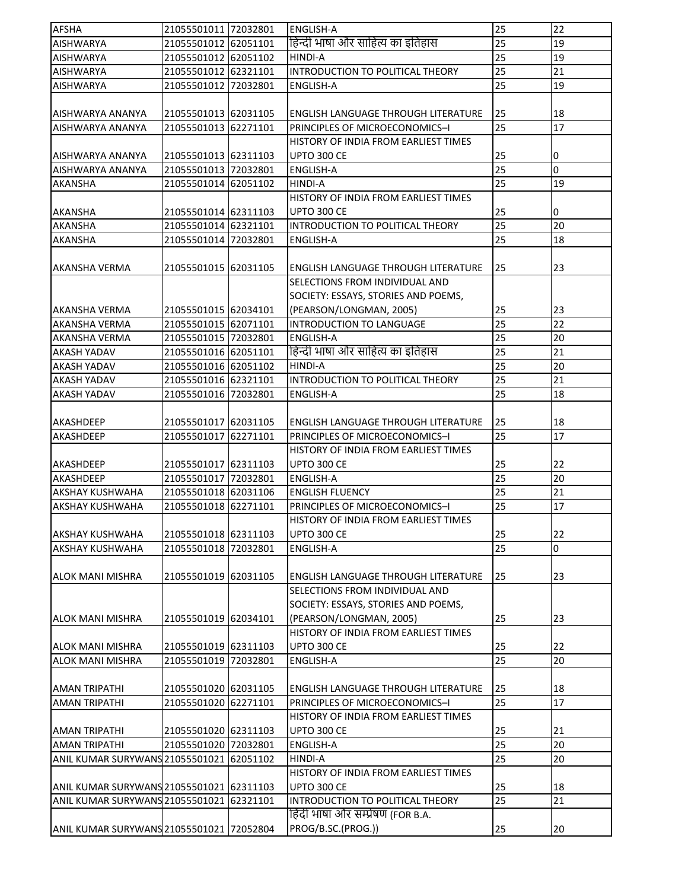| AFSHA | 21055501011 | 72032801 | ENGLISH-A | 25 | 22 |
|---|---|---|---|---|---|
| AISHWARYA | 21055501012 | 62051101 | हिन्दी भाषा और साहित्य का इतिहास | 25 | 19 |
| AISHWARYA | 21055501012 | 62051102 | HINDI-A | 25 | 19 |
| AISHWARYA | 21055501012 | 62321101 | INTRODUCTION TO POLITICAL THEORY | 25 | 21 |
| AISHWARYA | 21055501012 | 72032801 | ENGLISH-A | 25 | 19 |
| AISHWARYA ANANYA | 21055501013 | 62031105 | ENGLISH LANGUAGE THROUGH LITERATURE | 25 | 18 |
| AISHWARYA ANANYA | 21055501013 | 62271101 | PRINCIPLES OF MICROECONOMICS–I | 25 | 17 |
| AISHWARYA ANANYA | 21055501013 | 62311103 | HISTORY OF INDIA FROM EARLIEST TIMES UPTO 300 CE | 25 | 0 |
| AISHWARYA ANANYA | 21055501013 | 72032801 | ENGLISH-A | 25 | 0 |
| AKANSHA | 21055501014 | 62051102 | HINDI-A | 25 | 19 |
| AKANSHA | 21055501014 | 62311103 | HISTORY OF INDIA FROM EARLIEST TIMES UPTO 300 CE | 25 | 0 |
| AKANSHA | 21055501014 | 62321101 | INTRODUCTION TO POLITICAL THEORY | 25 | 20 |
| AKANSHA | 21055501014 | 72032801 | ENGLISH-A | 25 | 18 |
| AKANSHA VERMA | 21055501015 | 62031105 | ENGLISH LANGUAGE THROUGH LITERATURE | 25 | 23 |
| AKANSHA VERMA | 21055501015 | 62034101 | SELECTIONS FROM INDIVIDUAL AND SOCIETY: ESSAYS, STORIES AND POEMS, (PEARSON/LONGMAN, 2005) | 25 | 23 |
| AKANSHA VERMA | 21055501015 | 62071101 | INTRODUCTION TO LANGUAGE | 25 | 22 |
| AKANSHA VERMA | 21055501015 | 72032801 | ENGLISH-A | 25 | 20 |
| AKASH YADAV | 21055501016 | 62051101 | हिन्दी भाषा और साहित्य का इतिहास | 25 | 21 |
| AKASH YADAV | 21055501016 | 62051102 | HINDI-A | 25 | 20 |
| AKASH YADAV | 21055501016 | 62321101 | INTRODUCTION TO POLITICAL THEORY | 25 | 21 |
| AKASH YADAV | 21055501016 | 72032801 | ENGLISH-A | 25 | 18 |
| AKASHDEEP | 21055501017 | 62031105 | ENGLISH LANGUAGE THROUGH LITERATURE | 25 | 18 |
| AKASHDEEP | 21055501017 | 62271101 | PRINCIPLES OF MICROECONOMICS–I | 25 | 17 |
| AKASHDEEP | 21055501017 | 62311103 | HISTORY OF INDIA FROM EARLIEST TIMES UPTO 300 CE | 25 | 22 |
| AKASHDEEP | 21055501017 | 72032801 | ENGLISH-A | 25 | 20 |
| AKSHAY KUSHWAHA | 21055501018 | 62031106 | ENGLISH FLUENCY | 25 | 21 |
| AKSHAY KUSHWAHA | 21055501018 | 62271101 | PRINCIPLES OF MICROECONOMICS–I | 25 | 17 |
| AKSHAY KUSHWAHA | 21055501018 | 62311103 | HISTORY OF INDIA FROM EARLIEST TIMES UPTO 300 CE | 25 | 22 |
| AKSHAY KUSHWAHA | 21055501018 | 72032801 | ENGLISH-A | 25 | 0 |
| ALOK MANI MISHRA | 21055501019 | 62031105 | ENGLISH LANGUAGE THROUGH LITERATURE | 25 | 23 |
| ALOK MANI MISHRA | 21055501019 | 62034101 | SELECTIONS FROM INDIVIDUAL AND SOCIETY: ESSAYS, STORIES AND POEMS, (PEARSON/LONGMAN, 2005) | 25 | 23 |
| ALOK MANI MISHRA | 21055501019 | 62311103 | HISTORY OF INDIA FROM EARLIEST TIMES UPTO 300 CE | 25 | 22 |
| ALOK MANI MISHRA | 21055501019 | 72032801 | ENGLISH-A | 25 | 20 |
| AMAN TRIPATHI | 21055501020 | 62031105 | ENGLISH LANGUAGE THROUGH LITERATURE | 25 | 18 |
| AMAN TRIPATHI | 21055501020 | 62271101 | PRINCIPLES OF MICROECONOMICS–I | 25 | 17 |
| AMAN TRIPATHI | 21055501020 | 62311103 | HISTORY OF INDIA FROM EARLIEST TIMES UPTO 300 CE | 25 | 21 |
| AMAN TRIPATHI | 21055501020 | 72032801 | ENGLISH-A | 25 | 20 |
| ANIL KUMAR SURYWANS | 21055501021 | 62051102 | HINDI-A | 25 | 20 |
| ANIL KUMAR SURYWANS | 21055501021 | 62311103 | HISTORY OF INDIA FROM EARLIEST TIMES UPTO 300 CE | 25 | 18 |
| ANIL KUMAR SURYWANS | 21055501021 | 62321101 | INTRODUCTION TO POLITICAL THEORY | 25 | 21 |
| ANIL KUMAR SURYWANS | 21055501021 | 72052804 | हिंदी भाषा और सम्प्रेषण (FOR B.A. PROG/B.SC.(PROG.)) | 25 | 20 |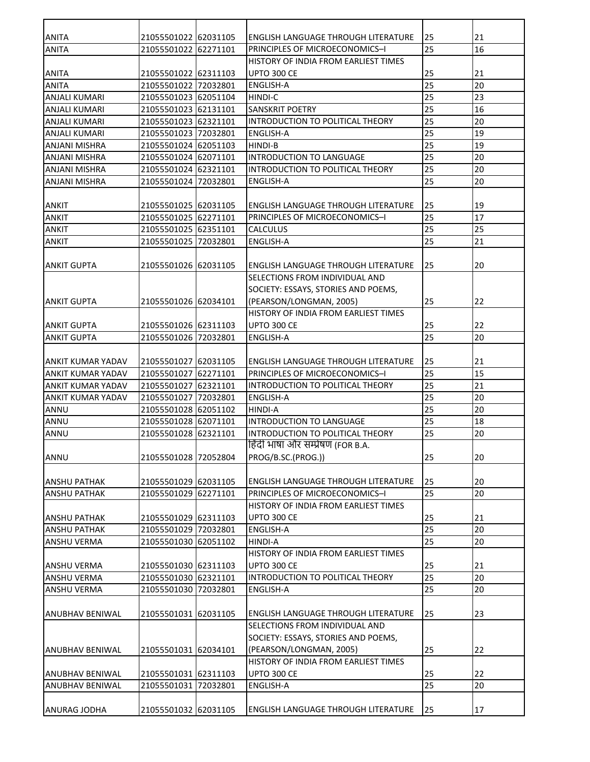| | | | | | |
|---|---|---|---|---|---|
| ANITA | 21055501022 | 62031105 | ENGLISH LANGUAGE THROUGH LITERATURE | 25 | 21 |
| ANITA | 21055501022 | 62271101 | PRINCIPLES OF MICROECONOMICS–I | 25 | 16 |
| ANITA | 21055501022 | 62311103 | HISTORY OF INDIA FROM EARLIEST TIMES UPTO 300 CE | 25 | 21 |
| ANITA | 21055501022 | 72032801 | ENGLISH-A | 25 | 20 |
| ANJALI KUMARI | 21055501023 | 62051104 | HINDI-C | 25 | 23 |
| ANJALI KUMARI | 21055501023 | 62131101 | SANSKRIT POETRY | 25 | 16 |
| ANJALI KUMARI | 21055501023 | 62321101 | INTRODUCTION TO POLITICAL THEORY | 25 | 20 |
| ANJALI KUMARI | 21055501023 | 72032801 | ENGLISH-A | 25 | 19 |
| ANJANI MISHRA | 21055501024 | 62051103 | HINDI-B | 25 | 19 |
| ANJANI MISHRA | 21055501024 | 62071101 | INTRODUCTION TO LANGUAGE | 25 | 20 |
| ANJANI MISHRA | 21055501024 | 62321101 | INTRODUCTION TO POLITICAL THEORY | 25 | 20 |
| ANJANI MISHRA | 21055501024 | 72032801 | ENGLISH-A | 25 | 20 |
| ANKIT | 21055501025 | 62031105 | ENGLISH LANGUAGE THROUGH LITERATURE | 25 | 19 |
| ANKIT | 21055501025 | 62271101 | PRINCIPLES OF MICROECONOMICS–I | 25 | 17 |
| ANKIT | 21055501025 | 62351101 | CALCULUS | 25 | 25 |
| ANKIT | 21055501025 | 72032801 | ENGLISH-A | 25 | 21 |
| ANKIT GUPTA | 21055501026 | 62031105 | ENGLISH LANGUAGE THROUGH LITERATURE | 25 | 20 |
| ANKIT GUPTA | 21055501026 | 62034101 | SELECTIONS FROM INDIVIDUAL AND SOCIETY: ESSAYS, STORIES AND POEMS, (PEARSON/LONGMAN, 2005) | 25 | 22 |
| ANKIT GUPTA | 21055501026 | 62311103 | HISTORY OF INDIA FROM EARLIEST TIMES UPTO 300 CE | 25 | 22 |
| ANKIT GUPTA | 21055501026 | 72032801 | ENGLISH-A | 25 | 20 |
| ANKIT KUMAR YADAV | 21055501027 | 62031105 | ENGLISH LANGUAGE THROUGH LITERATURE | 25 | 21 |
| ANKIT KUMAR YADAV | 21055501027 | 62271101 | PRINCIPLES OF MICROECONOMICS–I | 25 | 15 |
| ANKIT KUMAR YADAV | 21055501027 | 62321101 | INTRODUCTION TO POLITICAL THEORY | 25 | 21 |
| ANKIT KUMAR YADAV | 21055501027 | 72032801 | ENGLISH-A | 25 | 20 |
| ANNU | 21055501028 | 62051102 | HINDI-A | 25 | 20 |
| ANNU | 21055501028 | 62071101 | INTRODUCTION TO LANGUAGE | 25 | 18 |
| ANNU | 21055501028 | 62321101 | INTRODUCTION TO POLITICAL THEORY | 25 | 20 |
| ANNU | 21055501028 | 72052804 | हिंदी भाषा और सम्प्रेषण (FOR B.A. PROG/B.SC.(PROG.)) | 25 | 20 |
| ANSHU PATHAK | 21055501029 | 62031105 | ENGLISH LANGUAGE THROUGH LITERATURE | 25 | 20 |
| ANSHU PATHAK | 21055501029 | 62271101 | PRINCIPLES OF MICROECONOMICS–I | 25 | 20 |
| ANSHU PATHAK | 21055501029 | 62311103 | HISTORY OF INDIA FROM EARLIEST TIMES UPTO 300 CE | 25 | 21 |
| ANSHU PATHAK | 21055501029 | 72032801 | ENGLISH-A | 25 | 20 |
| ANSHU VERMA | 21055501030 | 62051102 | HINDI-A | 25 | 20 |
| ANSHU VERMA | 21055501030 | 62311103 | HISTORY OF INDIA FROM EARLIEST TIMES UPTO 300 CE | 25 | 21 |
| ANSHU VERMA | 21055501030 | 62321101 | INTRODUCTION TO POLITICAL THEORY | 25 | 20 |
| ANSHU VERMA | 21055501030 | 72032801 | ENGLISH-A | 25 | 20 |
| ANUBHAV BENIWAL | 21055501031 | 62031105 | ENGLISH LANGUAGE THROUGH LITERATURE | 25 | 23 |
| ANUBHAV BENIWAL | 21055501031 | 62034101 | SELECTIONS FROM INDIVIDUAL AND SOCIETY: ESSAYS, STORIES AND POEMS, (PEARSON/LONGMAN, 2005) | 25 | 22 |
| ANUBHAV BENIWAL | 21055501031 | 62311103 | HISTORY OF INDIA FROM EARLIEST TIMES UPTO 300 CE | 25 | 22 |
| ANUBHAV BENIWAL | 21055501031 | 72032801 | ENGLISH-A | 25 | 20 |
| ANURAG JODHA | 21055501032 | 62031105 | ENGLISH LANGUAGE THROUGH LITERATURE | 25 | 17 |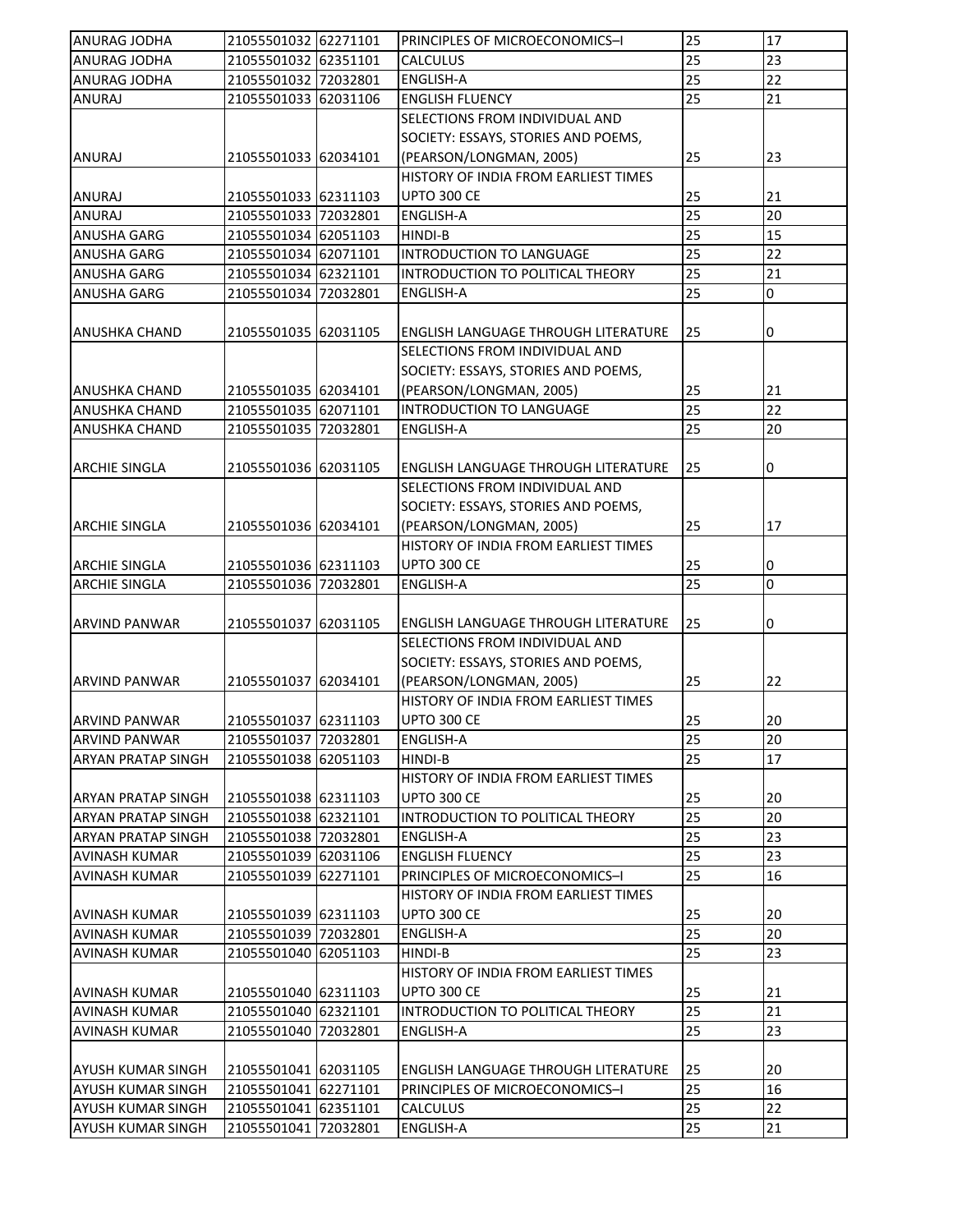| | | | | | |
|---|---|---|---|---|---|
| ANURAG JODHA | 21055501032 | 62271101 | PRINCIPLES OF MICROECONOMICS–I | 25 | 17 |
| ANURAG JODHA | 21055501032 | 62351101 | CALCULUS | 25 | 23 |
| ANURAG JODHA | 21055501032 | 72032801 | ENGLISH-A | 25 | 22 |
| ANURAJ | 21055501033 | 62031106 | ENGLISH FLUENCY | 25 | 21 |
| ANURAJ | 21055501033 | 62034101 | SELECTIONS FROM INDIVIDUAL AND SOCIETY: ESSAYS, STORIES AND POEMS, (PEARSON/LONGMAN, 2005) | 25 | 23 |
| ANURAJ | 21055501033 | 62311103 | HISTORY OF INDIA FROM EARLIEST TIMES UPTO 300 CE | 25 | 21 |
| ANURAJ | 21055501033 | 72032801 | ENGLISH-A | 25 | 20 |
| ANUSHA GARG | 21055501034 | 62051103 | HINDI-B | 25 | 15 |
| ANUSHA GARG | 21055501034 | 62071101 | INTRODUCTION TO LANGUAGE | 25 | 22 |
| ANUSHA GARG | 21055501034 | 62321101 | INTRODUCTION TO POLITICAL THEORY | 25 | 21 |
| ANUSHA GARG | 21055501034 | 72032801 | ENGLISH-A | 25 | 0 |
| ANUSHKA CHAND | 21055501035 | 62031105 | ENGLISH LANGUAGE THROUGH LITERATURE | 25 | 0 |
| ANUSHKA CHAND | 21055501035 | 62034101 | SELECTIONS FROM INDIVIDUAL AND SOCIETY: ESSAYS, STORIES AND POEMS, (PEARSON/LONGMAN, 2005) | 25 | 21 |
| ANUSHKA CHAND | 21055501035 | 62071101 | INTRODUCTION TO LANGUAGE | 25 | 22 |
| ANUSHKA CHAND | 21055501035 | 72032801 | ENGLISH-A | 25 | 20 |
| ARCHIE SINGLA | 21055501036 | 62031105 | ENGLISH LANGUAGE THROUGH LITERATURE | 25 | 0 |
| ARCHIE SINGLA | 21055501036 | 62034101 | SELECTIONS FROM INDIVIDUAL AND SOCIETY: ESSAYS, STORIES AND POEMS, (PEARSON/LONGMAN, 2005) | 25 | 17 |
| ARCHIE SINGLA | 21055501036 | 62311103 | HISTORY OF INDIA FROM EARLIEST TIMES UPTO 300 CE | 25 | 0 |
| ARCHIE SINGLA | 21055501036 | 72032801 | ENGLISH-A | 25 | 0 |
| ARVIND PANWAR | 21055501037 | 62031105 | ENGLISH LANGUAGE THROUGH LITERATURE | 25 | 0 |
| ARVIND PANWAR | 21055501037 | 62034101 | SELECTIONS FROM INDIVIDUAL AND SOCIETY: ESSAYS, STORIES AND POEMS, (PEARSON/LONGMAN, 2005) | 25 | 22 |
| ARVIND PANWAR | 21055501037 | 62311103 | HISTORY OF INDIA FROM EARLIEST TIMES UPTO 300 CE | 25 | 20 |
| ARVIND PANWAR | 21055501037 | 72032801 | ENGLISH-A | 25 | 20 |
| ARYAN PRATAP SINGH | 21055501038 | 62051103 | HINDI-B | 25 | 17 |
| ARYAN PRATAP SINGH | 21055501038 | 62311103 | HISTORY OF INDIA FROM EARLIEST TIMES UPTO 300 CE | 25 | 20 |
| ARYAN PRATAP SINGH | 21055501038 | 62321101 | INTRODUCTION TO POLITICAL THEORY | 25 | 20 |
| ARYAN PRATAP SINGH | 21055501038 | 72032801 | ENGLISH-A | 25 | 23 |
| AVINASH KUMAR | 21055501039 | 62031106 | ENGLISH FLUENCY | 25 | 23 |
| AVINASH KUMAR | 21055501039 | 62271101 | PRINCIPLES OF MICROECONOMICS–I | 25 | 16 |
| AVINASH KUMAR | 21055501039 | 62311103 | HISTORY OF INDIA FROM EARLIEST TIMES UPTO 300 CE | 25 | 20 |
| AVINASH KUMAR | 21055501039 | 72032801 | ENGLISH-A | 25 | 20 |
| AVINASH KUMAR | 21055501040 | 62051103 | HINDI-B | 25 | 23 |
| AVINASH KUMAR | 21055501040 | 62311103 | HISTORY OF INDIA FROM EARLIEST TIMES UPTO 300 CE | 25 | 21 |
| AVINASH KUMAR | 21055501040 | 62321101 | INTRODUCTION TO POLITICAL THEORY | 25 | 21 |
| AVINASH KUMAR | 21055501040 | 72032801 | ENGLISH-A | 25 | 23 |
| AYUSH KUMAR SINGH | 21055501041 | 62031105 | ENGLISH LANGUAGE THROUGH LITERATURE | 25 | 20 |
| AYUSH KUMAR SINGH | 21055501041 | 62271101 | PRINCIPLES OF MICROECONOMICS–I | 25 | 16 |
| AYUSH KUMAR SINGH | 21055501041 | 62351101 | CALCULUS | 25 | 22 |
| AYUSH KUMAR SINGH | 21055501041 | 72032801 | ENGLISH-A | 25 | 21 |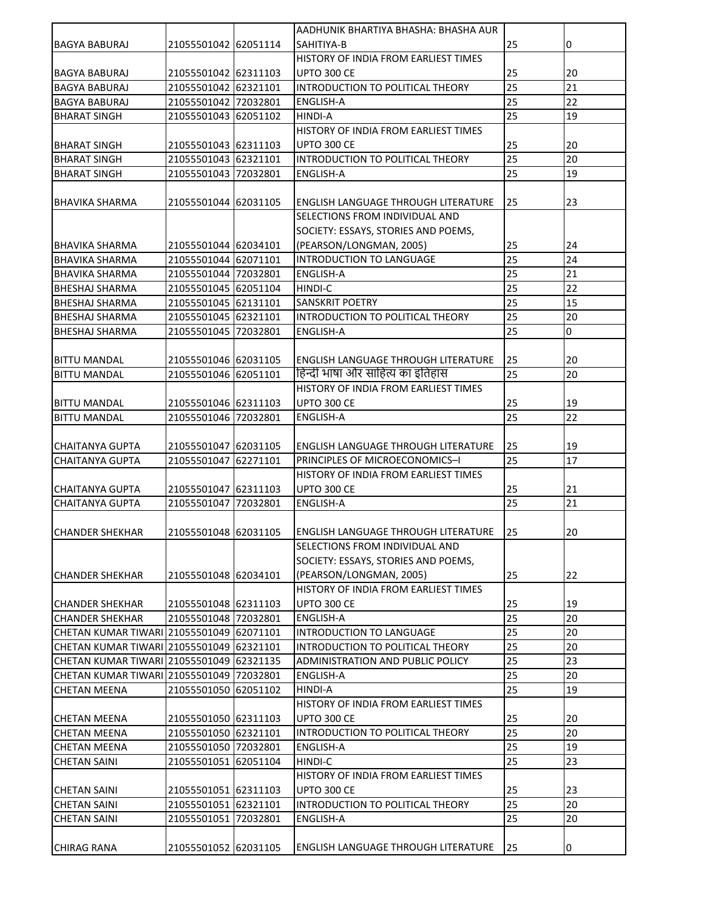| | | | | | |
|---|---|---|---|---|---|
| BAGYA BABURAJ | 21055501042 | 62051114 | AADHUNIK BHARTIYA BHASHA: BHASHA AUR SAHITIYA-B | 25 | 0 |
| BAGYA BABURAJ | 21055501042 | 62311103 | HISTORY OF INDIA FROM EARLIEST TIMES UPTO 300 CE | 25 | 20 |
| BAGYA BABURAJ | 21055501042 | 62321101 | INTRODUCTION TO POLITICAL THEORY | 25 | 21 |
| BAGYA BABURAJ | 21055501042 | 72032801 | ENGLISH-A | 25 | 22 |
| BHARAT SINGH | 21055501043 | 62051102 | HINDI-A | 25 | 19 |
| BHARAT SINGH | 21055501043 | 62311103 | HISTORY OF INDIA FROM EARLIEST TIMES UPTO 300 CE | 25 | 20 |
| BHARAT SINGH | 21055501043 | 62321101 | INTRODUCTION TO POLITICAL THEORY | 25 | 20 |
| BHARAT SINGH | 21055501043 | 72032801 | ENGLISH-A | 25 | 19 |
| BHAVIKA SHARMA | 21055501044 | 62031105 | ENGLISH LANGUAGE THROUGH LITERATURE | 25 | 23 |
| BHAVIKA SHARMA | 21055501044 | 62034101 | SELECTIONS FROM INDIVIDUAL AND SOCIETY: ESSAYS, STORIES AND POEMS, (PEARSON/LONGMAN, 2005) | 25 | 24 |
| BHAVIKA SHARMA | 21055501044 | 62071101 | INTRODUCTION TO LANGUAGE | 25 | 24 |
| BHAVIKA SHARMA | 21055501044 | 72032801 | ENGLISH-A | 25 | 21 |
| BHESHAJ SHARMA | 21055501045 | 62051104 | HINDI-C | 25 | 22 |
| BHESHAJ SHARMA | 21055501045 | 62131101 | SANSKRIT POETRY | 25 | 15 |
| BHESHAJ SHARMA | 21055501045 | 62321101 | INTRODUCTION TO POLITICAL THEORY | 25 | 20 |
| BHESHAJ SHARMA | 21055501045 | 72032801 | ENGLISH-A | 25 | 0 |
| BITTU MANDAL | 21055501046 | 62031105 | ENGLISH LANGUAGE THROUGH LITERATURE | 25 | 20 |
| BITTU MANDAL | 21055501046 | 62051101 | हिन्दी भाषा और साहित्य का इतिहास | 25 | 20 |
| BITTU MANDAL | 21055501046 | 62311103 | HISTORY OF INDIA FROM EARLIEST TIMES UPTO 300 CE | 25 | 19 |
| BITTU MANDAL | 21055501046 | 72032801 | ENGLISH-A | 25 | 22 |
| CHAITANYA GUPTA | 21055501047 | 62031105 | ENGLISH LANGUAGE THROUGH LITERATURE | 25 | 19 |
| CHAITANYA GUPTA | 21055501047 | 62271101 | PRINCIPLES OF MICROECONOMICS–I | 25 | 17 |
| CHAITANYA GUPTA | 21055501047 | 62311103 | HISTORY OF INDIA FROM EARLIEST TIMES UPTO 300 CE | 25 | 21 |
| CHAITANYA GUPTA | 21055501047 | 72032801 | ENGLISH-A | 25 | 21 |
| CHANDER SHEKHAR | 21055501048 | 62031105 | ENGLISH LANGUAGE THROUGH LITERATURE | 25 | 20 |
| CHANDER SHEKHAR | 21055501048 | 62034101 | SELECTIONS FROM INDIVIDUAL AND SOCIETY: ESSAYS, STORIES AND POEMS, (PEARSON/LONGMAN, 2005) | 25 | 22 |
| CHANDER SHEKHAR | 21055501048 | 62311103 | HISTORY OF INDIA FROM EARLIEST TIMES UPTO 300 CE | 25 | 19 |
| CHANDER SHEKHAR | 21055501048 | 72032801 | ENGLISH-A | 25 | 20 |
| CHETAN KUMAR TIWARI | 21055501049 | 62071101 | INTRODUCTION TO LANGUAGE | 25 | 20 |
| CHETAN KUMAR TIWARI | 21055501049 | 62321101 | INTRODUCTION TO POLITICAL THEORY | 25 | 20 |
| CHETAN KUMAR TIWARI | 21055501049 | 62321135 | ADMINISTRATION AND PUBLIC POLICY | 25 | 23 |
| CHETAN KUMAR TIWARI | 21055501049 | 72032801 | ENGLISH-A | 25 | 20 |
| CHETAN MEENA | 21055501050 | 62051102 | HINDI-A | 25 | 19 |
| CHETAN MEENA | 21055501050 | 62311103 | HISTORY OF INDIA FROM EARLIEST TIMES UPTO 300 CE | 25 | 20 |
| CHETAN MEENA | 21055501050 | 62321101 | INTRODUCTION TO POLITICAL THEORY | 25 | 20 |
| CHETAN MEENA | 21055501050 | 72032801 | ENGLISH-A | 25 | 19 |
| CHETAN SAINI | 21055501051 | 62051104 | HINDI-C | 25 | 23 |
| CHETAN SAINI | 21055501051 | 62311103 | HISTORY OF INDIA FROM EARLIEST TIMES UPTO 300 CE | 25 | 23 |
| CHETAN SAINI | 21055501051 | 62321101 | INTRODUCTION TO POLITICAL THEORY | 25 | 20 |
| CHETAN SAINI | 21055501051 | 72032801 | ENGLISH-A | 25 | 20 |
| CHIRAG RANA | 21055501052 | 62031105 | ENGLISH LANGUAGE THROUGH LITERATURE | 25 | 0 |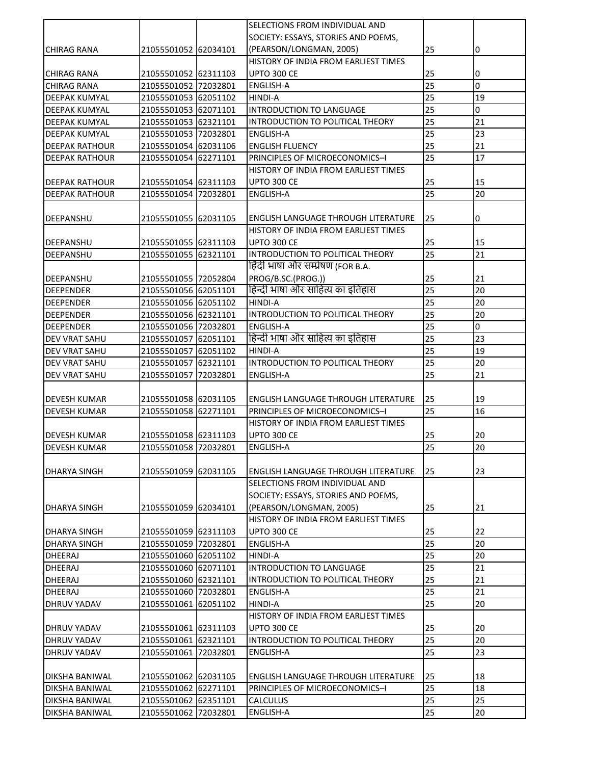| | | | | | |
|---|---|---|---|---|---|
| CHIRAG RANA | 21055501052 | 62034101 | SELECTIONS FROM INDIVIDUAL AND SOCIETY: ESSAYS, STORIES AND POEMS, (PEARSON/LONGMAN, 2005) | 25 | 0 |
| CHIRAG RANA | 21055501052 | 62311103 | HISTORY OF INDIA FROM EARLIEST TIMES UPTO 300 CE | 25 | 0 |
| CHIRAG RANA | 21055501052 | 72032801 | ENGLISH-A | 25 | 0 |
| DEEPAK KUMYAL | 21055501053 | 62051102 | HINDI-A | 25 | 19 |
| DEEPAK KUMYAL | 21055501053 | 62071101 | INTRODUCTION TO LANGUAGE | 25 | 0 |
| DEEPAK KUMYAL | 21055501053 | 62321101 | INTRODUCTION TO POLITICAL THEORY | 25 | 21 |
| DEEPAK KUMYAL | 21055501053 | 72032801 | ENGLISH-A | 25 | 23 |
| DEEPAK RATHOUR | 21055501054 | 62031106 | ENGLISH FLUENCY | 25 | 21 |
| DEEPAK RATHOUR | 21055501054 | 62271101 | PRINCIPLES OF MICROECONOMICS–I | 25 | 17 |
| DEEPAK RATHOUR | 21055501054 | 62311103 | HISTORY OF INDIA FROM EARLIEST TIMES UPTO 300 CE | 25 | 15 |
| DEEPAK RATHOUR | 21055501054 | 72032801 | ENGLISH-A | 25 | 20 |
| DEEPANSHU | 21055501055 | 62031105 | ENGLISH LANGUAGE THROUGH LITERATURE | 25 | 0 |
| DEEPANSHU | 21055501055 | 62311103 | HISTORY OF INDIA FROM EARLIEST TIMES UPTO 300 CE | 25 | 15 |
| DEEPANSHU | 21055501055 | 62321101 | INTRODUCTION TO POLITICAL THEORY | 25 | 21 |
| DEEPANSHU | 21055501055 | 72052804 | हिंदी भाषा और सम्प्रेषण (FOR B.A. PROG/B.SC.(PROG.)) | 25 | 21 |
| DEEPENDER | 21055501056 | 62051101 | हिन्दी भाषा और साहित्य का इतिहास | 25 | 20 |
| DEEPENDER | 21055501056 | 62051102 | HINDI-A | 25 | 20 |
| DEEPENDER | 21055501056 | 62321101 | INTRODUCTION TO POLITICAL THEORY | 25 | 20 |
| DEEPENDER | 21055501056 | 72032801 | ENGLISH-A | 25 | 0 |
| DEV VRAT SAHU | 21055501057 | 62051101 | हिन्दी भाषा और साहित्य का इतिहास | 25 | 23 |
| DEV VRAT SAHU | 21055501057 | 62051102 | HINDI-A | 25 | 19 |
| DEV VRAT SAHU | 21055501057 | 62321101 | INTRODUCTION TO POLITICAL THEORY | 25 | 20 |
| DEV VRAT SAHU | 21055501057 | 72032801 | ENGLISH-A | 25 | 21 |
| DEVESH KUMAR | 21055501058 | 62031105 | ENGLISH LANGUAGE THROUGH LITERATURE | 25 | 19 |
| DEVESH KUMAR | 21055501058 | 62271101 | PRINCIPLES OF MICROECONOMICS–I | 25 | 16 |
| DEVESH KUMAR | 21055501058 | 62311103 | HISTORY OF INDIA FROM EARLIEST TIMES UPTO 300 CE | 25 | 20 |
| DEVESH KUMAR | 21055501058 | 72032801 | ENGLISH-A | 25 | 20 |
| DHARYA SINGH | 21055501059 | 62031105 | ENGLISH LANGUAGE THROUGH LITERATURE | 25 | 23 |
| DHARYA SINGH | 21055501059 | 62034101 | SELECTIONS FROM INDIVIDUAL AND SOCIETY: ESSAYS, STORIES AND POEMS, (PEARSON/LONGMAN, 2005) | 25 | 21 |
| DHARYA SINGH | 21055501059 | 62311103 | HISTORY OF INDIA FROM EARLIEST TIMES UPTO 300 CE | 25 | 22 |
| DHARYA SINGH | 21055501059 | 72032801 | ENGLISH-A | 25 | 20 |
| DHEERAJ | 21055501060 | 62051102 | HINDI-A | 25 | 20 |
| DHEERAJ | 21055501060 | 62071101 | INTRODUCTION TO LANGUAGE | 25 | 21 |
| DHEERAJ | 21055501060 | 62321101 | INTRODUCTION TO POLITICAL THEORY | 25 | 21 |
| DHEERAJ | 21055501060 | 72032801 | ENGLISH-A | 25 | 21 |
| DHRUV YADAV | 21055501061 | 62051102 | HINDI-A | 25 | 20 |
| DHRUV YADAV | 21055501061 | 62311103 | HISTORY OF INDIA FROM EARLIEST TIMES UPTO 300 CE | 25 | 20 |
| DHRUV YADAV | 21055501061 | 62321101 | INTRODUCTION TO POLITICAL THEORY | 25 | 20 |
| DHRUV YADAV | 21055501061 | 72032801 | ENGLISH-A | 25 | 23 |
| DIKSHA BANIWAL | 21055501062 | 62031105 | ENGLISH LANGUAGE THROUGH LITERATURE | 25 | 18 |
| DIKSHA BANIWAL | 21055501062 | 62271101 | PRINCIPLES OF MICROECONOMICS–I | 25 | 18 |
| DIKSHA BANIWAL | 21055501062 | 62351101 | CALCULUS | 25 | 25 |
| DIKSHA BANIWAL | 21055501062 | 72032801 | ENGLISH-A | 25 | 20 |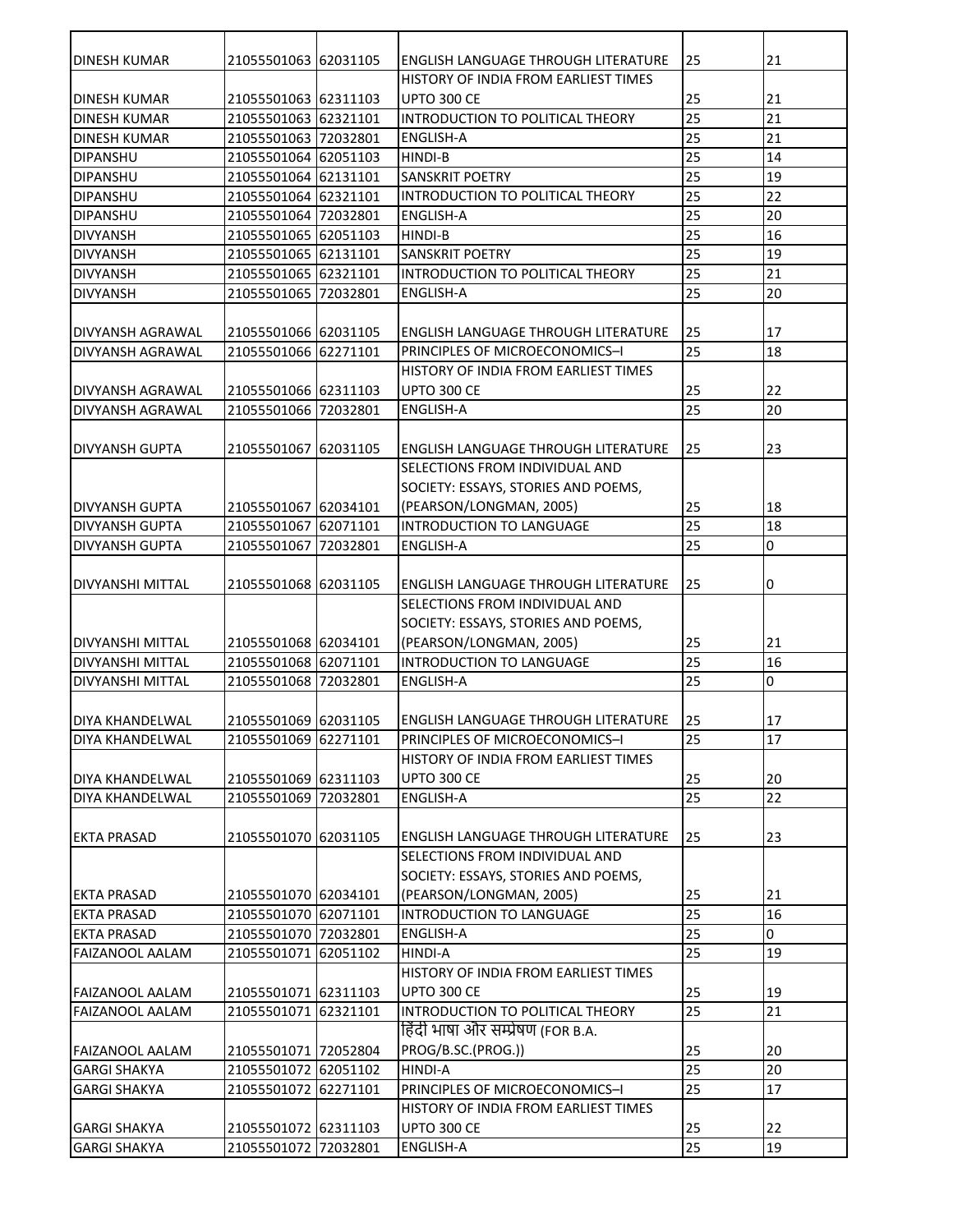| | | | | | |
|---|---|---|---|---|---|
| DINESH KUMAR | 21055501063 | 62031105 | ENGLISH LANGUAGE THROUGH LITERATURE | 25 | 21 |
| DINESH KUMAR | 21055501063 | 62311103 | HISTORY OF INDIA FROM EARLIEST TIMES UPTO 300 CE | 25 | 21 |
| DINESH KUMAR | 21055501063 | 62321101 | INTRODUCTION TO POLITICAL THEORY | 25 | 21 |
| DINESH KUMAR | 21055501063 | 72032801 | ENGLISH-A | 25 | 21 |
| DIPANSHU | 21055501064 | 62051103 | HINDI-B | 25 | 14 |
| DIPANSHU | 21055501064 | 62131101 | SANSKRIT POETRY | 25 | 19 |
| DIPANSHU | 21055501064 | 62321101 | INTRODUCTION TO POLITICAL THEORY | 25 | 22 |
| DIPANSHU | 21055501064 | 72032801 | ENGLISH-A | 25 | 20 |
| DIVYANSH | 21055501065 | 62051103 | HINDI-B | 25 | 16 |
| DIVYANSH | 21055501065 | 62131101 | SANSKRIT POETRY | 25 | 19 |
| DIVYANSH | 21055501065 | 62321101 | INTRODUCTION TO POLITICAL THEORY | 25 | 21 |
| DIVYANSH | 21055501065 | 72032801 | ENGLISH-A | 25 | 20 |
| DIVYANSH AGRAWAL | 21055501066 | 62031105 | ENGLISH LANGUAGE THROUGH LITERATURE | 25 | 17 |
| DIVYANSH AGRAWAL | 21055501066 | 62271101 | PRINCIPLES OF MICROECONOMICS–I | 25 | 18 |
| DIVYANSH AGRAWAL | 21055501066 | 62311103 | HISTORY OF INDIA FROM EARLIEST TIMES UPTO 300 CE | 25 | 22 |
| DIVYANSH AGRAWAL | 21055501066 | 72032801 | ENGLISH-A | 25 | 20 |
| DIVYANSH GUPTA | 21055501067 | 62031105 | ENGLISH LANGUAGE THROUGH LITERATURE | 25 | 23 |
| DIVYANSH GUPTA | 21055501067 | 62034101 | SELECTIONS FROM INDIVIDUAL AND SOCIETY: ESSAYS, STORIES AND POEMS, (PEARSON/LONGMAN, 2005) | 25 | 18 |
| DIVYANSH GUPTA | 21055501067 | 62071101 | INTRODUCTION TO LANGUAGE | 25 | 18 |
| DIVYANSH GUPTA | 21055501067 | 72032801 | ENGLISH-A | 25 | 0 |
| DIVYANSHI MITTAL | 21055501068 | 62031105 | ENGLISH LANGUAGE THROUGH LITERATURE | 25 | 0 |
| DIVYANSHI MITTAL | 21055501068 | 62034101 | SELECTIONS FROM INDIVIDUAL AND SOCIETY: ESSAYS, STORIES AND POEMS, (PEARSON/LONGMAN, 2005) | 25 | 21 |
| DIVYANSHI MITTAL | 21055501068 | 62071101 | INTRODUCTION TO LANGUAGE | 25 | 16 |
| DIVYANSHI MITTAL | 21055501068 | 72032801 | ENGLISH-A | 25 | 0 |
| DIYA KHANDELWAL | 21055501069 | 62031105 | ENGLISH LANGUAGE THROUGH LITERATURE | 25 | 17 |
| DIYA KHANDELWAL | 21055501069 | 62271101 | PRINCIPLES OF MICROECONOMICS–I | 25 | 17 |
| DIYA KHANDELWAL | 21055501069 | 62311103 | HISTORY OF INDIA FROM EARLIEST TIMES UPTO 300 CE | 25 | 20 |
| DIYA KHANDELWAL | 21055501069 | 72032801 | ENGLISH-A | 25 | 22 |
| EKTA PRASAD | 21055501070 | 62031105 | ENGLISH LANGUAGE THROUGH LITERATURE | 25 | 23 |
| EKTA PRASAD | 21055501070 | 62034101 | SELECTIONS FROM INDIVIDUAL AND SOCIETY: ESSAYS, STORIES AND POEMS, (PEARSON/LONGMAN, 2005) | 25 | 21 |
| EKTA PRASAD | 21055501070 | 62071101 | INTRODUCTION TO LANGUAGE | 25 | 16 |
| EKTA PRASAD | 21055501070 | 72032801 | ENGLISH-A | 25 | 0 |
| FAIZANOOL AALAM | 21055501071 | 62051102 | HINDI-A | 25 | 19 |
| FAIZANOOL AALAM | 21055501071 | 62311103 | HISTORY OF INDIA FROM EARLIEST TIMES UPTO 300 CE | 25 | 19 |
| FAIZANOOL AALAM | 21055501071 | 62321101 | INTRODUCTION TO POLITICAL THEORY | 25 | 21 |
| FAIZANOOL AALAM | 21055501071 | 72052804 | हिंदी भाषा और सम्प्रेषण (FOR B.A. PROG/B.SC.(PROG.)) | 25 | 20 |
| GARGI SHAKYA | 21055501072 | 62051102 | HINDI-A | 25 | 20 |
| GARGI SHAKYA | 21055501072 | 62271101 | PRINCIPLES OF MICROECONOMICS–I | 25 | 17 |
| GARGI SHAKYA | 21055501072 | 62311103 | HISTORY OF INDIA FROM EARLIEST TIMES UPTO 300 CE | 25 | 22 |
| GARGI SHAKYA | 21055501072 | 72032801 | ENGLISH-A | 25 | 19 |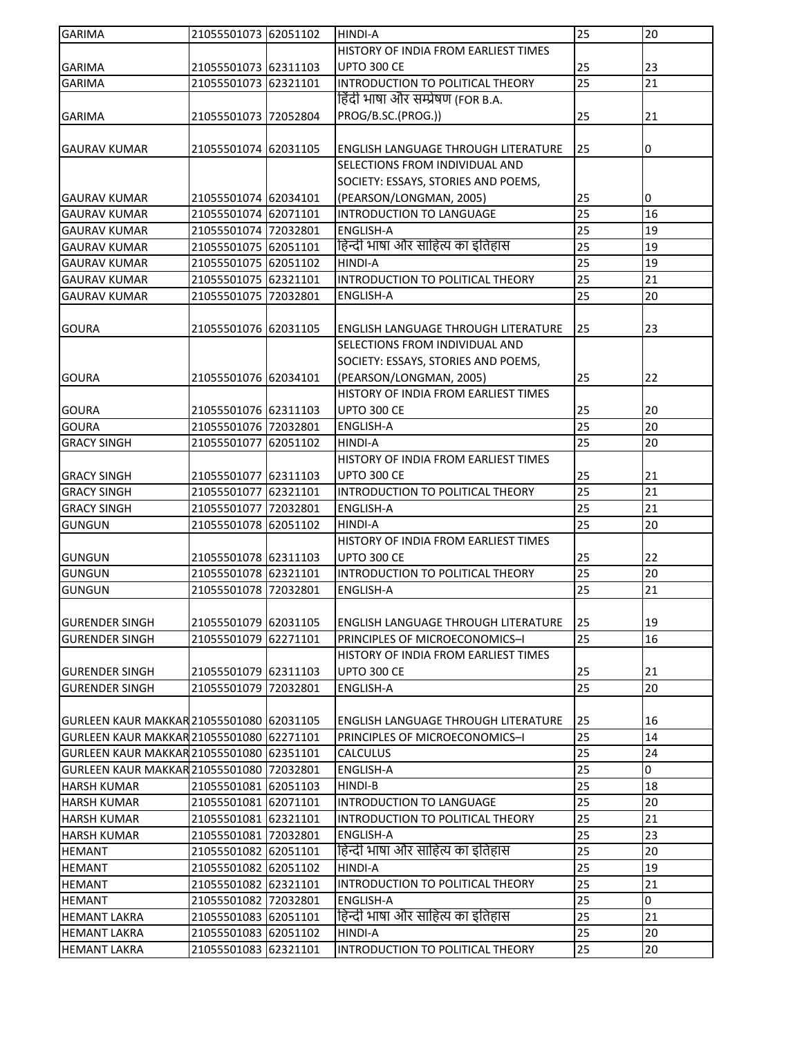| GARIMA | 21055501073 | 62051102 | HINDI-A | 25 | 20 |
|---|---|---|---|---|---|
| GARIMA | 21055501073 | 62311103 | HISTORY OF INDIA FROM EARLIEST TIMES UPTO 300 CE | 25 | 23 |
| GARIMA | 21055501073 | 62321101 | INTRODUCTION TO POLITICAL THEORY | 25 | 21 |
| GARIMA | 21055501073 | 72052804 | हिंदी भाषा और सम्प्रेषण (FOR B.A. PROG/B.SC.(PROG.)) | 25 | 21 |
| GAURAV KUMAR | 21055501074 | 62031105 | ENGLISH LANGUAGE THROUGH LITERATURE | 25 | 0 |
| GAURAV KUMAR | 21055501074 | 62034101 | SELECTIONS FROM INDIVIDUAL AND SOCIETY: ESSAYS, STORIES AND POEMS, (PEARSON/LONGMAN, 2005) | 25 | 0 |
| GAURAV KUMAR | 21055501074 | 62071101 | INTRODUCTION TO LANGUAGE | 25 | 16 |
| GAURAV KUMAR | 21055501074 | 72032801 | ENGLISH-A | 25 | 19 |
| GAURAV KUMAR | 21055501075 | 62051101 | हिन्दी भाषा और साहित्य का इतिहास | 25 | 19 |
| GAURAV KUMAR | 21055501075 | 62051102 | HINDI-A | 25 | 19 |
| GAURAV KUMAR | 21055501075 | 62321101 | INTRODUCTION TO POLITICAL THEORY | 25 | 21 |
| GAURAV KUMAR | 21055501075 | 72032801 | ENGLISH-A | 25 | 20 |
| GOURA | 21055501076 | 62031105 | ENGLISH LANGUAGE THROUGH LITERATURE | 25 | 23 |
| GOURA | 21055501076 | 62034101 | SELECTIONS FROM INDIVIDUAL AND SOCIETY: ESSAYS, STORIES AND POEMS, (PEARSON/LONGMAN, 2005) | 25 | 22 |
| GOURA | 21055501076 | 62311103 | HISTORY OF INDIA FROM EARLIEST TIMES UPTO 300 CE | 25 | 20 |
| GOURA | 21055501076 | 72032801 | ENGLISH-A | 25 | 20 |
| GRACY SINGH | 21055501077 | 62051102 | HINDI-A | 25 | 20 |
| GRACY SINGH | 21055501077 | 62311103 | HISTORY OF INDIA FROM EARLIEST TIMES UPTO 300 CE | 25 | 21 |
| GRACY SINGH | 21055501077 | 62321101 | INTRODUCTION TO POLITICAL THEORY | 25 | 21 |
| GRACY SINGH | 21055501077 | 72032801 | ENGLISH-A | 25 | 21 |
| GUNGUN | 21055501078 | 62051102 | HINDI-A | 25 | 20 |
| GUNGUN | 21055501078 | 62311103 | HISTORY OF INDIA FROM EARLIEST TIMES UPTO 300 CE | 25 | 22 |
| GUNGUN | 21055501078 | 62321101 | INTRODUCTION TO POLITICAL THEORY | 25 | 20 |
| GUNGUN | 21055501078 | 72032801 | ENGLISH-A | 25 | 21 |
| GURENDER SINGH | 21055501079 | 62031105 | ENGLISH LANGUAGE THROUGH LITERATURE | 25 | 19 |
| GURENDER SINGH | 21055501079 | 62271101 | PRINCIPLES OF MICROECONOMICS–I | 25 | 16 |
| GURENDER SINGH | 21055501079 | 62311103 | HISTORY OF INDIA FROM EARLIEST TIMES UPTO 300 CE | 25 | 21 |
| GURENDER SINGH | 21055501079 | 72032801 | ENGLISH-A | 25 | 20 |
| GURLEEN KAUR MAKKAR | 21055501080 | 62031105 | ENGLISH LANGUAGE THROUGH LITERATURE | 25 | 16 |
| GURLEEN KAUR MAKKAR | 21055501080 | 62271101 | PRINCIPLES OF MICROECONOMICS–I | 25 | 14 |
| GURLEEN KAUR MAKKAR | 21055501080 | 62351101 | CALCULUS | 25 | 24 |
| GURLEEN KAUR MAKKAR | 21055501080 | 72032801 | ENGLISH-A | 25 | 0 |
| HARSH KUMAR | 21055501081 | 62051103 | HINDI-B | 25 | 18 |
| HARSH KUMAR | 21055501081 | 62071101 | INTRODUCTION TO LANGUAGE | 25 | 20 |
| HARSH KUMAR | 21055501081 | 62321101 | INTRODUCTION TO POLITICAL THEORY | 25 | 21 |
| HARSH KUMAR | 21055501081 | 72032801 | ENGLISH-A | 25 | 23 |
| HEMANT | 21055501082 | 62051101 | हिन्दी भाषा और साहित्य का इतिहास | 25 | 20 |
| HEMANT | 21055501082 | 62051102 | HINDI-A | 25 | 19 |
| HEMANT | 21055501082 | 62321101 | INTRODUCTION TO POLITICAL THEORY | 25 | 21 |
| HEMANT | 21055501082 | 72032801 | ENGLISH-A | 25 | 0 |
| HEMANT LAKRA | 21055501083 | 62051101 | हिन्दी भाषा और साहित्य का इतिहास | 25 | 21 |
| HEMANT LAKRA | 21055501083 | 62051102 | HINDI-A | 25 | 20 |
| HEMANT LAKRA | 21055501083 | 62321101 | INTRODUCTION TO POLITICAL THEORY | 25 | 20 |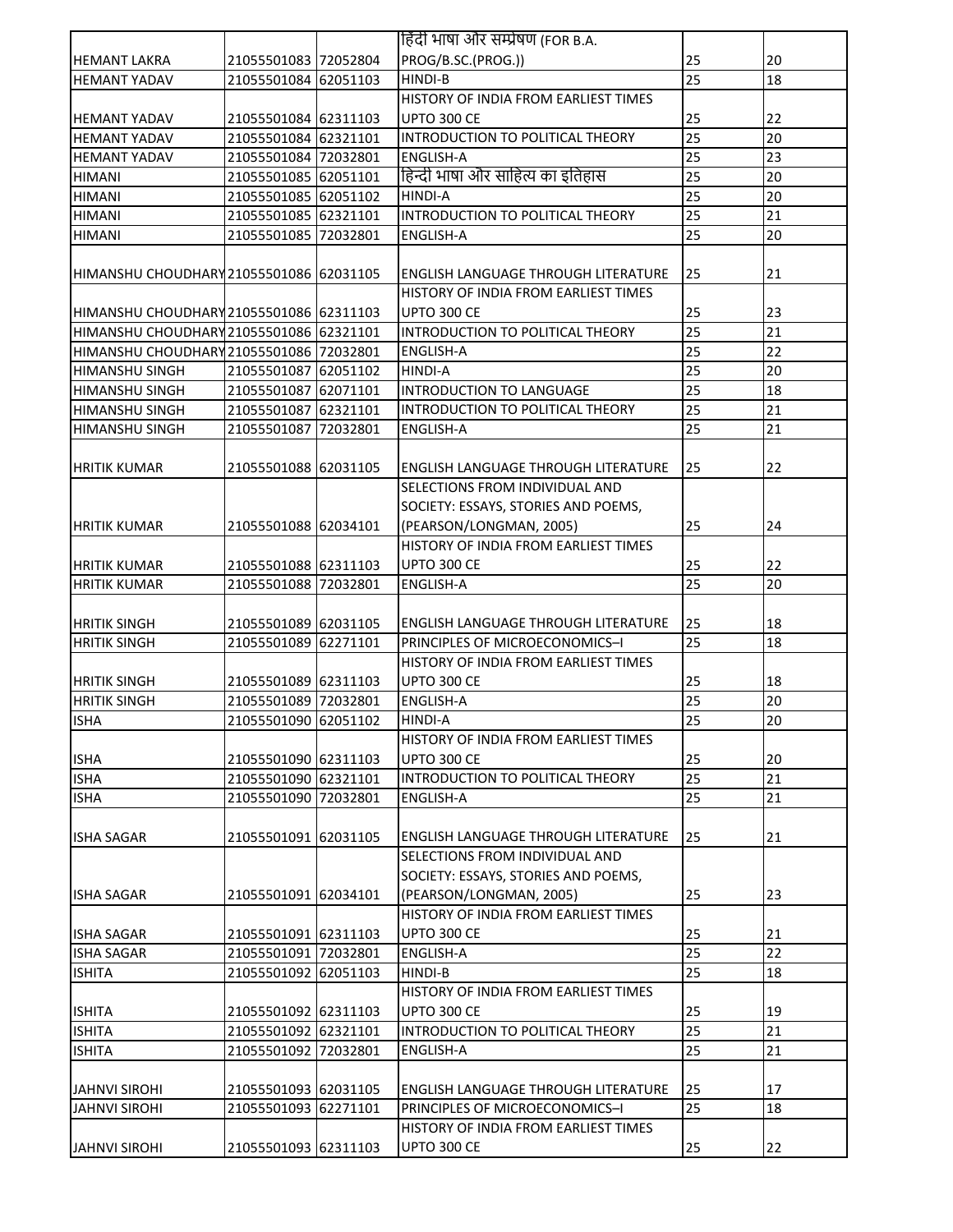| | | | | | |
|---|---|---|---|---|---|
| HEMANT LAKRA | 21055501083 | 72052804 | हिंदी भाषा और सम्प्रेषण (FOR B.A. PROG/B.SC.(PROG.)) | 25 | 20 |
| HEMANT YADAV | 21055501084 | 62051103 | HINDI-B | 25 | 18 |
| HEMANT YADAV | 21055501084 | 62311103 | HISTORY OF INDIA FROM EARLIEST TIMES UPTO 300 CE | 25 | 22 |
| HEMANT YADAV | 21055501084 | 62321101 | INTRODUCTION TO POLITICAL THEORY | 25 | 20 |
| HEMANT YADAV | 21055501084 | 72032801 | ENGLISH-A | 25 | 23 |
| HIMANI | 21055501085 | 62051101 | हिन्दी भाषा और साहित्य का इतिहास | 25 | 20 |
| HIMANI | 21055501085 | 62051102 | HINDI-A | 25 | 20 |
| HIMANI | 21055501085 | 62321101 | INTRODUCTION TO POLITICAL THEORY | 25 | 21 |
| HIMANI | 21055501085 | 72032801 | ENGLISH-A | 25 | 20 |
| HIMANSHU CHOUDHARY | 21055501086 | 62031105 | ENGLISH LANGUAGE THROUGH LITERATURE | 25 | 21 |
| HIMANSHU CHOUDHARY | 21055501086 | 62311103 | HISTORY OF INDIA FROM EARLIEST TIMES UPTO 300 CE | 25 | 23 |
| HIMANSHU CHOUDHARY | 21055501086 | 62321101 | INTRODUCTION TO POLITICAL THEORY | 25 | 21 |
| HIMANSHU CHOUDHARY | 21055501086 | 72032801 | ENGLISH-A | 25 | 22 |
| HIMANSHU SINGH | 21055501087 | 62051102 | HINDI-A | 25 | 20 |
| HIMANSHU SINGH | 21055501087 | 62071101 | INTRODUCTION TO LANGUAGE | 25 | 18 |
| HIMANSHU SINGH | 21055501087 | 62321101 | INTRODUCTION TO POLITICAL THEORY | 25 | 21 |
| HIMANSHU SINGH | 21055501087 | 72032801 | ENGLISH-A | 25 | 21 |
| HRITIK KUMAR | 21055501088 | 62031105 | ENGLISH LANGUAGE THROUGH LITERATURE | 25 | 22 |
| HRITIK KUMAR | 21055501088 | 62034101 | SELECTIONS FROM INDIVIDUAL AND SOCIETY: ESSAYS, STORIES AND POEMS, (PEARSON/LONGMAN, 2005) | 25 | 24 |
| HRITIK KUMAR | 21055501088 | 62311103 | HISTORY OF INDIA FROM EARLIEST TIMES UPTO 300 CE | 25 | 22 |
| HRITIK KUMAR | 21055501088 | 72032801 | ENGLISH-A | 25 | 20 |
| HRITIK SINGH | 21055501089 | 62031105 | ENGLISH LANGUAGE THROUGH LITERATURE | 25 | 18 |
| HRITIK SINGH | 21055501089 | 62271101 | PRINCIPLES OF MICROECONOMICS–I | 25 | 18 |
| HRITIK SINGH | 21055501089 | 62311103 | HISTORY OF INDIA FROM EARLIEST TIMES UPTO 300 CE | 25 | 18 |
| HRITIK SINGH | 21055501089 | 72032801 | ENGLISH-A | 25 | 20 |
| ISHA | 21055501090 | 62051102 | HINDI-A | 25 | 20 |
| ISHA | 21055501090 | 62311103 | HISTORY OF INDIA FROM EARLIEST TIMES UPTO 300 CE | 25 | 20 |
| ISHA | 21055501090 | 62321101 | INTRODUCTION TO POLITICAL THEORY | 25 | 21 |
| ISHA | 21055501090 | 72032801 | ENGLISH-A | 25 | 21 |
| ISHA SAGAR | 21055501091 | 62031105 | ENGLISH LANGUAGE THROUGH LITERATURE | 25 | 21 |
| ISHA SAGAR | 21055501091 | 62034101 | SELECTIONS FROM INDIVIDUAL AND SOCIETY: ESSAYS, STORIES AND POEMS, (PEARSON/LONGMAN, 2005) | 25 | 23 |
| ISHA SAGAR | 21055501091 | 62311103 | HISTORY OF INDIA FROM EARLIEST TIMES UPTO 300 CE | 25 | 21 |
| ISHA SAGAR | 21055501091 | 72032801 | ENGLISH-A | 25 | 22 |
| ISHITA | 21055501092 | 62051103 | HINDI-B | 25 | 18 |
| ISHITA | 21055501092 | 62311103 | HISTORY OF INDIA FROM EARLIEST TIMES UPTO 300 CE | 25 | 19 |
| ISHITA | 21055501092 | 62321101 | INTRODUCTION TO POLITICAL THEORY | 25 | 21 |
| ISHITA | 21055501092 | 72032801 | ENGLISH-A | 25 | 21 |
| JAHNVI SIROHI | 21055501093 | 62031105 | ENGLISH LANGUAGE THROUGH LITERATURE | 25 | 17 |
| JAHNVI SIROHI | 21055501093 | 62271101 | PRINCIPLES OF MICROECONOMICS–I | 25 | 18 |
| JAHNVI SIROHI | 21055501093 | 62311103 | HISTORY OF INDIA FROM EARLIEST TIMES UPTO 300 CE | 25 | 22 |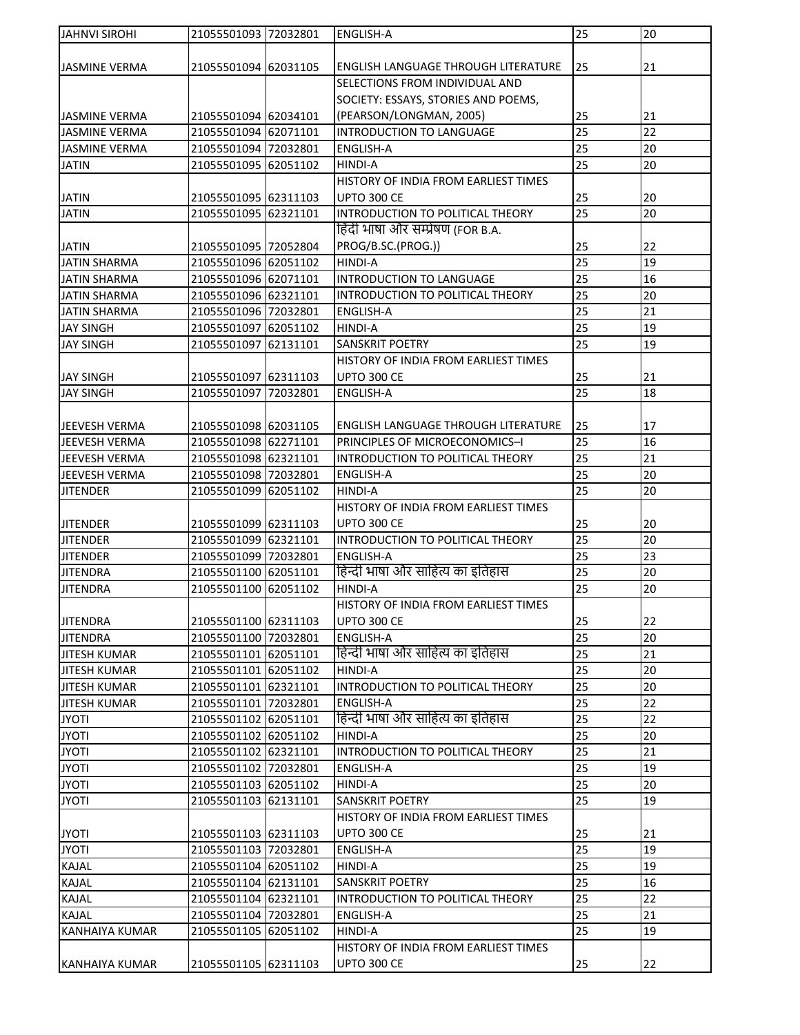| JAHNVI SIROHI | 21055501093 | 72032801 | ENGLISH-A | 25 | 20 |
|---|---|---|---|---|---|
| JASMINE VERMA | 21055501094 | 62031105 | ENGLISH LANGUAGE THROUGH LITERATURE | 25 | 21 |
| JASMINE VERMA | 21055501094 | 62034101 | SELECTIONS FROM INDIVIDUAL AND SOCIETY: ESSAYS, STORIES AND POEMS, (PEARSON/LONGMAN, 2005) | 25 | 21 |
| JASMINE VERMA | 21055501094 | 62071101 | INTRODUCTION TO LANGUAGE | 25 | 22 |
| JASMINE VERMA | 21055501094 | 72032801 | ENGLISH-A | 25 | 20 |
| JATIN | 21055501095 | 62051102 | HINDI-A | 25 | 20 |
| JATIN | 21055501095 | 62311103 | HISTORY OF INDIA FROM EARLIEST TIMES UPTO 300 CE | 25 | 20 |
| JATIN | 21055501095 | 62321101 | INTRODUCTION TO POLITICAL THEORY | 25 | 20 |
| JATIN | 21055501095 | 72052804 | हिंदी भाषा और सम्प्रेषण (FOR B.A. PROG/B.SC.(PROG.)) | 25 | 22 |
| JATIN SHARMA | 21055501096 | 62051102 | HINDI-A | 25 | 19 |
| JATIN SHARMA | 21055501096 | 62071101 | INTRODUCTION TO LANGUAGE | 25 | 16 |
| JATIN SHARMA | 21055501096 | 62321101 | INTRODUCTION TO POLITICAL THEORY | 25 | 20 |
| JATIN SHARMA | 21055501096 | 72032801 | ENGLISH-A | 25 | 21 |
| JAY SINGH | 21055501097 | 62051102 | HINDI-A | 25 | 19 |
| JAY SINGH | 21055501097 | 62131101 | SANSKRIT POETRY | 25 | 19 |
| JAY SINGH | 21055501097 | 62311103 | HISTORY OF INDIA FROM EARLIEST TIMES UPTO 300 CE | 25 | 21 |
| JAY SINGH | 21055501097 | 72032801 | ENGLISH-A | 25 | 18 |
| JEEVESH VERMA | 21055501098 | 62031105 | ENGLISH LANGUAGE THROUGH LITERATURE | 25 | 17 |
| JEEVESH VERMA | 21055501098 | 62271101 | PRINCIPLES OF MICROECONOMICS–I | 25 | 16 |
| JEEVESH VERMA | 21055501098 | 62321101 | INTRODUCTION TO POLITICAL THEORY | 25 | 21 |
| JEEVESH VERMA | 21055501098 | 72032801 | ENGLISH-A | 25 | 20 |
| JITENDER | 21055501099 | 62051102 | HINDI-A | 25 | 20 |
| JITENDER | 21055501099 | 62311103 | HISTORY OF INDIA FROM EARLIEST TIMES UPTO 300 CE | 25 | 20 |
| JITENDER | 21055501099 | 62321101 | INTRODUCTION TO POLITICAL THEORY | 25 | 20 |
| JITENDER | 21055501099 | 72032801 | ENGLISH-A | 25 | 23 |
| JITENDRA | 21055501100 | 62051101 | हिन्दी भाषा और साहित्य का इतिहास | 25 | 20 |
| JITENDRA | 21055501100 | 62051102 | HINDI-A | 25 | 20 |
| JITENDRA | 21055501100 | 62311103 | HISTORY OF INDIA FROM EARLIEST TIMES UPTO 300 CE | 25 | 22 |
| JITENDRA | 21055501100 | 72032801 | ENGLISH-A | 25 | 20 |
| JITESH KUMAR | 21055501101 | 62051101 | हिन्दी भाषा और साहित्य का इतिहास | 25 | 21 |
| JITESH KUMAR | 21055501101 | 62051102 | HINDI-A | 25 | 20 |
| JITESH KUMAR | 21055501101 | 62321101 | INTRODUCTION TO POLITICAL THEORY | 25 | 20 |
| JITESH KUMAR | 21055501101 | 72032801 | ENGLISH-A | 25 | 22 |
| JYOTI | 21055501102 | 62051101 | हिन्दी भाषा और साहित्य का इतिहास | 25 | 22 |
| JYOTI | 21055501102 | 62051102 | HINDI-A | 25 | 20 |
| JYOTI | 21055501102 | 62321101 | INTRODUCTION TO POLITICAL THEORY | 25 | 21 |
| JYOTI | 21055501102 | 72032801 | ENGLISH-A | 25 | 19 |
| JYOTI | 21055501103 | 62051102 | HINDI-A | 25 | 20 |
| JYOTI | 21055501103 | 62131101 | SANSKRIT POETRY | 25 | 19 |
| JYOTI | 21055501103 | 62311103 | HISTORY OF INDIA FROM EARLIEST TIMES UPTO 300 CE | 25 | 21 |
| JYOTI | 21055501103 | 72032801 | ENGLISH-A | 25 | 19 |
| KAJAL | 21055501104 | 62051102 | HINDI-A | 25 | 19 |
| KAJAL | 21055501104 | 62131101 | SANSKRIT POETRY | 25 | 16 |
| KAJAL | 21055501104 | 62321101 | INTRODUCTION TO POLITICAL THEORY | 25 | 22 |
| KAJAL | 21055501104 | 72032801 | ENGLISH-A | 25 | 21 |
| KANHAIYA KUMAR | 21055501105 | 62051102 | HINDI-A | 25 | 19 |
| KANHAIYA KUMAR | 21055501105 | 62311103 | HISTORY OF INDIA FROM EARLIEST TIMES UPTO 300 CE | 25 | 22 |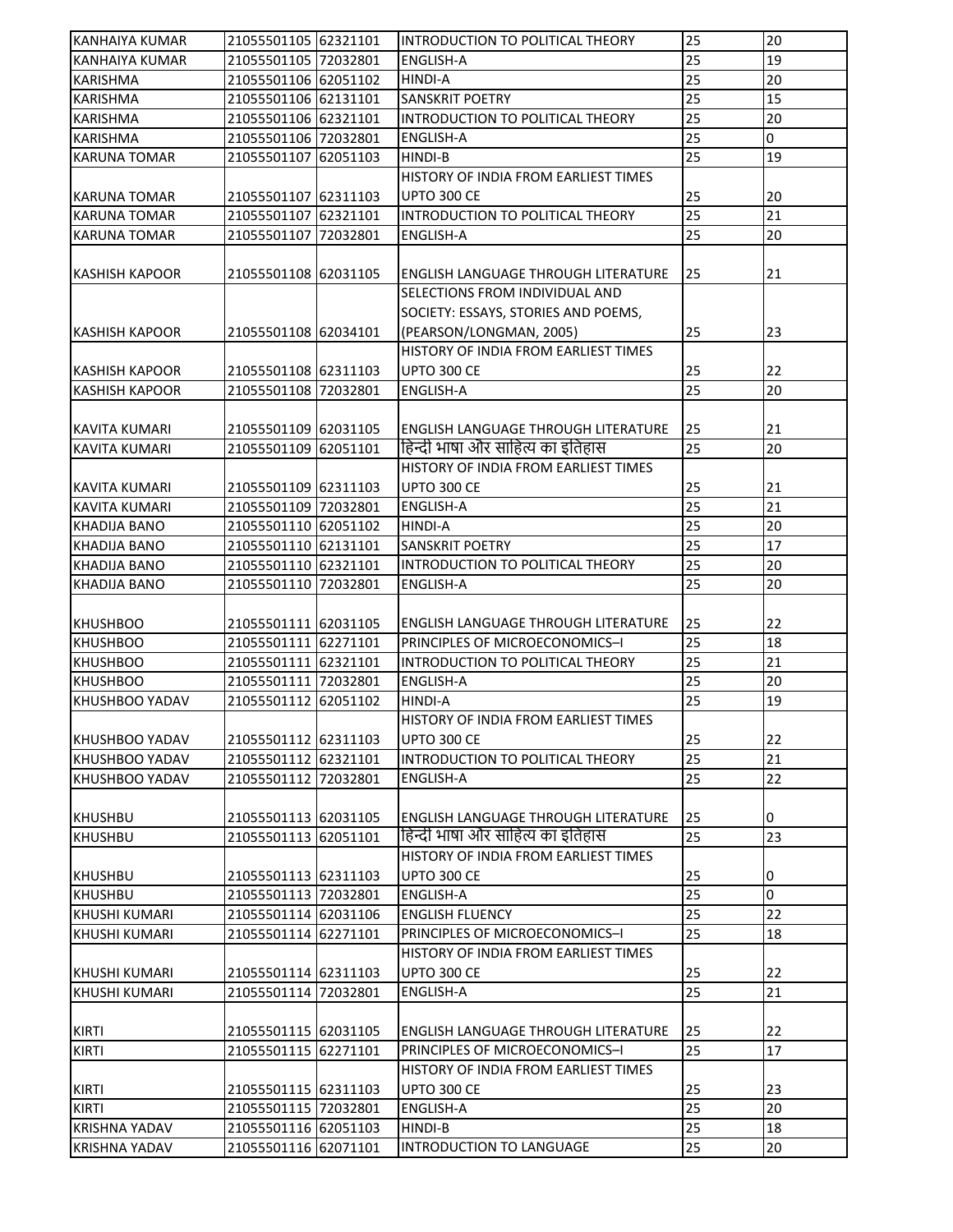| | | | | | |
|---|---|---|---|---|---|
| KANHAIYA KUMAR | 21055501105 | 62321101 | INTRODUCTION TO POLITICAL THEORY | 25 | 20 |
| KANHAIYA KUMAR | 21055501105 | 72032801 | ENGLISH-A | 25 | 19 |
| KARISHMA | 21055501106 | 62051102 | HINDI-A | 25 | 20 |
| KARISHMA | 21055501106 | 62131101 | SANSKRIT POETRY | 25 | 15 |
| KARISHMA | 21055501106 | 62321101 | INTRODUCTION TO POLITICAL THEORY | 25 | 20 |
| KARISHMA | 21055501106 | 72032801 | ENGLISH-A | 25 | 0 |
| KARUNA TOMAR | 21055501107 | 62051103 | HINDI-B | 25 | 19 |
| KARUNA TOMAR | 21055501107 | 62311103 | HISTORY OF INDIA FROM EARLIEST TIMES UPTO 300 CE | 25 | 20 |
| KARUNA TOMAR | 21055501107 | 62321101 | INTRODUCTION TO POLITICAL THEORY | 25 | 21 |
| KARUNA TOMAR | 21055501107 | 72032801 | ENGLISH-A | 25 | 20 |
| KASHISH KAPOOR | 21055501108 | 62031105 | ENGLISH LANGUAGE THROUGH LITERATURE | 25 | 21 |
| KASHISH KAPOOR | 21055501108 | 62034101 | SELECTIONS FROM INDIVIDUAL AND SOCIETY: ESSAYS, STORIES AND POEMS, (PEARSON/LONGMAN, 2005) | 25 | 23 |
| KASHISH KAPOOR | 21055501108 | 62311103 | HISTORY OF INDIA FROM EARLIEST TIMES UPTO 300 CE | 25 | 22 |
| KASHISH KAPOOR | 21055501108 | 72032801 | ENGLISH-A | 25 | 20 |
| KAVITA KUMARI | 21055501109 | 62031105 | ENGLISH LANGUAGE THROUGH LITERATURE | 25 | 21 |
| KAVITA KUMARI | 21055501109 | 62051101 | हिन्दी भाषा और साहित्य का इतिहास | 25 | 20 |
| KAVITA KUMARI | 21055501109 | 62311103 | HISTORY OF INDIA FROM EARLIEST TIMES UPTO 300 CE | 25 | 21 |
| KAVITA KUMARI | 21055501109 | 72032801 | ENGLISH-A | 25 | 21 |
| KHADIJA BANO | 21055501110 | 62051102 | HINDI-A | 25 | 20 |
| KHADIJA BANO | 21055501110 | 62131101 | SANSKRIT POETRY | 25 | 17 |
| KHADIJA BANO | 21055501110 | 62321101 | INTRODUCTION TO POLITICAL THEORY | 25 | 20 |
| KHADIJA BANO | 21055501110 | 72032801 | ENGLISH-A | 25 | 20 |
| KHUSHBOO | 21055501111 | 62031105 | ENGLISH LANGUAGE THROUGH LITERATURE | 25 | 22 |
| KHUSHBOO | 21055501111 | 62271101 | PRINCIPLES OF MICROECONOMICS–I | 25 | 18 |
| KHUSHBOO | 21055501111 | 62321101 | INTRODUCTION TO POLITICAL THEORY | 25 | 21 |
| KHUSHBOO | 21055501111 | 72032801 | ENGLISH-A | 25 | 20 |
| KHUSHBOO YADAV | 21055501112 | 62051102 | HINDI-A | 25 | 19 |
| KHUSHBOO YADAV | 21055501112 | 62311103 | HISTORY OF INDIA FROM EARLIEST TIMES UPTO 300 CE | 25 | 22 |
| KHUSHBOO YADAV | 21055501112 | 62321101 | INTRODUCTION TO POLITICAL THEORY | 25 | 21 |
| KHUSHBOO YADAV | 21055501112 | 72032801 | ENGLISH-A | 25 | 22 |
| KHUSHBU | 21055501113 | 62031105 | ENGLISH LANGUAGE THROUGH LITERATURE | 25 | 0 |
| KHUSHBU | 21055501113 | 62051101 | हिन्दी भाषा और साहित्य का इतिहास | 25 | 23 |
| KHUSHBU | 21055501113 | 62311103 | HISTORY OF INDIA FROM EARLIEST TIMES UPTO 300 CE | 25 | 0 |
| KHUSHBU | 21055501113 | 72032801 | ENGLISH-A | 25 | 0 |
| KHUSHI KUMARI | 21055501114 | 62031106 | ENGLISH FLUENCY | 25 | 22 |
| KHUSHI KUMARI | 21055501114 | 62271101 | PRINCIPLES OF MICROECONOMICS–I | 25 | 18 |
| KHUSHI KUMARI | 21055501114 | 62311103 | HISTORY OF INDIA FROM EARLIEST TIMES UPTO 300 CE | 25 | 22 |
| KHUSHI KUMARI | 21055501114 | 72032801 | ENGLISH-A | 25 | 21 |
| KIRTI | 21055501115 | 62031105 | ENGLISH LANGUAGE THROUGH LITERATURE | 25 | 22 |
| KIRTI | 21055501115 | 62271101 | PRINCIPLES OF MICROECONOMICS–I | 25 | 17 |
| KIRTI | 21055501115 | 62311103 | HISTORY OF INDIA FROM EARLIEST TIMES UPTO 300 CE | 25 | 23 |
| KIRTI | 21055501115 | 72032801 | ENGLISH-A | 25 | 20 |
| KRISHNA YADAV | 21055501116 | 62051103 | HINDI-B | 25 | 18 |
| KRISHNA YADAV | 21055501116 | 62071101 | INTRODUCTION TO LANGUAGE | 25 | 20 |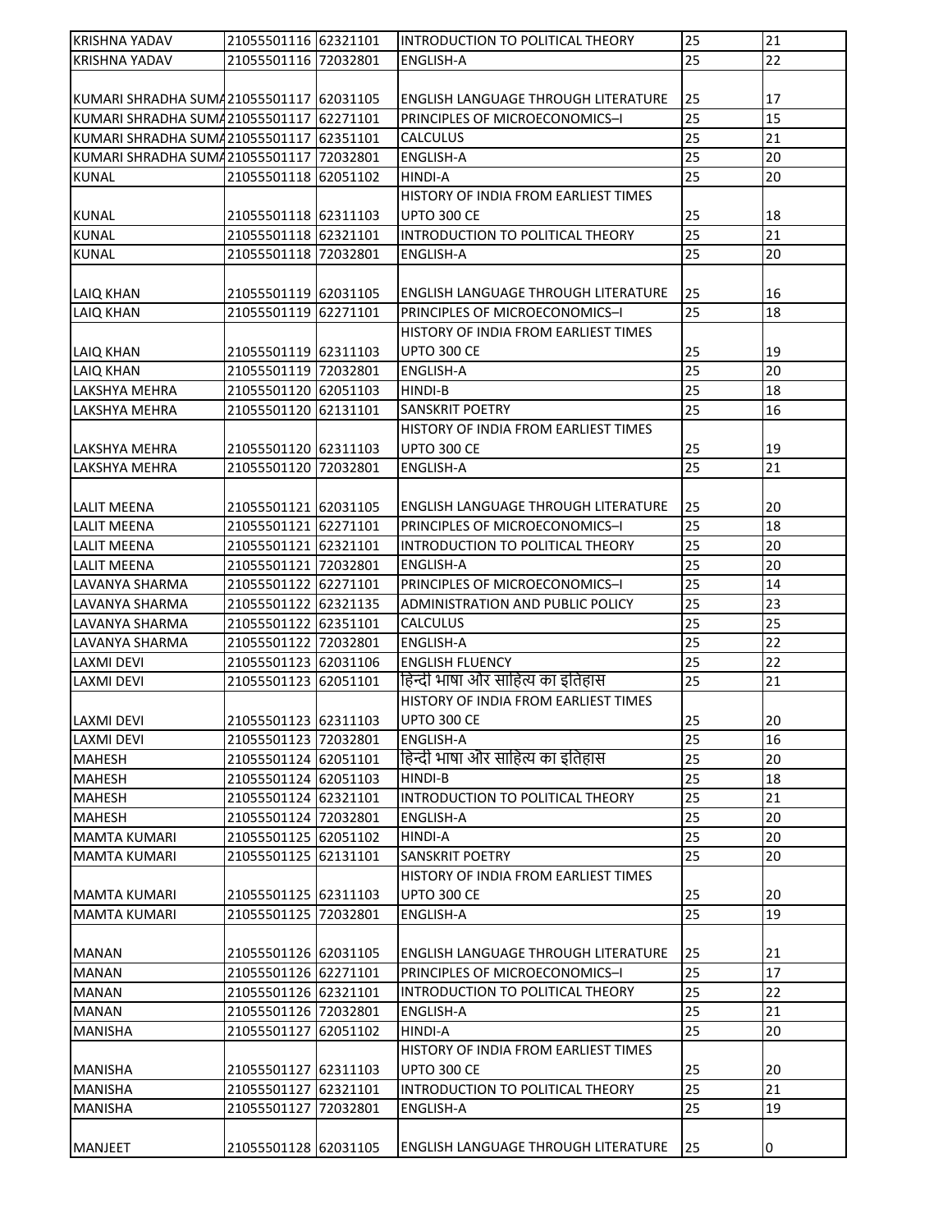| | | | | | |
|---|---|---|---|---|---|
| KRISHNA YADAV | 21055501116 | 62321101 | INTRODUCTION TO POLITICAL THEORY | 25 | 21 |
| KRISHNA YADAV | 21055501116 | 72032801 | ENGLISH-A | 25 | 22 |
| KUMARI SHRADHA SUMA | 21055501117 | 62031105 | ENGLISH LANGUAGE THROUGH LITERATURE | 25 | 17 |
| KUMARI SHRADHA SUMA | 21055501117 | 62271101 | PRINCIPLES OF MICROECONOMICS–I | 25 | 15 |
| KUMARI SHRADHA SUMA | 21055501117 | 62351101 | CALCULUS | 25 | 21 |
| KUMARI SHRADHA SUMA | 21055501117 | 72032801 | ENGLISH-A | 25 | 20 |
| KUNAL | 21055501118 | 62051102 | HINDI-A | 25 | 20 |
| KUNAL | 21055501118 | 62311103 | HISTORY OF INDIA FROM EARLIEST TIMES UPTO 300 CE | 25 | 18 |
| KUNAL | 21055501118 | 62321101 | INTRODUCTION TO POLITICAL THEORY | 25 | 21 |
| KUNAL | 21055501118 | 72032801 | ENGLISH-A | 25 | 20 |
| LAIQ KHAN | 21055501119 | 62031105 | ENGLISH LANGUAGE THROUGH LITERATURE | 25 | 16 |
| LAIQ KHAN | 21055501119 | 62271101 | PRINCIPLES OF MICROECONOMICS–I | 25 | 18 |
| LAIQ KHAN | 21055501119 | 62311103 | HISTORY OF INDIA FROM EARLIEST TIMES UPTO 300 CE | 25 | 19 |
| LAIQ KHAN | 21055501119 | 72032801 | ENGLISH-A | 25 | 20 |
| LAKSHYA MEHRA | 21055501120 | 62051103 | HINDI-B | 25 | 18 |
| LAKSHYA MEHRA | 21055501120 | 62131101 | SANSKRIT POETRY | 25 | 16 |
| LAKSHYA MEHRA | 21055501120 | 62311103 | HISTORY OF INDIA FROM EARLIEST TIMES UPTO 300 CE | 25 | 19 |
| LAKSHYA MEHRA | 21055501120 | 72032801 | ENGLISH-A | 25 | 21 |
| LALIT MEENA | 21055501121 | 62031105 | ENGLISH LANGUAGE THROUGH LITERATURE | 25 | 20 |
| LALIT MEENA | 21055501121 | 62271101 | PRINCIPLES OF MICROECONOMICS–I | 25 | 18 |
| LALIT MEENA | 21055501121 | 62321101 | INTRODUCTION TO POLITICAL THEORY | 25 | 20 |
| LALIT MEENA | 21055501121 | 72032801 | ENGLISH-A | 25 | 20 |
| LAVANYA SHARMA | 21055501122 | 62271101 | PRINCIPLES OF MICROECONOMICS–I | 25 | 14 |
| LAVANYA SHARMA | 21055501122 | 62321135 | ADMINISTRATION AND PUBLIC POLICY | 25 | 23 |
| LAVANYA SHARMA | 21055501122 | 62351101 | CALCULUS | 25 | 25 |
| LAVANYA SHARMA | 21055501122 | 72032801 | ENGLISH-A | 25 | 22 |
| LAXMI DEVI | 21055501123 | 62031106 | ENGLISH FLUENCY | 25 | 22 |
| LAXMI DEVI | 21055501123 | 62051101 | हिन्दी भाषा और साहित्य का इतिहास | 25 | 21 |
| LAXMI DEVI | 21055501123 | 62311103 | HISTORY OF INDIA FROM EARLIEST TIMES UPTO 300 CE | 25 | 20 |
| LAXMI DEVI | 21055501123 | 72032801 | ENGLISH-A | 25 | 16 |
| MAHESH | 21055501124 | 62051101 | हिन्दी भाषा और साहित्य का इतिहास | 25 | 20 |
| MAHESH | 21055501124 | 62051103 | HINDI-B | 25 | 18 |
| MAHESH | 21055501124 | 62321101 | INTRODUCTION TO POLITICAL THEORY | 25 | 21 |
| MAHESH | 21055501124 | 72032801 | ENGLISH-A | 25 | 20 |
| MAMTA KUMARI | 21055501125 | 62051102 | HINDI-A | 25 | 20 |
| MAMTA KUMARI | 21055501125 | 62131101 | SANSKRIT POETRY | 25 | 20 |
| MAMTA KUMARI | 21055501125 | 62311103 | HISTORY OF INDIA FROM EARLIEST TIMES UPTO 300 CE | 25 | 20 |
| MAMTA KUMARI | 21055501125 | 72032801 | ENGLISH-A | 25 | 19 |
| MANAN | 21055501126 | 62031105 | ENGLISH LANGUAGE THROUGH LITERATURE | 25 | 21 |
| MANAN | 21055501126 | 62271101 | PRINCIPLES OF MICROECONOMICS–I | 25 | 17 |
| MANAN | 21055501126 | 62321101 | INTRODUCTION TO POLITICAL THEORY | 25 | 22 |
| MANAN | 21055501126 | 72032801 | ENGLISH-A | 25 | 21 |
| MANISHA | 21055501127 | 62051102 | HINDI-A | 25 | 20 |
| MANISHA | 21055501127 | 62311103 | HISTORY OF INDIA FROM EARLIEST TIMES UPTO 300 CE | 25 | 20 |
| MANISHA | 21055501127 | 62321101 | INTRODUCTION TO POLITICAL THEORY | 25 | 21 |
| MANISHA | 21055501127 | 72032801 | ENGLISH-A | 25 | 19 |
| MANJEET | 21055501128 | 62031105 | ENGLISH LANGUAGE THROUGH LITERATURE | 25 | 0 |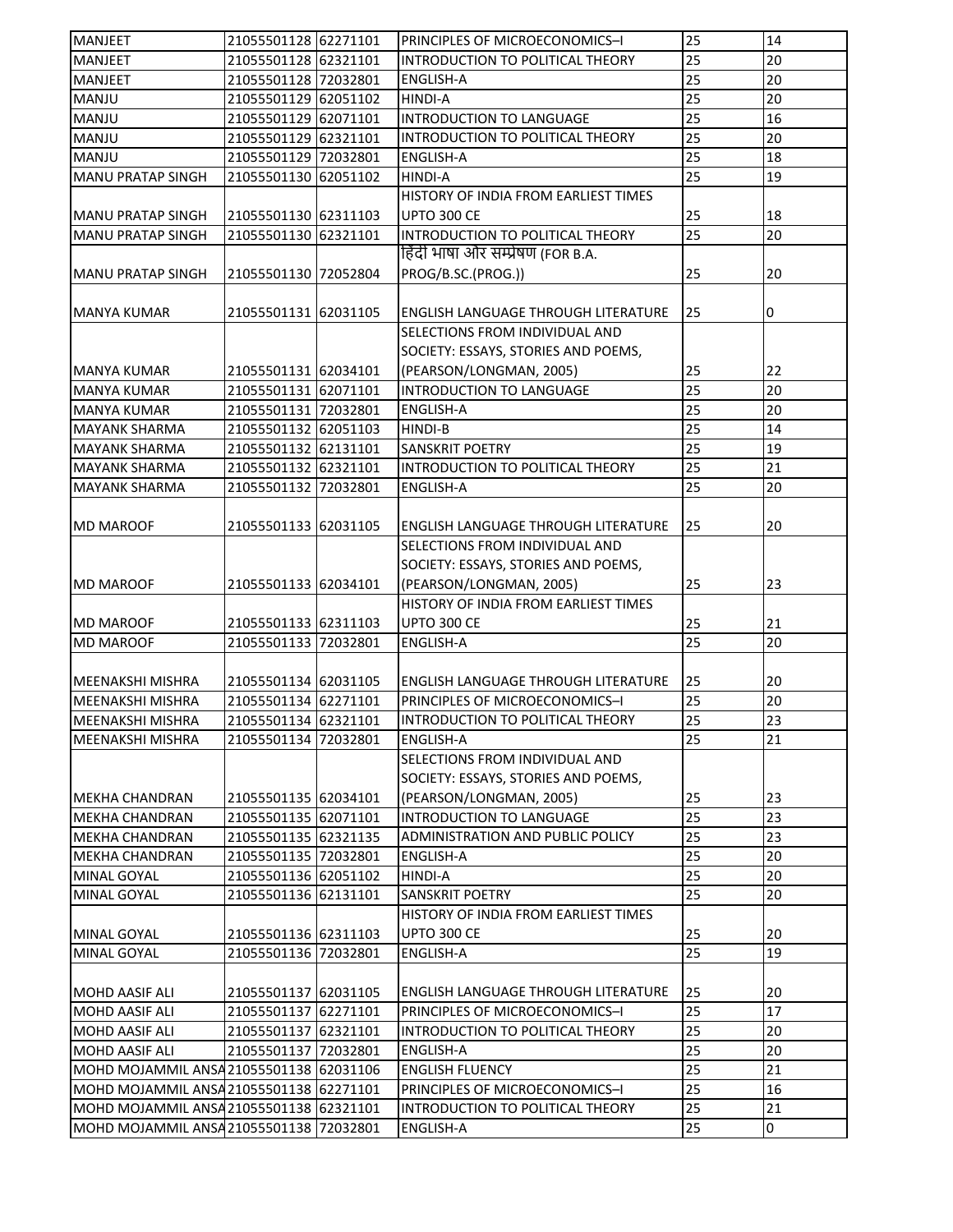| MANJEET | 21055501128 | 62271101 | PRINCIPLES OF MICROECONOMICS–I | 25 | 14 |
|---|---|---|---|---|---|
| MANJEET | 21055501128 | 62321101 | INTRODUCTION TO POLITICAL THEORY | 25 | 20 |
| MANJEET | 21055501128 | 72032801 | ENGLISH-A | 25 | 20 |
| MANJU | 21055501129 | 62051102 | HINDI-A | 25 | 20 |
| MANJU | 21055501129 | 62071101 | INTRODUCTION TO LANGUAGE | 25 | 16 |
| MANJU | 21055501129 | 62321101 | INTRODUCTION TO POLITICAL THEORY | 25 | 20 |
| MANJU | 21055501129 | 72032801 | ENGLISH-A | 25 | 18 |
| MANU PRATAP SINGH | 21055501130 | 62051102 | HINDI-A | 25 | 19 |
| MANU PRATAP SINGH | 21055501130 | 62311103 | HISTORY OF INDIA FROM EARLIEST TIMES UPTO 300 CE | 25 | 18 |
| MANU PRATAP SINGH | 21055501130 | 62321101 | INTRODUCTION TO POLITICAL THEORY | 25 | 20 |
| MANU PRATAP SINGH | 21055501130 | 72052804 | हिंदी भाषा और सम्प्रेषण (FOR B.A. PROG/B.SC.(PROG.)) | 25 | 20 |
| MANYA KUMAR | 21055501131 | 62031105 | ENGLISH LANGUAGE THROUGH LITERATURE | 25 | 0 |
| MANYA KUMAR | 21055501131 | 62034101 | SELECTIONS FROM INDIVIDUAL AND SOCIETY: ESSAYS, STORIES AND POEMS, (PEARSON/LONGMAN, 2005) | 25 | 22 |
| MANYA KUMAR | 21055501131 | 62071101 | INTRODUCTION TO LANGUAGE | 25 | 20 |
| MANYA KUMAR | 21055501131 | 72032801 | ENGLISH-A | 25 | 20 |
| MAYANK SHARMA | 21055501132 | 62051103 | HINDI-B | 25 | 14 |
| MAYANK SHARMA | 21055501132 | 62131101 | SANSKRIT POETRY | 25 | 19 |
| MAYANK SHARMA | 21055501132 | 62321101 | INTRODUCTION TO POLITICAL THEORY | 25 | 21 |
| MAYANK SHARMA | 21055501132 | 72032801 | ENGLISH-A | 25 | 20 |
| MD MAROOF | 21055501133 | 62031105 | ENGLISH LANGUAGE THROUGH LITERATURE | 25 | 20 |
| MD MAROOF | 21055501133 | 62034101 | SELECTIONS FROM INDIVIDUAL AND SOCIETY: ESSAYS, STORIES AND POEMS, (PEARSON/LONGMAN, 2005) | 25 | 23 |
| MD MAROOF | 21055501133 | 62311103 | HISTORY OF INDIA FROM EARLIEST TIMES UPTO 300 CE | 25 | 21 |
| MD MAROOF | 21055501133 | 72032801 | ENGLISH-A | 25 | 20 |
| MEENAKSHI MISHRA | 21055501134 | 62031105 | ENGLISH LANGUAGE THROUGH LITERATURE | 25 | 20 |
| MEENAKSHI MISHRA | 21055501134 | 62271101 | PRINCIPLES OF MICROECONOMICS–I | 25 | 20 |
| MEENAKSHI MISHRA | 21055501134 | 62321101 | INTRODUCTION TO POLITICAL THEORY | 25 | 23 |
| MEENAKSHI MISHRA | 21055501134 | 72032801 | ENGLISH-A | 25 | 21 |
| MEKHA CHANDRAN | 21055501135 | 62034101 | SELECTIONS FROM INDIVIDUAL AND SOCIETY: ESSAYS, STORIES AND POEMS, (PEARSON/LONGMAN, 2005) | 25 | 23 |
| MEKHA CHANDRAN | 21055501135 | 62071101 | INTRODUCTION TO LANGUAGE | 25 | 23 |
| MEKHA CHANDRAN | 21055501135 | 62321135 | ADMINISTRATION AND PUBLIC POLICY | 25 | 23 |
| MEKHA CHANDRAN | 21055501135 | 72032801 | ENGLISH-A | 25 | 20 |
| MINAL GOYAL | 21055501136 | 62051102 | HINDI-A | 25 | 20 |
| MINAL GOYAL | 21055501136 | 62131101 | SANSKRIT POETRY | 25 | 20 |
| MINAL GOYAL | 21055501136 | 62311103 | HISTORY OF INDIA FROM EARLIEST TIMES UPTO 300 CE | 25 | 20 |
| MINAL GOYAL | 21055501136 | 72032801 | ENGLISH-A | 25 | 19 |
| MOHD AASIF ALI | 21055501137 | 62031105 | ENGLISH LANGUAGE THROUGH LITERATURE | 25 | 20 |
| MOHD AASIF ALI | 21055501137 | 62271101 | PRINCIPLES OF MICROECONOMICS–I | 25 | 17 |
| MOHD AASIF ALI | 21055501137 | 62321101 | INTRODUCTION TO POLITICAL THEORY | 25 | 20 |
| MOHD AASIF ALI | 21055501137 | 72032801 | ENGLISH-A | 25 | 20 |
| MOHD MOJAMMIL ANSA | 21055501138 | 62031106 | ENGLISH FLUENCY | 25 | 21 |
| MOHD MOJAMMIL ANSA | 21055501138 | 62271101 | PRINCIPLES OF MICROECONOMICS–I | 25 | 16 |
| MOHD MOJAMMIL ANSA | 21055501138 | 62321101 | INTRODUCTION TO POLITICAL THEORY | 25 | 21 |
| MOHD MOJAMMIL ANSA | 21055501138 | 72032801 | ENGLISH-A | 25 | 0 |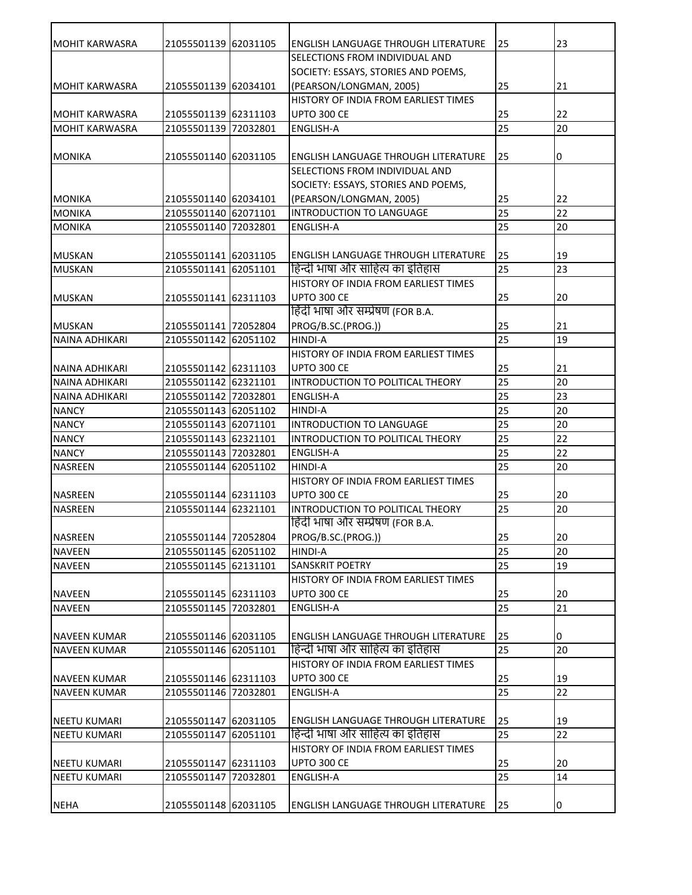| | | | | | |
|---|---|---|---|---|---|
| MOHIT KARWASRA | 21055501139 | 62031105 | ENGLISH LANGUAGE THROUGH LITERATURE | 25 | 23 |
| MOHIT KARWASRA | 21055501139 | 62034101 | SELECTIONS FROM INDIVIDUAL AND SOCIETY: ESSAYS, STORIES AND POEMS, (PEARSON/LONGMAN, 2005) | 25 | 21 |
| MOHIT KARWASRA | 21055501139 | 62311103 | HISTORY OF INDIA FROM EARLIEST TIMES UPTO 300 CE | 25 | 22 |
| MOHIT KARWASRA | 21055501139 | 72032801 | ENGLISH-A | 25 | 20 |
| MONIKA | 21055501140 | 62031105 | ENGLISH LANGUAGE THROUGH LITERATURE | 25 | 0 |
| MONIKA | 21055501140 | 62034101 | SELECTIONS FROM INDIVIDUAL AND SOCIETY: ESSAYS, STORIES AND POEMS, (PEARSON/LONGMAN, 2005) | 25 | 22 |
| MONIKA | 21055501140 | 62071101 | INTRODUCTION TO LANGUAGE | 25 | 22 |
| MONIKA | 21055501140 | 72032801 | ENGLISH-A | 25 | 20 |
| MUSKAN | 21055501141 | 62031105 | ENGLISH LANGUAGE THROUGH LITERATURE | 25 | 19 |
| MUSKAN | 21055501141 | 62051101 | हिन्दी भाषा और साहित्य का इतिहास | 25 | 23 |
| MUSKAN | 21055501141 | 62311103 | HISTORY OF INDIA FROM EARLIEST TIMES UPTO 300 CE | 25 | 20 |
| MUSKAN | 21055501141 | 72052804 | हिंदी भाषा और सम्प्रेषण (FOR B.A. PROG/B.SC.(PROG.)) | 25 | 21 |
| NAINA ADHIKARI | 21055501142 | 62051102 | HINDI-A | 25 | 19 |
| NAINA ADHIKARI | 21055501142 | 62311103 | HISTORY OF INDIA FROM EARLIEST TIMES UPTO 300 CE | 25 | 21 |
| NAINA ADHIKARI | 21055501142 | 62321101 | INTRODUCTION TO POLITICAL THEORY | 25 | 20 |
| NAINA ADHIKARI | 21055501142 | 72032801 | ENGLISH-A | 25 | 23 |
| NANCY | 21055501143 | 62051102 | HINDI-A | 25 | 20 |
| NANCY | 21055501143 | 62071101 | INTRODUCTION TO LANGUAGE | 25 | 20 |
| NANCY | 21055501143 | 62321101 | INTRODUCTION TO POLITICAL THEORY | 25 | 22 |
| NANCY | 21055501143 | 72032801 | ENGLISH-A | 25 | 22 |
| NASREEN | 21055501144 | 62051102 | HINDI-A | 25 | 20 |
| NASREEN | 21055501144 | 62311103 | HISTORY OF INDIA FROM EARLIEST TIMES UPTO 300 CE | 25 | 20 |
| NASREEN | 21055501144 | 62321101 | INTRODUCTION TO POLITICAL THEORY | 25 | 20 |
| NASREEN | 21055501144 | 72052804 | हिंदी भाषा और सम्प्रेषण (FOR B.A. PROG/B.SC.(PROG.)) | 25 | 20 |
| NAVEEN | 21055501145 | 62051102 | HINDI-A | 25 | 20 |
| NAVEEN | 21055501145 | 62131101 | SANSKRIT POETRY | 25 | 19 |
| NAVEEN | 21055501145 | 62311103 | HISTORY OF INDIA FROM EARLIEST TIMES UPTO 300 CE | 25 | 20 |
| NAVEEN | 21055501145 | 72032801 | ENGLISH-A | 25 | 21 |
| NAVEEN KUMAR | 21055501146 | 62031105 | ENGLISH LANGUAGE THROUGH LITERATURE | 25 | 0 |
| NAVEEN KUMAR | 21055501146 | 62051101 | हिन्दी भाषा और साहित्य का इतिहास | 25 | 20 |
| NAVEEN KUMAR | 21055501146 | 62311103 | HISTORY OF INDIA FROM EARLIEST TIMES UPTO 300 CE | 25 | 19 |
| NAVEEN KUMAR | 21055501146 | 72032801 | ENGLISH-A | 25 | 22 |
| NEETU KUMARI | 21055501147 | 62031105 | ENGLISH LANGUAGE THROUGH LITERATURE | 25 | 19 |
| NEETU KUMARI | 21055501147 | 62051101 | हिन्दी भाषा और साहित्य का इतिहास | 25 | 22 |
| NEETU KUMARI | 21055501147 | 62311103 | HISTORY OF INDIA FROM EARLIEST TIMES UPTO 300 CE | 25 | 20 |
| NEETU KUMARI | 21055501147 | 72032801 | ENGLISH-A | 25 | 14 |
| NEHA | 21055501148 | 62031105 | ENGLISH LANGUAGE THROUGH LITERATURE | 25 | 0 |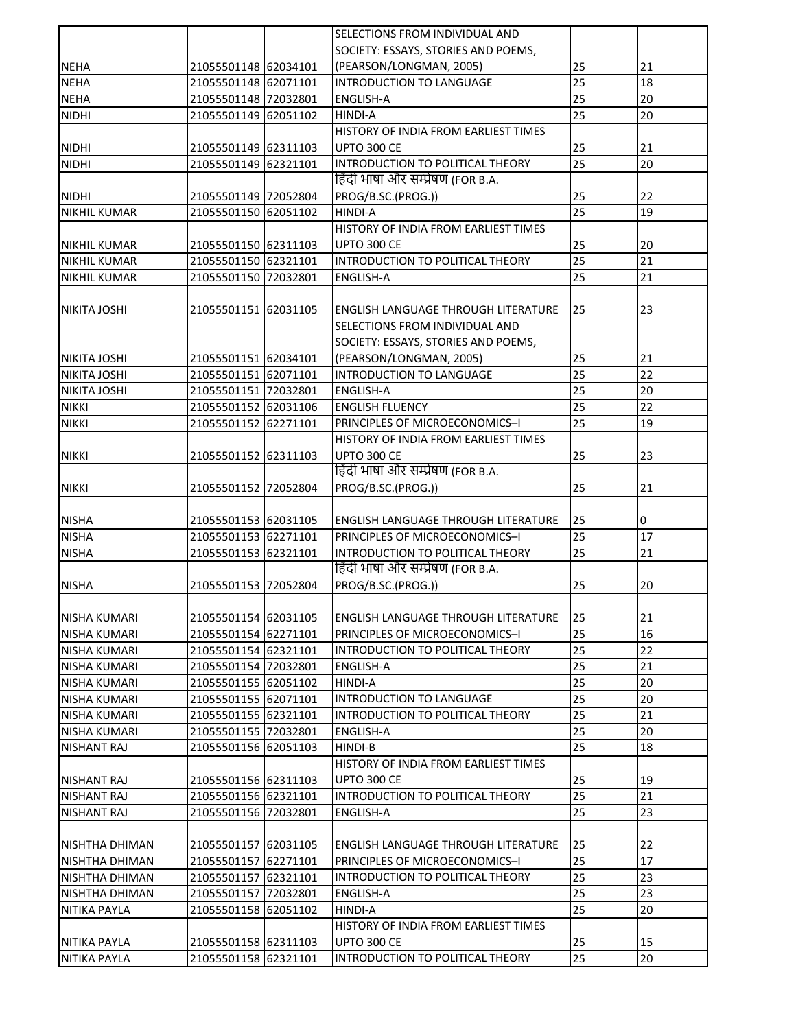| | | | | | |
|---|---|---|---|---|---|
| NEHA | 21055501148 | 62034101 | SELECTIONS FROM INDIVIDUAL AND SOCIETY: ESSAYS, STORIES AND POEMS, (PEARSON/LONGMAN, 2005) | 25 | 21 |
| NEHA | 21055501148 | 62071101 | INTRODUCTION TO LANGUAGE | 25 | 18 |
| NEHA | 21055501148 | 72032801 | ENGLISH-A | 25 | 20 |
| NIDHI | 21055501149 | 62051102 | HINDI-A | 25 | 20 |
| NIDHI | 21055501149 | 62311103 | HISTORY OF INDIA FROM EARLIEST TIMES UPTO 300 CE | 25 | 21 |
| NIDHI | 21055501149 | 62321101 | INTRODUCTION TO POLITICAL THEORY | 25 | 20 |
| NIDHI | 21055501149 | 72052804 | हिंदी भाषा और सम्प्रेषण (FOR B.A. PROG/B.SC.(PROG.)) | 25 | 22 |
| NIKHIL KUMAR | 21055501150 | 62051102 | HINDI-A | 25 | 19 |
| NIKHIL KUMAR | 21055501150 | 62311103 | HISTORY OF INDIA FROM EARLIEST TIMES UPTO 300 CE | 25 | 20 |
| NIKHIL KUMAR | 21055501150 | 62321101 | INTRODUCTION TO POLITICAL THEORY | 25 | 21 |
| NIKHIL KUMAR | 21055501150 | 72032801 | ENGLISH-A | 25 | 21 |
| NIKITA JOSHI | 21055501151 | 62031105 | ENGLISH LANGUAGE THROUGH LITERATURE | 25 | 23 |
| NIKITA JOSHI | 21055501151 | 62034101 | SELECTIONS FROM INDIVIDUAL AND SOCIETY: ESSAYS, STORIES AND POEMS, (PEARSON/LONGMAN, 2005) | 25 | 21 |
| NIKITA JOSHI | 21055501151 | 62071101 | INTRODUCTION TO LANGUAGE | 25 | 22 |
| NIKITA JOSHI | 21055501151 | 72032801 | ENGLISH-A | 25 | 20 |
| NIKKI | 21055501152 | 62031106 | ENGLISH FLUENCY | 25 | 22 |
| NIKKI | 21055501152 | 62271101 | PRINCIPLES OF MICROECONOMICS–I | 25 | 19 |
| NIKKI | 21055501152 | 62311103 | HISTORY OF INDIA FROM EARLIEST TIMES UPTO 300 CE | 25 | 23 |
| NIKKI | 21055501152 | 72052804 | हिंदी भाषा और सम्प्रेषण (FOR B.A. PROG/B.SC.(PROG.)) | 25 | 21 |
| NISHA | 21055501153 | 62031105 | ENGLISH LANGUAGE THROUGH LITERATURE | 25 | 0 |
| NISHA | 21055501153 | 62271101 | PRINCIPLES OF MICROECONOMICS–I | 25 | 17 |
| NISHA | 21055501153 | 62321101 | INTRODUCTION TO POLITICAL THEORY | 25 | 21 |
| NISHA | 21055501153 | 72052804 | हिंदी भाषा और सम्प्रेषण (FOR B.A. PROG/B.SC.(PROG.)) | 25 | 20 |
| NISHA KUMARI | 21055501154 | 62031105 | ENGLISH LANGUAGE THROUGH LITERATURE | 25 | 21 |
| NISHA KUMARI | 21055501154 | 62271101 | PRINCIPLES OF MICROECONOMICS–I | 25 | 16 |
| NISHA KUMARI | 21055501154 | 62321101 | INTRODUCTION TO POLITICAL THEORY | 25 | 22 |
| NISHA KUMARI | 21055501154 | 72032801 | ENGLISH-A | 25 | 21 |
| NISHA KUMARI | 21055501155 | 62051102 | HINDI-A | 25 | 20 |
| NISHA KUMARI | 21055501155 | 62071101 | INTRODUCTION TO LANGUAGE | 25 | 20 |
| NISHA KUMARI | 21055501155 | 62321101 | INTRODUCTION TO POLITICAL THEORY | 25 | 21 |
| NISHA KUMARI | 21055501155 | 72032801 | ENGLISH-A | 25 | 20 |
| NISHANT RAJ | 21055501156 | 62051103 | HINDI-B | 25 | 18 |
| NISHANT RAJ | 21055501156 | 62311103 | HISTORY OF INDIA FROM EARLIEST TIMES UPTO 300 CE | 25 | 19 |
| NISHANT RAJ | 21055501156 | 62321101 | INTRODUCTION TO POLITICAL THEORY | 25 | 21 |
| NISHANT RAJ | 21055501156 | 72032801 | ENGLISH-A | 25 | 23 |
| NISHTHA DHIMAN | 21055501157 | 62031105 | ENGLISH LANGUAGE THROUGH LITERATURE | 25 | 22 |
| NISHTHA DHIMAN | 21055501157 | 62271101 | PRINCIPLES OF MICROECONOMICS–I | 25 | 17 |
| NISHTHA DHIMAN | 21055501157 | 62321101 | INTRODUCTION TO POLITICAL THEORY | 25 | 23 |
| NISHTHA DHIMAN | 21055501157 | 72032801 | ENGLISH-A | 25 | 23 |
| NITIKA PAYLA | 21055501158 | 62051102 | HINDI-A | 25 | 20 |
| NITIKA PAYLA | 21055501158 | 62311103 | HISTORY OF INDIA FROM EARLIEST TIMES UPTO 300 CE | 25 | 15 |
| NITIKA PAYLA | 21055501158 | 62321101 | INTRODUCTION TO POLITICAL THEORY | 25 | 20 |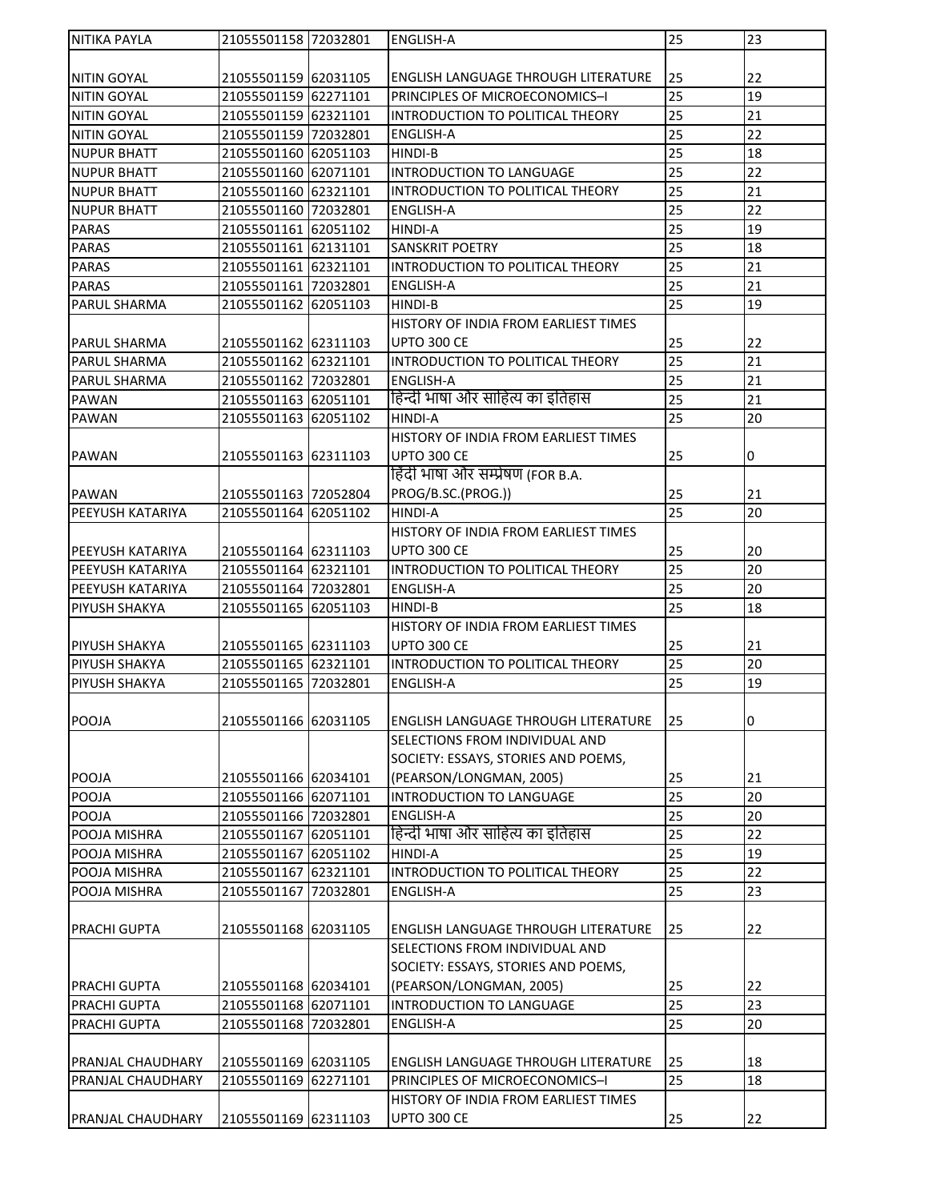| | | | | | |
|---|---|---|---|---|---|
| NITIKA PAYLA | 21055501158 | 72032801 | ENGLISH-A | 25 | 23 |
| NITIN GOYAL | 21055501159 | 62031105 | ENGLISH LANGUAGE THROUGH LITERATURE | 25 | 22 |
| NITIN GOYAL | 21055501159 | 62271101 | PRINCIPLES OF MICROECONOMICS–I | 25 | 19 |
| NITIN GOYAL | 21055501159 | 62321101 | INTRODUCTION TO POLITICAL THEORY | 25 | 21 |
| NITIN GOYAL | 21055501159 | 72032801 | ENGLISH-A | 25 | 22 |
| NUPUR BHATT | 21055501160 | 62051103 | HINDI-B | 25 | 18 |
| NUPUR BHATT | 21055501160 | 62071101 | INTRODUCTION TO LANGUAGE | 25 | 22 |
| NUPUR BHATT | 21055501160 | 62321101 | INTRODUCTION TO POLITICAL THEORY | 25 | 21 |
| NUPUR BHATT | 21055501160 | 72032801 | ENGLISH-A | 25 | 22 |
| PARAS | 21055501161 | 62051102 | HINDI-A | 25 | 19 |
| PARAS | 21055501161 | 62131101 | SANSKRIT POETRY | 25 | 18 |
| PARAS | 21055501161 | 62321101 | INTRODUCTION TO POLITICAL THEORY | 25 | 21 |
| PARAS | 21055501161 | 72032801 | ENGLISH-A | 25 | 21 |
| PARUL SHARMA | 21055501162 | 62051103 | HINDI-B | 25 | 19 |
| PARUL SHARMA | 21055501162 | 62311103 | HISTORY OF INDIA FROM EARLIEST TIMES UPTO 300 CE | 25 | 22 |
| PARUL SHARMA | 21055501162 | 62321101 | INTRODUCTION TO POLITICAL THEORY | 25 | 21 |
| PARUL SHARMA | 21055501162 | 72032801 | ENGLISH-A | 25 | 21 |
| PAWAN | 21055501163 | 62051101 | हिन्दी भाषा और साहित्य का इतिहास | 25 | 21 |
| PAWAN | 21055501163 | 62051102 | HINDI-A | 25 | 20 |
| PAWAN | 21055501163 | 62311103 | HISTORY OF INDIA FROM EARLIEST TIMES UPTO 300 CE | 25 | 0 |
| PAWAN | 21055501163 | 72052804 | हिंदी भाषा और सम्प्रेषण (FOR B.A. PROG/B.SC.(PROG.)) | 25 | 21 |
| PEEYUSH KATARIYA | 21055501164 | 62051102 | HINDI-A | 25 | 20 |
| PEEYUSH KATARIYA | 21055501164 | 62311103 | HISTORY OF INDIA FROM EARLIEST TIMES UPTO 300 CE | 25 | 20 |
| PEEYUSH KATARIYA | 21055501164 | 62321101 | INTRODUCTION TO POLITICAL THEORY | 25 | 20 |
| PEEYUSH KATARIYA | 21055501164 | 72032801 | ENGLISH-A | 25 | 20 |
| PIYUSH SHAKYA | 21055501165 | 62051103 | HINDI-B | 25 | 18 |
| PIYUSH SHAKYA | 21055501165 | 62311103 | HISTORY OF INDIA FROM EARLIEST TIMES UPTO 300 CE | 25 | 21 |
| PIYUSH SHAKYA | 21055501165 | 62321101 | INTRODUCTION TO POLITICAL THEORY | 25 | 20 |
| PIYUSH SHAKYA | 21055501165 | 72032801 | ENGLISH-A | 25 | 19 |
| POOJA | 21055501166 | 62031105 | ENGLISH LANGUAGE THROUGH LITERATURE | 25 | 0 |
| POOJA | 21055501166 | 62034101 | SELECTIONS FROM INDIVIDUAL AND SOCIETY: ESSAYS, STORIES AND POEMS, (PEARSON/LONGMAN, 2005) | 25 | 21 |
| POOJA | 21055501166 | 62071101 | INTRODUCTION TO LANGUAGE | 25 | 20 |
| POOJA | 21055501166 | 72032801 | ENGLISH-A | 25 | 20 |
| POOJA MISHRA | 21055501167 | 62051101 | हिन्दी भाषा और साहित्य का इतिहास | 25 | 22 |
| POOJA MISHRA | 21055501167 | 62051102 | HINDI-A | 25 | 19 |
| POOJA MISHRA | 21055501167 | 62321101 | INTRODUCTION TO POLITICAL THEORY | 25 | 22 |
| POOJA MISHRA | 21055501167 | 72032801 | ENGLISH-A | 25 | 23 |
| PRACHI GUPTA | 21055501168 | 62031105 | ENGLISH LANGUAGE THROUGH LITERATURE | 25 | 22 |
| PRACHI GUPTA | 21055501168 | 62034101 | SELECTIONS FROM INDIVIDUAL AND SOCIETY: ESSAYS, STORIES AND POEMS, (PEARSON/LONGMAN, 2005) | 25 | 22 |
| PRACHI GUPTA | 21055501168 | 62071101 | INTRODUCTION TO LANGUAGE | 25 | 23 |
| PRACHI GUPTA | 21055501168 | 72032801 | ENGLISH-A | 25 | 20 |
| PRANJAL CHAUDHARY | 21055501169 | 62031105 | ENGLISH LANGUAGE THROUGH LITERATURE | 25 | 18 |
| PRANJAL CHAUDHARY | 21055501169 | 62271101 | PRINCIPLES OF MICROECONOMICS–I | 25 | 18 |
| PRANJAL CHAUDHARY | 21055501169 | 62311103 | HISTORY OF INDIA FROM EARLIEST TIMES UPTO 300 CE | 25 | 22 |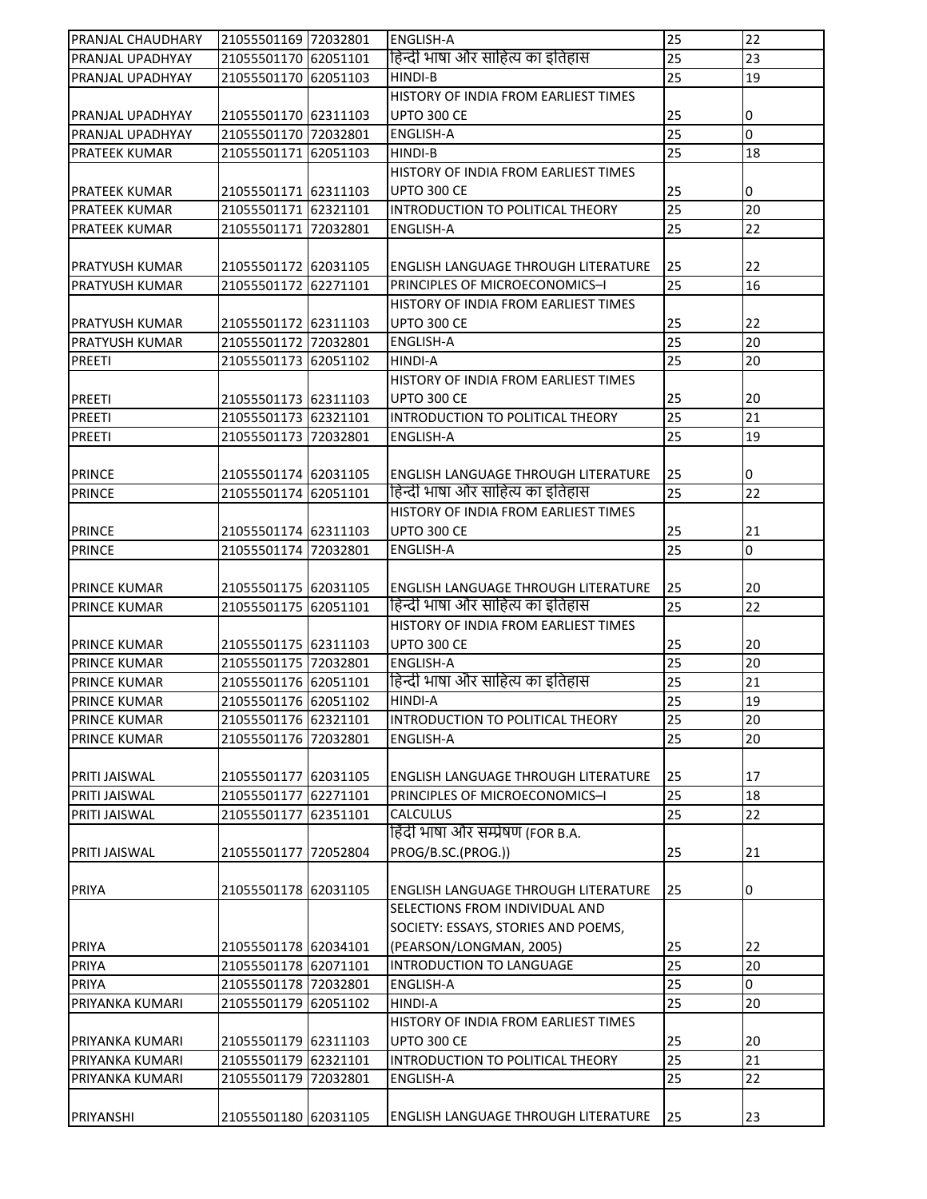| | | | | | |
|---|---|---|---|---|---|
| PRANJAL CHAUDHARY | 21055501169 | 72032801 | ENGLISH-A | 25 | 22 |
| PRANJAL UPADHYAY | 21055501170 | 62051101 | हिन्दी भाषा और साहित्य का इतिहास | 25 | 23 |
| PRANJAL UPADHYAY | 21055501170 | 62051103 | HINDI-B | 25 | 19 |
| PRANJAL UPADHYAY | 21055501170 | 62311103 | HISTORY OF INDIA FROM EARLIEST TIMES UPTO 300 CE | 25 | 0 |
| PRANJAL UPADHYAY | 21055501170 | 72032801 | ENGLISH-A | 25 | 0 |
| PRATEEK KUMAR | 21055501171 | 62051103 | HINDI-B | 25 | 18 |
| PRATEEK KUMAR | 21055501171 | 62311103 | HISTORY OF INDIA FROM EARLIEST TIMES UPTO 300 CE | 25 | 0 |
| PRATEEK KUMAR | 21055501171 | 62321101 | INTRODUCTION TO POLITICAL THEORY | 25 | 20 |
| PRATEEK KUMAR | 21055501171 | 72032801 | ENGLISH-A | 25 | 22 |
| PRATYUSH KUMAR | 21055501172 | 62031105 | ENGLISH LANGUAGE THROUGH LITERATURE | 25 | 22 |
| PRATYUSH KUMAR | 21055501172 | 62271101 | PRINCIPLES OF MICROECONOMICS–I | 25 | 16 |
| PRATYUSH KUMAR | 21055501172 | 62311103 | HISTORY OF INDIA FROM EARLIEST TIMES UPTO 300 CE | 25 | 22 |
| PRATYUSH KUMAR | 21055501172 | 72032801 | ENGLISH-A | 25 | 20 |
| PREETI | 21055501173 | 62051102 | HINDI-A | 25 | 20 |
| PREETI | 21055501173 | 62311103 | HISTORY OF INDIA FROM EARLIEST TIMES UPTO 300 CE | 25 | 20 |
| PREETI | 21055501173 | 62321101 | INTRODUCTION TO POLITICAL THEORY | 25 | 21 |
| PREETI | 21055501173 | 72032801 | ENGLISH-A | 25 | 19 |
| PRINCE | 21055501174 | 62031105 | ENGLISH LANGUAGE THROUGH LITERATURE | 25 | 0 |
| PRINCE | 21055501174 | 62051101 | हिन्दी भाषा और साहित्य का इतिहास | 25 | 22 |
| PRINCE | 21055501174 | 62311103 | HISTORY OF INDIA FROM EARLIEST TIMES UPTO 300 CE | 25 | 21 |
| PRINCE | 21055501174 | 72032801 | ENGLISH-A | 25 | 0 |
| PRINCE KUMAR | 21055501175 | 62031105 | ENGLISH LANGUAGE THROUGH LITERATURE | 25 | 20 |
| PRINCE KUMAR | 21055501175 | 62051101 | हिन्दी भाषा और साहित्य का इतिहास | 25 | 22 |
| PRINCE KUMAR | 21055501175 | 62311103 | HISTORY OF INDIA FROM EARLIEST TIMES UPTO 300 CE | 25 | 20 |
| PRINCE KUMAR | 21055501175 | 72032801 | ENGLISH-A | 25 | 20 |
| PRINCE KUMAR | 21055501176 | 62051101 | हिन्दी भाषा और साहित्य का इतिहास | 25 | 21 |
| PRINCE KUMAR | 21055501176 | 62051102 | HINDI-A | 25 | 19 |
| PRINCE KUMAR | 21055501176 | 62321101 | INTRODUCTION TO POLITICAL THEORY | 25 | 20 |
| PRINCE KUMAR | 21055501176 | 72032801 | ENGLISH-A | 25 | 20 |
| PRITI JAISWAL | 21055501177 | 62031105 | ENGLISH LANGUAGE THROUGH LITERATURE | 25 | 17 |
| PRITI JAISWAL | 21055501177 | 62271101 | PRINCIPLES OF MICROECONOMICS–I | 25 | 18 |
| PRITI JAISWAL | 21055501177 | 62351101 | CALCULUS | 25 | 22 |
| PRITI JAISWAL | 21055501177 | 72052804 | हिंदी भाषा और सम्प्रेषण (FOR B.A. PROG/B.SC.(PROG.)) | 25 | 21 |
| PRIYA | 21055501178 | 62031105 | ENGLISH LANGUAGE THROUGH LITERATURE | 25 | 0 |
| PRIYA | 21055501178 | 62034101 | SELECTIONS FROM INDIVIDUAL AND SOCIETY: ESSAYS, STORIES AND POEMS, (PEARSON/LONGMAN, 2005) | 25 | 22 |
| PRIYA | 21055501178 | 62071101 | INTRODUCTION TO LANGUAGE | 25 | 20 |
| PRIYA | 21055501178 | 72032801 | ENGLISH-A | 25 | 0 |
| PRIYANKA KUMARI | 21055501179 | 62051102 | HINDI-A | 25 | 20 |
| PRIYANKA KUMARI | 21055501179 | 62311103 | HISTORY OF INDIA FROM EARLIEST TIMES UPTO 300 CE | 25 | 20 |
| PRIYANKA KUMARI | 21055501179 | 62321101 | INTRODUCTION TO POLITICAL THEORY | 25 | 21 |
| PRIYANKA KUMARI | 21055501179 | 72032801 | ENGLISH-A | 25 | 22 |
| PRIYANSHI | 21055501180 | 62031105 | ENGLISH LANGUAGE THROUGH LITERATURE | 25 | 23 |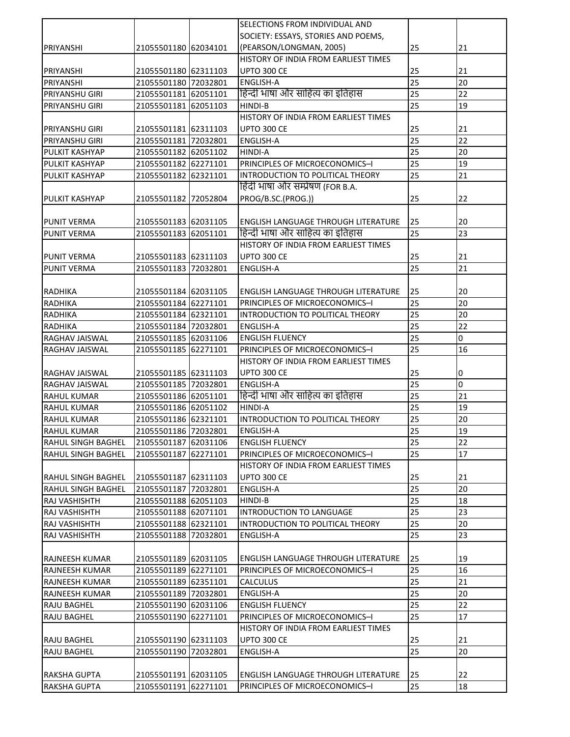| | | | | | |
|---|---|---|---|---|---|
| PRIYANSHI | 21055501180 | 62034101 | SELECTIONS FROM INDIVIDUAL AND SOCIETY: ESSAYS, STORIES AND POEMS, (PEARSON/LONGMAN, 2005) | 25 | 21 |
| PRIYANSHI | 21055501180 | 62311103 | HISTORY OF INDIA FROM EARLIEST TIMES UPTO 300 CE | 25 | 21 |
| PRIYANSHI | 21055501180 | 72032801 | ENGLISH-A | 25 | 20 |
| PRIYANSHU GIRI | 21055501181 | 62051101 | हिन्दी भाषा और साहित्य का इतिहास | 25 | 22 |
| PRIYANSHU GIRI | 21055501181 | 62051103 | HINDI-B | 25 | 19 |
| PRIYANSHU GIRI | 21055501181 | 62311103 | HISTORY OF INDIA FROM EARLIEST TIMES UPTO 300 CE | 25 | 21 |
| PRIYANSHU GIRI | 21055501181 | 72032801 | ENGLISH-A | 25 | 22 |
| PULKIT KASHYAP | 21055501182 | 62051102 | HINDI-A | 25 | 20 |
| PULKIT KASHYAP | 21055501182 | 62271101 | PRINCIPLES OF MICROECONOMICS–I | 25 | 19 |
| PULKIT KASHYAP | 21055501182 | 62321101 | INTRODUCTION TO POLITICAL THEORY | 25 | 21 |
| PULKIT KASHYAP | 21055501182 | 72052804 | हिंदी भाषा और सम्प्रेषण (FOR B.A. PROG/B.SC.(PROG.)) | 25 | 22 |
| PUNIT VERMA | 21055501183 | 62031105 | ENGLISH LANGUAGE THROUGH LITERATURE | 25 | 20 |
| PUNIT VERMA | 21055501183 | 62051101 | हिन्दी भाषा और साहित्य का इतिहास | 25 | 23 |
| PUNIT VERMA | 21055501183 | 62311103 | HISTORY OF INDIA FROM EARLIEST TIMES UPTO 300 CE | 25 | 21 |
| PUNIT VERMA | 21055501183 | 72032801 | ENGLISH-A | 25 | 21 |
| RADHIKA | 21055501184 | 62031105 | ENGLISH LANGUAGE THROUGH LITERATURE | 25 | 20 |
| RADHIKA | 21055501184 | 62271101 | PRINCIPLES OF MICROECONOMICS–I | 25 | 20 |
| RADHIKA | 21055501184 | 62321101 | INTRODUCTION TO POLITICAL THEORY | 25 | 20 |
| RADHIKA | 21055501184 | 72032801 | ENGLISH-A | 25 | 22 |
| RAGHAV JAISWAL | 21055501185 | 62031106 | ENGLISH FLUENCY | 25 | 0 |
| RAGHAV JAISWAL | 21055501185 | 62271101 | PRINCIPLES OF MICROECONOMICS–I | 25 | 16 |
| RAGHAV JAISWAL | 21055501185 | 62311103 | HISTORY OF INDIA FROM EARLIEST TIMES UPTO 300 CE | 25 | 0 |
| RAGHAV JAISWAL | 21055501185 | 72032801 | ENGLISH-A | 25 | 0 |
| RAHUL KUMAR | 21055501186 | 62051101 | हिन्दी भाषा और साहित्य का इतिहास | 25 | 21 |
| RAHUL KUMAR | 21055501186 | 62051102 | HINDI-A | 25 | 19 |
| RAHUL KUMAR | 21055501186 | 62321101 | INTRODUCTION TO POLITICAL THEORY | 25 | 20 |
| RAHUL KUMAR | 21055501186 | 72032801 | ENGLISH-A | 25 | 19 |
| RAHUL SINGH BAGHEL | 21055501187 | 62031106 | ENGLISH FLUENCY | 25 | 22 |
| RAHUL SINGH BAGHEL | 21055501187 | 62271101 | PRINCIPLES OF MICROECONOMICS–I | 25 | 17 |
| RAHUL SINGH BAGHEL | 21055501187 | 62311103 | HISTORY OF INDIA FROM EARLIEST TIMES UPTO 300 CE | 25 | 21 |
| RAHUL SINGH BAGHEL | 21055501187 | 72032801 | ENGLISH-A | 25 | 20 |
| RAJ VASHISHTH | 21055501188 | 62051103 | HINDI-B | 25 | 18 |
| RAJ VASHISHTH | 21055501188 | 62071101 | INTRODUCTION TO LANGUAGE | 25 | 23 |
| RAJ VASHISHTH | 21055501188 | 62321101 | INTRODUCTION TO POLITICAL THEORY | 25 | 20 |
| RAJ VASHISHTH | 21055501188 | 72032801 | ENGLISH-A | 25 | 23 |
| RAJNEESH KUMAR | 21055501189 | 62031105 | ENGLISH LANGUAGE THROUGH LITERATURE | 25 | 19 |
| RAJNEESH KUMAR | 21055501189 | 62271101 | PRINCIPLES OF MICROECONOMICS–I | 25 | 16 |
| RAJNEESH KUMAR | 21055501189 | 62351101 | CALCULUS | 25 | 21 |
| RAJNEESH KUMAR | 21055501189 | 72032801 | ENGLISH-A | 25 | 20 |
| RAJU BAGHEL | 21055501190 | 62031106 | ENGLISH FLUENCY | 25 | 22 |
| RAJU BAGHEL | 21055501190 | 62271101 | PRINCIPLES OF MICROECONOMICS–I | 25 | 17 |
| RAJU BAGHEL | 21055501190 | 62311103 | HISTORY OF INDIA FROM EARLIEST TIMES UPTO 300 CE | 25 | 21 |
| RAJU BAGHEL | 21055501190 | 72032801 | ENGLISH-A | 25 | 20 |
| RAKSHA GUPTA | 21055501191 | 62031105 | ENGLISH LANGUAGE THROUGH LITERATURE | 25 | 22 |
| RAKSHA GUPTA | 21055501191 | 62271101 | PRINCIPLES OF MICROECONOMICS–I | 25 | 18 |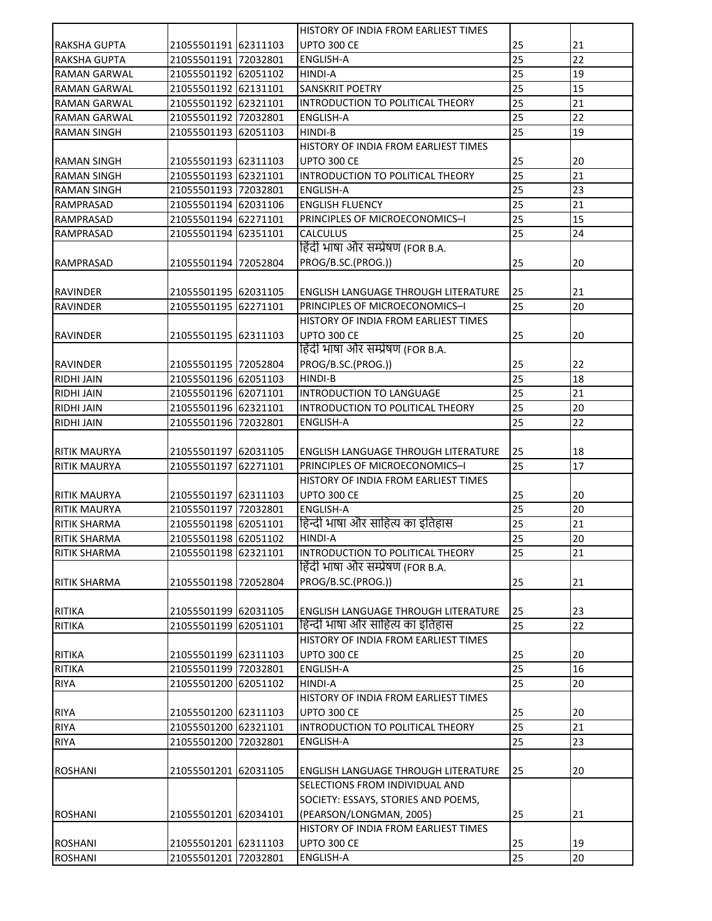| | | | | | |
|---|---|---|---|---|---|
| RAKSHA GUPTA | 21055501191 | 62311103 | HISTORY OF INDIA FROM EARLIEST TIMES UPTO 300 CE | 25 | 21 |
| RAKSHA GUPTA | 21055501191 | 72032801 | ENGLISH-A | 25 | 22 |
| RAMAN GARWAL | 21055501192 | 62051102 | HINDI-A | 25 | 19 |
| RAMAN GARWAL | 21055501192 | 62131101 | SANSKRIT POETRY | 25 | 15 |
| RAMAN GARWAL | 21055501192 | 62321101 | INTRODUCTION TO POLITICAL THEORY | 25 | 21 |
| RAMAN GARWAL | 21055501192 | 72032801 | ENGLISH-A | 25 | 22 |
| RAMAN SINGH | 21055501193 | 62051103 | HINDI-B | 25 | 19 |
| RAMAN SINGH | 21055501193 | 62311103 | HISTORY OF INDIA FROM EARLIEST TIMES UPTO 300 CE | 25 | 20 |
| RAMAN SINGH | 21055501193 | 62321101 | INTRODUCTION TO POLITICAL THEORY | 25 | 21 |
| RAMAN SINGH | 21055501193 | 72032801 | ENGLISH-A | 25 | 23 |
| RAMPRASAD | 21055501194 | 62031106 | ENGLISH FLUENCY | 25 | 21 |
| RAMPRASAD | 21055501194 | 62271101 | PRINCIPLES OF MICROECONOMICS–I | 25 | 15 |
| RAMPRASAD | 21055501194 | 62351101 | CALCULUS | 25 | 24 |
| RAMPRASAD | 21055501194 | 72052804 | हिंदी भाषा और सम्प्रेषण (FOR B.A. PROG/B.SC.(PROG.)) | 25 | 20 |
| RAVINDER | 21055501195 | 62031105 | ENGLISH LANGUAGE THROUGH LITERATURE | 25 | 21 |
| RAVINDER | 21055501195 | 62271101 | PRINCIPLES OF MICROECONOMICS–I | 25 | 20 |
| RAVINDER | 21055501195 | 62311103 | HISTORY OF INDIA FROM EARLIEST TIMES UPTO 300 CE | 25 | 20 |
| RAVINDER | 21055501195 | 72052804 | हिंदी भाषा और सम्प्रेषण (FOR B.A. PROG/B.SC.(PROG.)) | 25 | 22 |
| RIDHI JAIN | 21055501196 | 62051103 | HINDI-B | 25 | 18 |
| RIDHI JAIN | 21055501196 | 62071101 | INTRODUCTION TO LANGUAGE | 25 | 21 |
| RIDHI JAIN | 21055501196 | 62321101 | INTRODUCTION TO POLITICAL THEORY | 25 | 20 |
| RIDHI JAIN | 21055501196 | 72032801 | ENGLISH-A | 25 | 22 |
| RITIK MAURYA | 21055501197 | 62031105 | ENGLISH LANGUAGE THROUGH LITERATURE | 25 | 18 |
| RITIK MAURYA | 21055501197 | 62271101 | PRINCIPLES OF MICROECONOMICS–I | 25 | 17 |
| RITIK MAURYA | 21055501197 | 62311103 | HISTORY OF INDIA FROM EARLIEST TIMES UPTO 300 CE | 25 | 20 |
| RITIK MAURYA | 21055501197 | 72032801 | ENGLISH-A | 25 | 20 |
| RITIK SHARMA | 21055501198 | 62051101 | हिन्दी भाषा और साहित्य का इतिहास | 25 | 21 |
| RITIK SHARMA | 21055501198 | 62051102 | HINDI-A | 25 | 20 |
| RITIK SHARMA | 21055501198 | 62321101 | INTRODUCTION TO POLITICAL THEORY | 25 | 21 |
| RITIK SHARMA | 21055501198 | 72052804 | हिंदी भाषा और सम्प्रेषण (FOR B.A. PROG/B.SC.(PROG.)) | 25 | 21 |
| RITIKA | 21055501199 | 62031105 | ENGLISH LANGUAGE THROUGH LITERATURE | 25 | 23 |
| RITIKA | 21055501199 | 62051101 | हिन्दी भाषा और साहित्य का इतिहास | 25 | 22 |
| RITIKA | 21055501199 | 62311103 | HISTORY OF INDIA FROM EARLIEST TIMES UPTO 300 CE | 25 | 20 |
| RITIKA | 21055501199 | 72032801 | ENGLISH-A | 25 | 16 |
| RIYA | 21055501200 | 62051102 | HINDI-A | 25 | 20 |
| RIYA | 21055501200 | 62311103 | HISTORY OF INDIA FROM EARLIEST TIMES UPTO 300 CE | 25 | 20 |
| RIYA | 21055501200 | 62321101 | INTRODUCTION TO POLITICAL THEORY | 25 | 21 |
| RIYA | 21055501200 | 72032801 | ENGLISH-A | 25 | 23 |
| ROSHANI | 21055501201 | 62031105 | ENGLISH LANGUAGE THROUGH LITERATURE | 25 | 20 |
| ROSHANI | 21055501201 | 62034101 | SELECTIONS FROM INDIVIDUAL AND SOCIETY: ESSAYS, STORIES AND POEMS, (PEARSON/LONGMAN, 2005) | 25 | 21 |
| ROSHANI | 21055501201 | 62311103 | HISTORY OF INDIA FROM EARLIEST TIMES UPTO 300 CE | 25 | 19 |
| ROSHANI | 21055501201 | 72032801 | ENGLISH-A | 25 | 20 |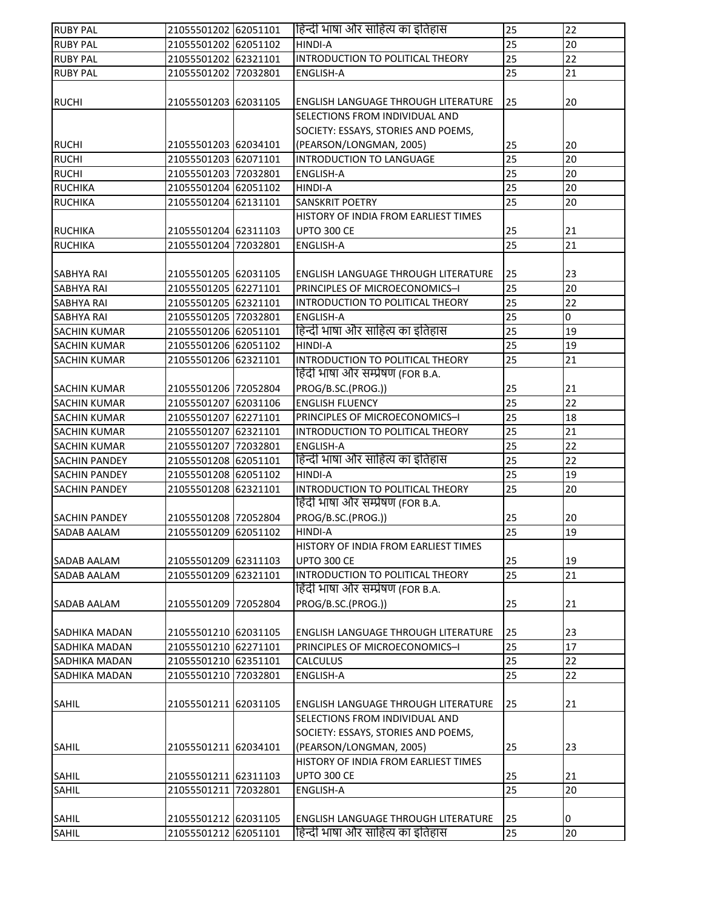| RUBY PAL | 21055501202 | 62051101 | हिन्दी भाषा और साहित्य का इतिहास | 25 | 22 |
|---|---|---|---|---|---|
| RUBY PAL | 21055501202 | 62051102 | HINDI-A | 25 | 20 |
| RUBY PAL | 21055501202 | 62321101 | INTRODUCTION TO POLITICAL THEORY | 25 | 22 |
| RUBY PAL | 21055501202 | 72032801 | ENGLISH-A | 25 | 21 |
| RUCHI | 21055501203 | 62031105 | ENGLISH LANGUAGE THROUGH LITERATURE | 25 | 20 |
| RUCHI | 21055501203 | 62034101 | SELECTIONS FROM INDIVIDUAL AND SOCIETY: ESSAYS, STORIES AND POEMS, (PEARSON/LONGMAN, 2005) | 25 | 20 |
| RUCHI | 21055501203 | 62071101 | INTRODUCTION TO LANGUAGE | 25 | 20 |
| RUCHI | 21055501203 | 72032801 | ENGLISH-A | 25 | 20 |
| RUCHIKA | 21055501204 | 62051102 | HINDI-A | 25 | 20 |
| RUCHIKA | 21055501204 | 62131101 | SANSKRIT POETRY | 25 | 20 |
| RUCHIKA | 21055501204 | 62311103 | HISTORY OF INDIA FROM EARLIEST TIMES UPTO 300 CE | 25 | 21 |
| RUCHIKA | 21055501204 | 72032801 | ENGLISH-A | 25 | 21 |
| SABHYA RAI | 21055501205 | 62031105 | ENGLISH LANGUAGE THROUGH LITERATURE | 25 | 23 |
| SABHYA RAI | 21055501205 | 62271101 | PRINCIPLES OF MICROECONOMICS–I | 25 | 20 |
| SABHYA RAI | 21055501205 | 62321101 | INTRODUCTION TO POLITICAL THEORY | 25 | 22 |
| SABHYA RAI | 21055501205 | 72032801 | ENGLISH-A | 25 | 0 |
| SACHIN KUMAR | 21055501206 | 62051101 | हिन्दी भाषा और साहित्य का इतिहास | 25 | 19 |
| SACHIN KUMAR | 21055501206 | 62051102 | HINDI-A | 25 | 19 |
| SACHIN KUMAR | 21055501206 | 62321101 | INTRODUCTION TO POLITICAL THEORY | 25 | 21 |
| SACHIN KUMAR | 21055501206 | 72052804 | हिंदी भाषा और सम्प्रेषण (FOR B.A. PROG/B.SC.(PROG.)) | 25 | 21 |
| SACHIN KUMAR | 21055501207 | 62031106 | ENGLISH FLUENCY | 25 | 22 |
| SACHIN KUMAR | 21055501207 | 62271101 | PRINCIPLES OF MICROECONOMICS–I | 25 | 18 |
| SACHIN KUMAR | 21055501207 | 62321101 | INTRODUCTION TO POLITICAL THEORY | 25 | 21 |
| SACHIN KUMAR | 21055501207 | 72032801 | ENGLISH-A | 25 | 22 |
| SACHIN PANDEY | 21055501208 | 62051101 | हिन्दी भाषा और साहित्य का इतिहास | 25 | 22 |
| SACHIN PANDEY | 21055501208 | 62051102 | HINDI-A | 25 | 19 |
| SACHIN PANDEY | 21055501208 | 62321101 | INTRODUCTION TO POLITICAL THEORY | 25 | 20 |
| SACHIN PANDEY | 21055501208 | 72052804 | हिंदी भाषा और सम्प्रेषण (FOR B.A. PROG/B.SC.(PROG.)) | 25 | 20 |
| SADAB AALAM | 21055501209 | 62051102 | HINDI-A | 25 | 19 |
| SADAB AALAM | 21055501209 | 62311103 | HISTORY OF INDIA FROM EARLIEST TIMES UPTO 300 CE | 25 | 19 |
| SADAB AALAM | 21055501209 | 62321101 | INTRODUCTION TO POLITICAL THEORY | 25 | 21 |
| SADAB AALAM | 21055501209 | 72052804 | हिंदी भाषा और सम्प्रेषण (FOR B.A. PROG/B.SC.(PROG.)) | 25 | 21 |
| SADHIKA MADAN | 21055501210 | 62031105 | ENGLISH LANGUAGE THROUGH LITERATURE | 25 | 23 |
| SADHIKA MADAN | 21055501210 | 62271101 | PRINCIPLES OF MICROECONOMICS–I | 25 | 17 |
| SADHIKA MADAN | 21055501210 | 62351101 | CALCULUS | 25 | 22 |
| SADHIKA MADAN | 21055501210 | 72032801 | ENGLISH-A | 25 | 22 |
| SAHIL | 21055501211 | 62031105 | ENGLISH LANGUAGE THROUGH LITERATURE | 25 | 21 |
| SAHIL | 21055501211 | 62034101 | SELECTIONS FROM INDIVIDUAL AND SOCIETY: ESSAYS, STORIES AND POEMS, (PEARSON/LONGMAN, 2005) | 25 | 23 |
| SAHIL | 21055501211 | 62311103 | HISTORY OF INDIA FROM EARLIEST TIMES UPTO 300 CE | 25 | 21 |
| SAHIL | 21055501211 | 72032801 | ENGLISH-A | 25 | 20 |
| SAHIL | 21055501212 | 62031105 | ENGLISH LANGUAGE THROUGH LITERATURE | 25 | 0 |
| SAHIL | 21055501212 | 62051101 | हिन्दी भाषा और साहित्य का इतिहास | 25 | 20 |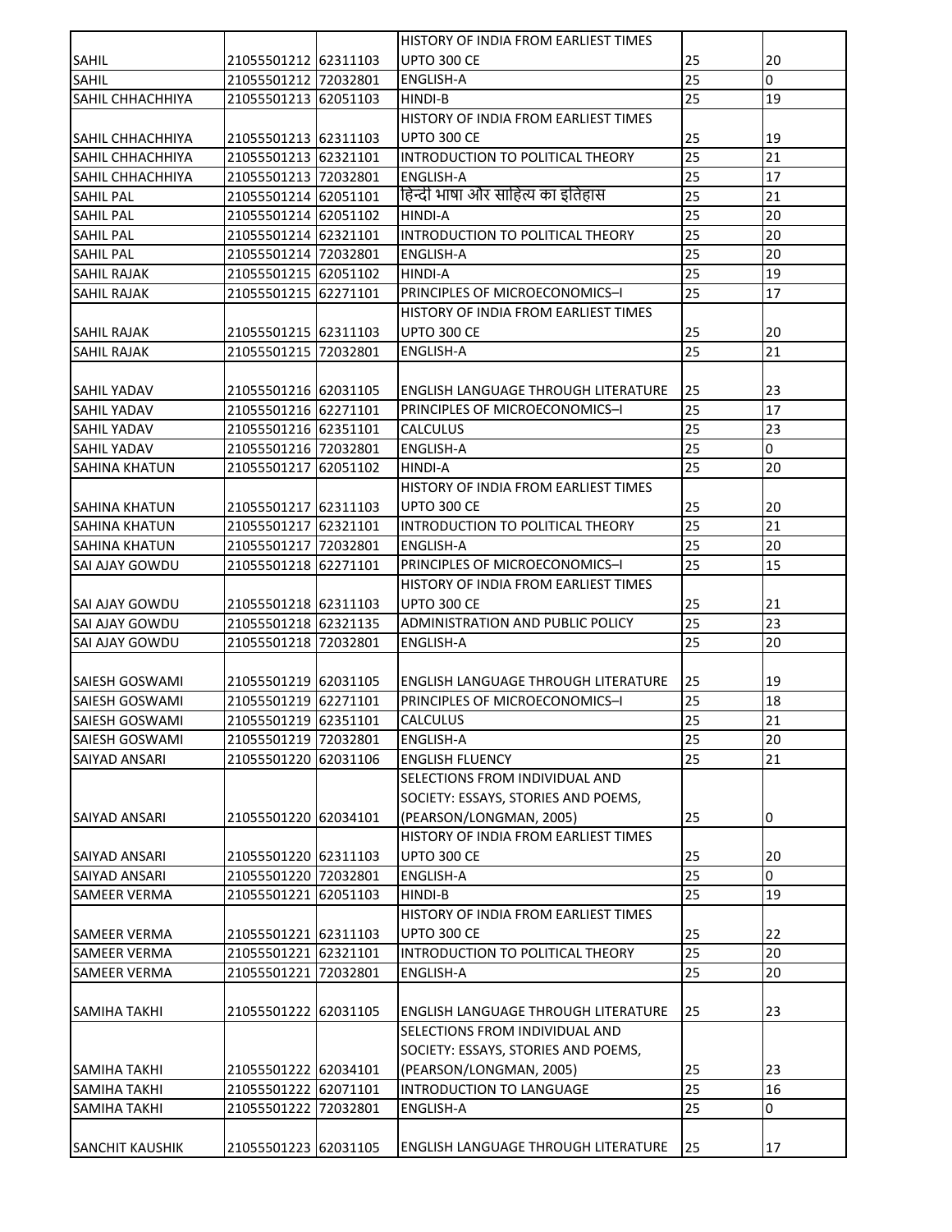| | | | | | |
|---|---|---|---|---|---|
| SAHIL | 21055501212 | 62311103 | HISTORY OF INDIA FROM EARLIEST TIMES UPTO 300 CE | 25 | 20 |
| SAHIL | 21055501212 | 72032801 | ENGLISH-A | 25 | 0 |
| SAHIL CHHACHHIYA | 21055501213 | 62051103 | HINDI-B | 25 | 19 |
| SAHIL CHHACHHIYA | 21055501213 | 62311103 | HISTORY OF INDIA FROM EARLIEST TIMES UPTO 300 CE | 25 | 19 |
| SAHIL CHHACHHIYA | 21055501213 | 62321101 | INTRODUCTION TO POLITICAL THEORY | 25 | 21 |
| SAHIL CHHACHHIYA | 21055501213 | 72032801 | ENGLISH-A | 25 | 17 |
| SAHIL PAL | 21055501214 | 62051101 | हिन्दी भाषा और साहित्य का इतिहास | 25 | 21 |
| SAHIL PAL | 21055501214 | 62051102 | HINDI-A | 25 | 20 |
| SAHIL PAL | 21055501214 | 62321101 | INTRODUCTION TO POLITICAL THEORY | 25 | 20 |
| SAHIL PAL | 21055501214 | 72032801 | ENGLISH-A | 25 | 20 |
| SAHIL RAJAK | 21055501215 | 62051102 | HINDI-A | 25 | 19 |
| SAHIL RAJAK | 21055501215 | 62271101 | PRINCIPLES OF MICROECONOMICS–I | 25 | 17 |
| SAHIL RAJAK | 21055501215 | 62311103 | HISTORY OF INDIA FROM EARLIEST TIMES UPTO 300 CE | 25 | 20 |
| SAHIL RAJAK | 21055501215 | 72032801 | ENGLISH-A | 25 | 21 |
| SAHIL YADAV | 21055501216 | 62031105 | ENGLISH LANGUAGE THROUGH LITERATURE | 25 | 23 |
| SAHIL YADAV | 21055501216 | 62271101 | PRINCIPLES OF MICROECONOMICS–I | 25 | 17 |
| SAHIL YADAV | 21055501216 | 62351101 | CALCULUS | 25 | 23 |
| SAHIL YADAV | 21055501216 | 72032801 | ENGLISH-A | 25 | 0 |
| SAHINA KHATUN | 21055501217 | 62051102 | HINDI-A | 25 | 20 |
| SAHINA KHATUN | 21055501217 | 62311103 | HISTORY OF INDIA FROM EARLIEST TIMES UPTO 300 CE | 25 | 20 |
| SAHINA KHATUN | 21055501217 | 62321101 | INTRODUCTION TO POLITICAL THEORY | 25 | 21 |
| SAHINA KHATUN | 21055501217 | 72032801 | ENGLISH-A | 25 | 20 |
| SAI AJAY GOWDU | 21055501218 | 62271101 | PRINCIPLES OF MICROECONOMICS–I | 25 | 15 |
| SAI AJAY GOWDU | 21055501218 | 62311103 | HISTORY OF INDIA FROM EARLIEST TIMES UPTO 300 CE | 25 | 21 |
| SAI AJAY GOWDU | 21055501218 | 62321135 | ADMINISTRATION AND PUBLIC POLICY | 25 | 23 |
| SAI AJAY GOWDU | 21055501218 | 72032801 | ENGLISH-A | 25 | 20 |
| SAIESH GOSWAMI | 21055501219 | 62031105 | ENGLISH LANGUAGE THROUGH LITERATURE | 25 | 19 |
| SAIESH GOSWAMI | 21055501219 | 62271101 | PRINCIPLES OF MICROECONOMICS–I | 25 | 18 |
| SAIESH GOSWAMI | 21055501219 | 62351101 | CALCULUS | 25 | 21 |
| SAIESH GOSWAMI | 21055501219 | 72032801 | ENGLISH-A | 25 | 20 |
| SAIYAD ANSARI | 21055501220 | 62031106 | ENGLISH FLUENCY | 25 | 21 |
| SAIYAD ANSARI | 21055501220 | 62034101 | SELECTIONS FROM INDIVIDUAL AND SOCIETY: ESSAYS, STORIES AND POEMS, (PEARSON/LONGMAN, 2005) | 25 | 0 |
| SAIYAD ANSARI | 21055501220 | 62311103 | HISTORY OF INDIA FROM EARLIEST TIMES UPTO 300 CE | 25 | 20 |
| SAIYAD ANSARI | 21055501220 | 72032801 | ENGLISH-A | 25 | 0 |
| SAMEER VERMA | 21055501221 | 62051103 | HINDI-B | 25 | 19 |
| SAMEER VERMA | 21055501221 | 62311103 | HISTORY OF INDIA FROM EARLIEST TIMES UPTO 300 CE | 25 | 22 |
| SAMEER VERMA | 21055501221 | 62321101 | INTRODUCTION TO POLITICAL THEORY | 25 | 20 |
| SAMEER VERMA | 21055501221 | 72032801 | ENGLISH-A | 25 | 20 |
| SAMIHA TAKHI | 21055501222 | 62031105 | ENGLISH LANGUAGE THROUGH LITERATURE | 25 | 23 |
| SAMIHA TAKHI | 21055501222 | 62034101 | SELECTIONS FROM INDIVIDUAL AND SOCIETY: ESSAYS, STORIES AND POEMS, (PEARSON/LONGMAN, 2005) | 25 | 23 |
| SAMIHA TAKHI | 21055501222 | 62071101 | INTRODUCTION TO LANGUAGE | 25 | 16 |
| SAMIHA TAKHI | 21055501222 | 72032801 | ENGLISH-A | 25 | 0 |
| SANCHIT KAUSHIK | 21055501223 | 62031105 | ENGLISH LANGUAGE THROUGH LITERATURE | 25 | 17 |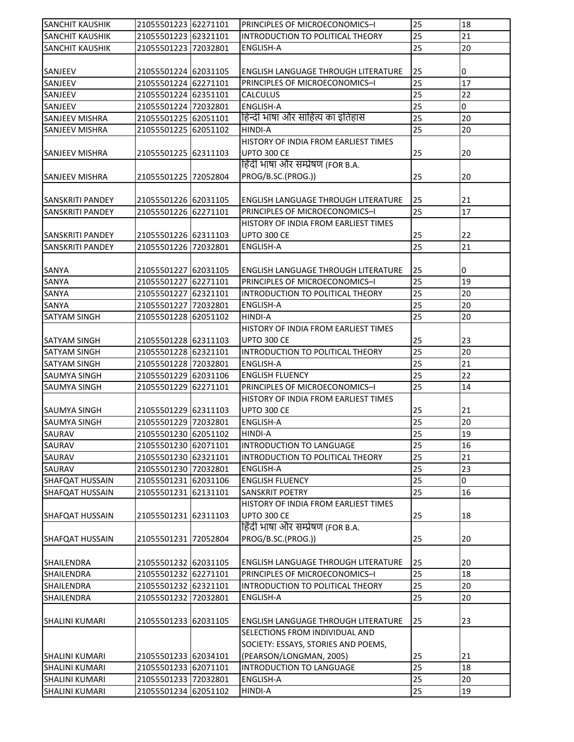| SANCHIT KAUSHIK | 21055501223 | 62271101 | PRINCIPLES OF MICROECONOMICS–I | 25 | 18 |
|---|---|---|---|---|---|
| SANCHIT KAUSHIK | 21055501223 | 62321101 | INTRODUCTION TO POLITICAL THEORY | 25 | 21 |
| SANCHIT KAUSHIK | 21055501223 | 72032801 | ENGLISH-A | 25 | 20 |
| SANJEEV | 21055501224 | 62031105 | ENGLISH LANGUAGE THROUGH LITERATURE | 25 | 0 |
| SANJEEV | 21055501224 | 62271101 | PRINCIPLES OF MICROECONOMICS–I | 25 | 17 |
| SANJEEV | 21055501224 | 62351101 | CALCULUS | 25 | 22 |
| SANJEEV | 21055501224 | 72032801 | ENGLISH-A | 25 | 0 |
| SANJEEV MISHRA | 21055501225 | 62051101 | हिन्दी भाषा और साहित्य का इतिहास | 25 | 20 |
| SANJEEV MISHRA | 21055501225 | 62051102 | HINDI-A | 25 | 20 |
| SANJEEV MISHRA | 21055501225 | 62311103 | HISTORY OF INDIA FROM EARLIEST TIMES UPTO 300 CE | 25 | 20 |
| SANJEEV MISHRA | 21055501225 | 72052804 | हिंदी भाषा और सम्प्रेषण (FOR B.A. PROG/B.SC.(PROG.)) | 25 | 20 |
| SANSKRITI PANDEY | 21055501226 | 62031105 | ENGLISH LANGUAGE THROUGH LITERATURE | 25 | 21 |
| SANSKRITI PANDEY | 21055501226 | 62271101 | PRINCIPLES OF MICROECONOMICS–I | 25 | 17 |
| SANSKRITI PANDEY | 21055501226 | 62311103 | HISTORY OF INDIA FROM EARLIEST TIMES UPTO 300 CE | 25 | 22 |
| SANSKRITI PANDEY | 21055501226 | 72032801 | ENGLISH-A | 25 | 21 |
| SANYA | 21055501227 | 62031105 | ENGLISH LANGUAGE THROUGH LITERATURE | 25 | 0 |
| SANYA | 21055501227 | 62271101 | PRINCIPLES OF MICROECONOMICS–I | 25 | 19 |
| SANYA | 21055501227 | 62321101 | INTRODUCTION TO POLITICAL THEORY | 25 | 20 |
| SANYA | 21055501227 | 72032801 | ENGLISH-A | 25 | 20 |
| SATYAM SINGH | 21055501228 | 62051102 | HINDI-A | 25 | 20 |
| SATYAM SINGH | 21055501228 | 62311103 | HISTORY OF INDIA FROM EARLIEST TIMES UPTO 300 CE | 25 | 23 |
| SATYAM SINGH | 21055501228 | 62321101 | INTRODUCTION TO POLITICAL THEORY | 25 | 20 |
| SATYAM SINGH | 21055501228 | 72032801 | ENGLISH-A | 25 | 21 |
| SAUMYA SINGH | 21055501229 | 62031106 | ENGLISH FLUENCY | 25 | 22 |
| SAUMYA SINGH | 21055501229 | 62271101 | PRINCIPLES OF MICROECONOMICS–I | 25 | 14 |
| SAUMYA SINGH | 21055501229 | 62311103 | HISTORY OF INDIA FROM EARLIEST TIMES UPTO 300 CE | 25 | 21 |
| SAUMYA SINGH | 21055501229 | 72032801 | ENGLISH-A | 25 | 20 |
| SAURAV | 21055501230 | 62051102 | HINDI-A | 25 | 19 |
| SAURAV | 21055501230 | 62071101 | INTRODUCTION TO LANGUAGE | 25 | 16 |
| SAURAV | 21055501230 | 62321101 | INTRODUCTION TO POLITICAL THEORY | 25 | 21 |
| SAURAV | 21055501230 | 72032801 | ENGLISH-A | 25 | 23 |
| SHAFQAT HUSSAIN | 21055501231 | 62031106 | ENGLISH FLUENCY | 25 | 0 |
| SHAFQAT HUSSAIN | 21055501231 | 62131101 | SANSKRIT POETRY | 25 | 16 |
| SHAFQAT HUSSAIN | 21055501231 | 62311103 | HISTORY OF INDIA FROM EARLIEST TIMES UPTO 300 CE | 25 | 18 |
| SHAFQAT HUSSAIN | 21055501231 | 72052804 | हिंदी भाषा और सम्प्रेषण (FOR B.A. PROG/B.SC.(PROG.)) | 25 | 20 |
| SHAILENDRA | 21055501232 | 62031105 | ENGLISH LANGUAGE THROUGH LITERATURE | 25 | 20 |
| SHAILENDRA | 21055501232 | 62271101 | PRINCIPLES OF MICROECONOMICS–I | 25 | 18 |
| SHAILENDRA | 21055501232 | 62321101 | INTRODUCTION TO POLITICAL THEORY | 25 | 20 |
| SHAILENDRA | 21055501232 | 72032801 | ENGLISH-A | 25 | 20 |
| SHALINI KUMARI | 21055501233 | 62031105 | ENGLISH LANGUAGE THROUGH LITERATURE | 25 | 23 |
| SHALINI KUMARI | 21055501233 | 62034101 | SELECTIONS FROM INDIVIDUAL AND SOCIETY: ESSAYS, STORIES AND POEMS, (PEARSON/LONGMAN, 2005) | 25 | 21 |
| SHALINI KUMARI | 21055501233 | 62071101 | INTRODUCTION TO LANGUAGE | 25 | 18 |
| SHALINI KUMARI | 21055501233 | 72032801 | ENGLISH-A | 25 | 20 |
| SHALINI KUMARI | 21055501234 | 62051102 | HINDI-A | 25 | 19 |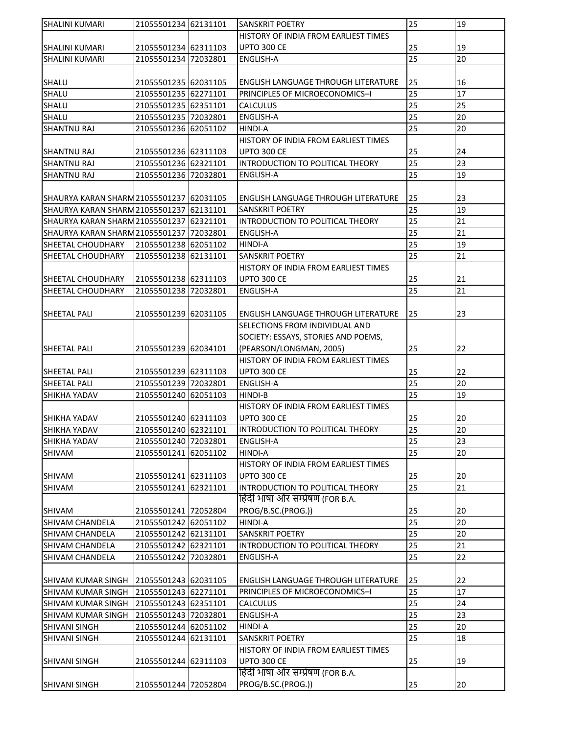| SHALINI KUMARI | 21055501234 | 62131101 | SANSKRIT POETRY | 25 | 19 |
|---|---|---|---|---|---|
| SHALINI KUMARI | 21055501234 | 62311103 | HISTORY OF INDIA FROM EARLIEST TIMES UPTO 300 CE | 25 | 19 |
| SHALINI KUMARI | 21055501234 | 72032801 | ENGLISH-A | 25 | 20 |
| SHALU | 21055501235 | 62031105 | ENGLISH LANGUAGE THROUGH LITERATURE | 25 | 16 |
| SHALU | 21055501235 | 62271101 | PRINCIPLES OF MICROECONOMICS–I | 25 | 17 |
| SHALU | 21055501235 | 62351101 | CALCULUS | 25 | 25 |
| SHALU | 21055501235 | 72032801 | ENGLISH-A | 25 | 20 |
| SHANTNU RAJ | 21055501236 | 62051102 | HINDI-A | 25 | 20 |
| SHANTNU RAJ | 21055501236 | 62311103 | HISTORY OF INDIA FROM EARLIEST TIMES UPTO 300 CE | 25 | 24 |
| SHANTNU RAJ | 21055501236 | 62321101 | INTRODUCTION TO POLITICAL THEORY | 25 | 23 |
| SHANTNU RAJ | 21055501236 | 72032801 | ENGLISH-A | 25 | 19 |
| SHAURYA KARAN SHARM | 21055501237 | 62031105 | ENGLISH LANGUAGE THROUGH LITERATURE | 25 | 23 |
| SHAURYA KARAN SHARM | 21055501237 | 62131101 | SANSKRIT POETRY | 25 | 19 |
| SHAURYA KARAN SHARM | 21055501237 | 62321101 | INTRODUCTION TO POLITICAL THEORY | 25 | 21 |
| SHAURYA KARAN SHARM | 21055501237 | 72032801 | ENGLISH-A | 25 | 21 |
| SHEETAL CHOUDHARY | 21055501238 | 62051102 | HINDI-A | 25 | 19 |
| SHEETAL CHOUDHARY | 21055501238 | 62131101 | SANSKRIT POETRY | 25 | 21 |
| SHEETAL CHOUDHARY | 21055501238 | 62311103 | HISTORY OF INDIA FROM EARLIEST TIMES UPTO 300 CE | 25 | 21 |
| SHEETAL CHOUDHARY | 21055501238 | 72032801 | ENGLISH-A | 25 | 21 |
| SHEETAL PALI | 21055501239 | 62031105 | ENGLISH LANGUAGE THROUGH LITERATURE | 25 | 23 |
| SHEETAL PALI | 21055501239 | 62034101 | SELECTIONS FROM INDIVIDUAL AND SOCIETY: ESSAYS, STORIES AND POEMS, (PEARSON/LONGMAN, 2005) | 25 | 22 |
| SHEETAL PALI | 21055501239 | 62311103 | HISTORY OF INDIA FROM EARLIEST TIMES UPTO 300 CE | 25 | 22 |
| SHEETAL PALI | 21055501239 | 72032801 | ENGLISH-A | 25 | 20 |
| SHIKHA YADAV | 21055501240 | 62051103 | HINDI-B | 25 | 19 |
| SHIKHA YADAV | 21055501240 | 62311103 | HISTORY OF INDIA FROM EARLIEST TIMES UPTO 300 CE | 25 | 20 |
| SHIKHA YADAV | 21055501240 | 62321101 | INTRODUCTION TO POLITICAL THEORY | 25 | 20 |
| SHIKHA YADAV | 21055501240 | 72032801 | ENGLISH-A | 25 | 23 |
| SHIVAM | 21055501241 | 62051102 | HINDI-A | 25 | 20 |
| SHIVAM | 21055501241 | 62311103 | HISTORY OF INDIA FROM EARLIEST TIMES UPTO 300 CE | 25 | 20 |
| SHIVAM | 21055501241 | 62321101 | INTRODUCTION TO POLITICAL THEORY | 25 | 21 |
| SHIVAM | 21055501241 | 72052804 | हिंदी भाषा और सम्प्रेषण (FOR B.A. PROG/B.SC.(PROG.)) | 25 | 20 |
| SHIVAM CHANDELA | 21055501242 | 62051102 | HINDI-A | 25 | 20 |
| SHIVAM CHANDELA | 21055501242 | 62131101 | SANSKRIT POETRY | 25 | 20 |
| SHIVAM CHANDELA | 21055501242 | 62321101 | INTRODUCTION TO POLITICAL THEORY | 25 | 21 |
| SHIVAM CHANDELA | 21055501242 | 72032801 | ENGLISH-A | 25 | 22 |
| SHIVAM KUMAR SINGH | 21055501243 | 62031105 | ENGLISH LANGUAGE THROUGH LITERATURE | 25 | 22 |
| SHIVAM KUMAR SINGH | 21055501243 | 62271101 | PRINCIPLES OF MICROECONOMICS–I | 25 | 17 |
| SHIVAM KUMAR SINGH | 21055501243 | 62351101 | CALCULUS | 25 | 24 |
| SHIVAM KUMAR SINGH | 21055501243 | 72032801 | ENGLISH-A | 25 | 23 |
| SHIVANI SINGH | 21055501244 | 62051102 | HINDI-A | 25 | 20 |
| SHIVANI SINGH | 21055501244 | 62131101 | SANSKRIT POETRY | 25 | 18 |
| SHIVANI SINGH | 21055501244 | 62311103 | HISTORY OF INDIA FROM EARLIEST TIMES UPTO 300 CE | 25 | 19 |
| SHIVANI SINGH | 21055501244 | 72052804 | हिंदी भाषा और सम्प्रेषण (FOR B.A. PROG/B.SC.(PROG.)) | 25 | 20 |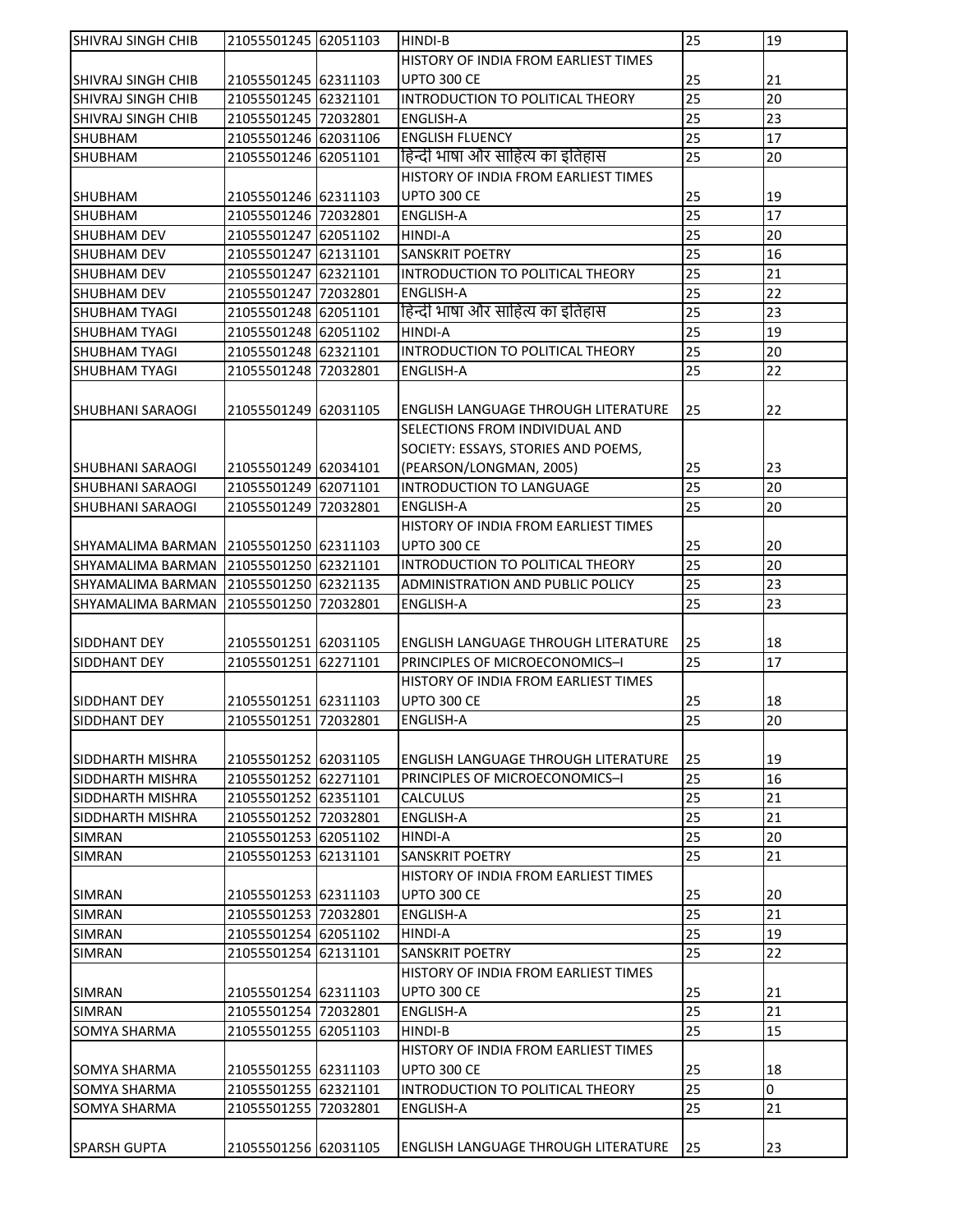| SHIVRAJ SINGH CHIB | 21055501245 | 62051103 | HINDI-B | 25 | 19 |
|---|---|---|---|---|---|
| SHIVRAJ SINGH CHIB | 21055501245 | 62311103 | HISTORY OF INDIA FROM EARLIEST TIMES UPTO 300 CE | 25 | 21 |
| SHIVRAJ SINGH CHIB | 21055501245 | 62321101 | INTRODUCTION TO POLITICAL THEORY | 25 | 20 |
| SHIVRAJ SINGH CHIB | 21055501245 | 72032801 | ENGLISH-A | 25 | 23 |
| SHUBHAM | 21055501246 | 62031106 | ENGLISH FLUENCY | 25 | 17 |
| SHUBHAM | 21055501246 | 62051101 | हिन्दी भाषा और साहित्य का इतिहास | 25 | 20 |
| SHUBHAM | 21055501246 | 62311103 | HISTORY OF INDIA FROM EARLIEST TIMES UPTO 300 CE | 25 | 19 |
| SHUBHAM | 21055501246 | 72032801 | ENGLISH-A | 25 | 17 |
| SHUBHAM DEV | 21055501247 | 62051102 | HINDI-A | 25 | 20 |
| SHUBHAM DEV | 21055501247 | 62131101 | SANSKRIT POETRY | 25 | 16 |
| SHUBHAM DEV | 21055501247 | 62321101 | INTRODUCTION TO POLITICAL THEORY | 25 | 21 |
| SHUBHAM DEV | 21055501247 | 72032801 | ENGLISH-A | 25 | 22 |
| SHUBHAM TYAGI | 21055501248 | 62051101 | हिन्दी भाषा और साहित्य का इतिहास | 25 | 23 |
| SHUBHAM TYAGI | 21055501248 | 62051102 | HINDI-A | 25 | 19 |
| SHUBHAM TYAGI | 21055501248 | 62321101 | INTRODUCTION TO POLITICAL THEORY | 25 | 20 |
| SHUBHAM TYAGI | 21055501248 | 72032801 | ENGLISH-A | 25 | 22 |
| SHUBHANI SARAOGI | 21055501249 | 62031105 | ENGLISH LANGUAGE THROUGH LITERATURE | 25 | 22 |
| SHUBHANI SARAOGI | 21055501249 | 62034101 | SELECTIONS FROM INDIVIDUAL AND SOCIETY: ESSAYS, STORIES AND POEMS, (PEARSON/LONGMAN, 2005) | 25 | 23 |
| SHUBHANI SARAOGI | 21055501249 | 62071101 | INTRODUCTION TO LANGUAGE | 25 | 20 |
| SHUBHANI SARAOGI | 21055501249 | 72032801 | ENGLISH-A | 25 | 20 |
| SHYAMALIMA BARMAN | 21055501250 | 62311103 | HISTORY OF INDIA FROM EARLIEST TIMES UPTO 300 CE | 25 | 20 |
| SHYAMALIMA BARMAN | 21055501250 | 62321101 | INTRODUCTION TO POLITICAL THEORY | 25 | 20 |
| SHYAMALIMA BARMAN | 21055501250 | 62321135 | ADMINISTRATION AND PUBLIC POLICY | 25 | 23 |
| SHYAMALIMA BARMAN | 21055501250 | 72032801 | ENGLISH-A | 25 | 23 |
| SIDDHANT DEY | 21055501251 | 62031105 | ENGLISH LANGUAGE THROUGH LITERATURE | 25 | 18 |
| SIDDHANT DEY | 21055501251 | 62271101 | PRINCIPLES OF MICROECONOMICS–I | 25 | 17 |
| SIDDHANT DEY | 21055501251 | 62311103 | HISTORY OF INDIA FROM EARLIEST TIMES UPTO 300 CE | 25 | 18 |
| SIDDHANT DEY | 21055501251 | 72032801 | ENGLISH-A | 25 | 20 |
| SIDDHARTH MISHRA | 21055501252 | 62031105 | ENGLISH LANGUAGE THROUGH LITERATURE | 25 | 19 |
| SIDDHARTH MISHRA | 21055501252 | 62271101 | PRINCIPLES OF MICROECONOMICS–I | 25 | 16 |
| SIDDHARTH MISHRA | 21055501252 | 62351101 | CALCULUS | 25 | 21 |
| SIDDHARTH MISHRA | 21055501252 | 72032801 | ENGLISH-A | 25 | 21 |
| SIMRAN | 21055501253 | 62051102 | HINDI-A | 25 | 20 |
| SIMRAN | 21055501253 | 62131101 | SANSKRIT POETRY | 25 | 21 |
| SIMRAN | 21055501253 | 62311103 | HISTORY OF INDIA FROM EARLIEST TIMES UPTO 300 CE | 25 | 20 |
| SIMRAN | 21055501253 | 72032801 | ENGLISH-A | 25 | 21 |
| SIMRAN | 21055501254 | 62051102 | HINDI-A | 25 | 19 |
| SIMRAN | 21055501254 | 62131101 | SANSKRIT POETRY | 25 | 22 |
| SIMRAN | 21055501254 | 62311103 | HISTORY OF INDIA FROM EARLIEST TIMES UPTO 300 CE | 25 | 21 |
| SIMRAN | 21055501254 | 72032801 | ENGLISH-A | 25 | 21 |
| SOMYA SHARMA | 21055501255 | 62051103 | HINDI-B | 25 | 15 |
| SOMYA SHARMA | 21055501255 | 62311103 | HISTORY OF INDIA FROM EARLIEST TIMES UPTO 300 CE | 25 | 18 |
| SOMYA SHARMA | 21055501255 | 62321101 | INTRODUCTION TO POLITICAL THEORY | 25 | 0 |
| SOMYA SHARMA | 21055501255 | 72032801 | ENGLISH-A | 25 | 21 |
| SPARSH GUPTA | 21055501256 | 62031105 | ENGLISH LANGUAGE THROUGH LITERATURE | 25 | 23 |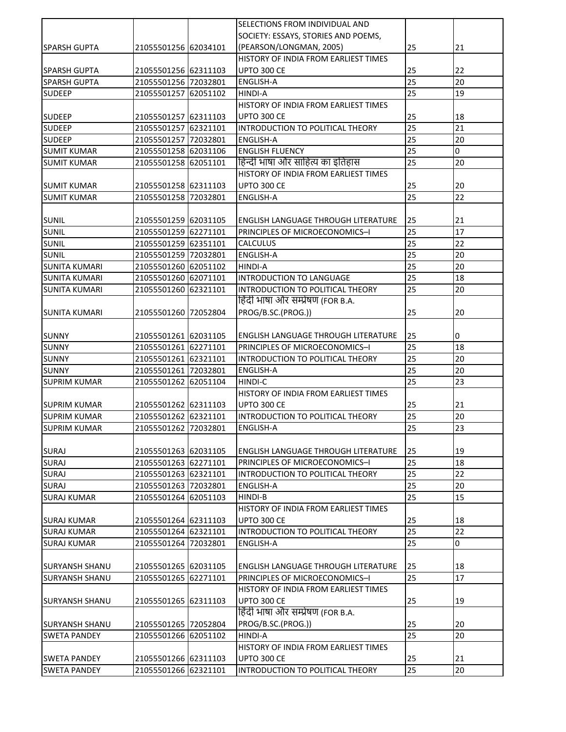| | | | | | |
|---|---|---|---|---|---|
| SPARSH GUPTA | 21055501256 | 62034101 | SELECTIONS FROM INDIVIDUAL AND SOCIETY: ESSAYS, STORIES AND POEMS, (PEARSON/LONGMAN, 2005) | 25 | 21 |
| SPARSH GUPTA | 21055501256 | 62311103 | HISTORY OF INDIA FROM EARLIEST TIMES UPTO 300 CE | 25 | 22 |
| SPARSH GUPTA | 21055501256 | 72032801 | ENGLISH-A | 25 | 20 |
| SUDEEP | 21055501257 | 62051102 | HINDI-A | 25 | 19 |
| SUDEEP | 21055501257 | 62311103 | HISTORY OF INDIA FROM EARLIEST TIMES UPTO 300 CE | 25 | 18 |
| SUDEEP | 21055501257 | 62321101 | INTRODUCTION TO POLITICAL THEORY | 25 | 21 |
| SUDEEP | 21055501257 | 72032801 | ENGLISH-A | 25 | 20 |
| SUMIT KUMAR | 21055501258 | 62031106 | ENGLISH FLUENCY | 25 | 0 |
| SUMIT KUMAR | 21055501258 | 62051101 | हिन्दी भाषा और साहित्य का इतिहास | 25 | 20 |
| SUMIT KUMAR | 21055501258 | 62311103 | HISTORY OF INDIA FROM EARLIEST TIMES UPTO 300 CE | 25 | 20 |
| SUMIT KUMAR | 21055501258 | 72032801 | ENGLISH-A | 25 | 22 |
| SUNIL | 21055501259 | 62031105 | ENGLISH LANGUAGE THROUGH LITERATURE | 25 | 21 |
| SUNIL | 21055501259 | 62271101 | PRINCIPLES OF MICROECONOMICS–I | 25 | 17 |
| SUNIL | 21055501259 | 62351101 | CALCULUS | 25 | 22 |
| SUNIL | 21055501259 | 72032801 | ENGLISH-A | 25 | 20 |
| SUNITA KUMARI | 21055501260 | 62051102 | HINDI-A | 25 | 20 |
| SUNITA KUMARI | 21055501260 | 62071101 | INTRODUCTION TO LANGUAGE | 25 | 18 |
| SUNITA KUMARI | 21055501260 | 62321101 | INTRODUCTION TO POLITICAL THEORY | 25 | 20 |
| SUNITA KUMARI | 21055501260 | 72052804 | हिंदी भाषा और सम्प्रेषण (FOR B.A. PROG/B.SC.(PROG.)) | 25 | 20 |
| SUNNY | 21055501261 | 62031105 | ENGLISH LANGUAGE THROUGH LITERATURE | 25 | 0 |
| SUNNY | 21055501261 | 62271101 | PRINCIPLES OF MICROECONOMICS–I | 25 | 18 |
| SUNNY | 21055501261 | 62321101 | INTRODUCTION TO POLITICAL THEORY | 25 | 20 |
| SUNNY | 21055501261 | 72032801 | ENGLISH-A | 25 | 20 |
| SUPRIM KUMAR | 21055501262 | 62051104 | HINDI-C | 25 | 23 |
| SUPRIM KUMAR | 21055501262 | 62311103 | HISTORY OF INDIA FROM EARLIEST TIMES UPTO 300 CE | 25 | 21 |
| SUPRIM KUMAR | 21055501262 | 62321101 | INTRODUCTION TO POLITICAL THEORY | 25 | 20 |
| SUPRIM KUMAR | 21055501262 | 72032801 | ENGLISH-A | 25 | 23 |
| SURAJ | 21055501263 | 62031105 | ENGLISH LANGUAGE THROUGH LITERATURE | 25 | 19 |
| SURAJ | 21055501263 | 62271101 | PRINCIPLES OF MICROECONOMICS–I | 25 | 18 |
| SURAJ | 21055501263 | 62321101 | INTRODUCTION TO POLITICAL THEORY | 25 | 22 |
| SURAJ | 21055501263 | 72032801 | ENGLISH-A | 25 | 20 |
| SURAJ KUMAR | 21055501264 | 62051103 | HINDI-B | 25 | 15 |
| SURAJ KUMAR | 21055501264 | 62311103 | HISTORY OF INDIA FROM EARLIEST TIMES UPTO 300 CE | 25 | 18 |
| SURAJ KUMAR | 21055501264 | 62321101 | INTRODUCTION TO POLITICAL THEORY | 25 | 22 |
| SURAJ KUMAR | 21055501264 | 72032801 | ENGLISH-A | 25 | 0 |
| SURYANSH SHANU | 21055501265 | 62031105 | ENGLISH LANGUAGE THROUGH LITERATURE | 25 | 18 |
| SURYANSH SHANU | 21055501265 | 62271101 | PRINCIPLES OF MICROECONOMICS–I | 25 | 17 |
| SURYANSH SHANU | 21055501265 | 62311103 | HISTORY OF INDIA FROM EARLIEST TIMES UPTO 300 CE | 25 | 19 |
| SURYANSH SHANU | 21055501265 | 72052804 | हिंदी भाषा और सम्प्रेषण (FOR B.A. PROG/B.SC.(PROG.)) | 25 | 20 |
| SWETA PANDEY | 21055501266 | 62051102 | HINDI-A | 25 | 20 |
| SWETA PANDEY | 21055501266 | 62311103 | HISTORY OF INDIA FROM EARLIEST TIMES UPTO 300 CE | 25 | 21 |
| SWETA PANDEY | 21055501266 | 62321101 | INTRODUCTION TO POLITICAL THEORY | 25 | 20 |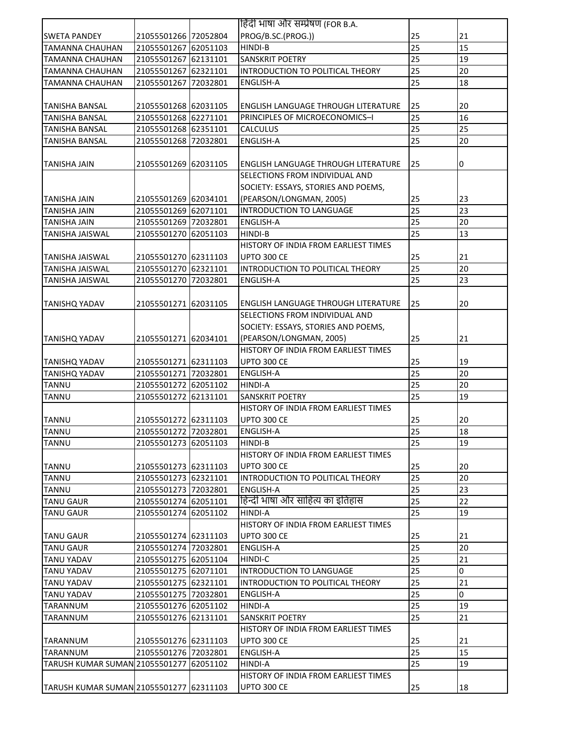| | | | | | |
|---|---|---|---|---|---|
| SWETA PANDEY | 21055501266 | 72052804 | हिंदी भाषा और सम्प्रेषण (FOR B.A. PROG/B.SC.(PROG.)) | 25 | 21 |
| TAMANNA CHAUHAN | 21055501267 | 62051103 | HINDI-B | 25 | 15 |
| TAMANNA CHAUHAN | 21055501267 | 62131101 | SANSKRIT POETRY | 25 | 19 |
| TAMANNA CHAUHAN | 21055501267 | 62321101 | INTRODUCTION TO POLITICAL THEORY | 25 | 20 |
| TAMANNA CHAUHAN | 21055501267 | 72032801 | ENGLISH-A | 25 | 18 |
| TANISHA BANSAL | 21055501268 | 62031105 | ENGLISH LANGUAGE THROUGH LITERATURE | 25 | 20 |
| TANISHA BANSAL | 21055501268 | 62271101 | PRINCIPLES OF MICROECONOMICS–I | 25 | 16 |
| TANISHA BANSAL | 21055501268 | 62351101 | CALCULUS | 25 | 25 |
| TANISHA BANSAL | 21055501268 | 72032801 | ENGLISH-A | 25 | 20 |
| TANISHA JAIN | 21055501269 | 62031105 | ENGLISH LANGUAGE THROUGH LITERATURE | 25 | 0 |
| TANISHA JAIN | 21055501269 | 62034101 | SELECTIONS FROM INDIVIDUAL AND SOCIETY: ESSAYS, STORIES AND POEMS, (PEARSON/LONGMAN, 2005) | 25 | 23 |
| TANISHA JAIN | 21055501269 | 62071101 | INTRODUCTION TO LANGUAGE | 25 | 23 |
| TANISHA JAIN | 21055501269 | 72032801 | ENGLISH-A | 25 | 20 |
| TANISHA JAISWAL | 21055501270 | 62051103 | HINDI-B | 25 | 13 |
| TANISHA JAISWAL | 21055501270 | 62311103 | HISTORY OF INDIA FROM EARLIEST TIMES UPTO 300 CE | 25 | 21 |
| TANISHA JAISWAL | 21055501270 | 62321101 | INTRODUCTION TO POLITICAL THEORY | 25 | 20 |
| TANISHA JAISWAL | 21055501270 | 72032801 | ENGLISH-A | 25 | 23 |
| TANISHQ YADAV | 21055501271 | 62031105 | ENGLISH LANGUAGE THROUGH LITERATURE | 25 | 20 |
| TANISHQ YADAV | 21055501271 | 62034101 | SELECTIONS FROM INDIVIDUAL AND SOCIETY: ESSAYS, STORIES AND POEMS, (PEARSON/LONGMAN, 2005) | 25 | 21 |
| TANISHQ YADAV | 21055501271 | 62311103 | HISTORY OF INDIA FROM EARLIEST TIMES UPTO 300 CE | 25 | 19 |
| TANISHQ YADAV | 21055501271 | 72032801 | ENGLISH-A | 25 | 20 |
| TANNU | 21055501272 | 62051102 | HINDI-A | 25 | 20 |
| TANNU | 21055501272 | 62131101 | SANSKRIT POETRY | 25 | 19 |
| TANNU | 21055501272 | 62311103 | HISTORY OF INDIA FROM EARLIEST TIMES UPTO 300 CE | 25 | 20 |
| TANNU | 21055501272 | 72032801 | ENGLISH-A | 25 | 18 |
| TANNU | 21055501273 | 62051103 | HINDI-B | 25 | 19 |
| TANNU | 21055501273 | 62311103 | HISTORY OF INDIA FROM EARLIEST TIMES UPTO 300 CE | 25 | 20 |
| TANNU | 21055501273 | 62321101 | INTRODUCTION TO POLITICAL THEORY | 25 | 20 |
| TANNU | 21055501273 | 72032801 | ENGLISH-A | 25 | 23 |
| TANU GAUR | 21055501274 | 62051101 | हिन्दी भाषा और साहित्य का इतिहास | 25 | 22 |
| TANU GAUR | 21055501274 | 62051102 | HINDI-A | 25 | 19 |
| TANU GAUR | 21055501274 | 62311103 | HISTORY OF INDIA FROM EARLIEST TIMES UPTO 300 CE | 25 | 21 |
| TANU GAUR | 21055501274 | 72032801 | ENGLISH-A | 25 | 20 |
| TANU YADAV | 21055501275 | 62051104 | HINDI-C | 25 | 21 |
| TANU YADAV | 21055501275 | 62071101 | INTRODUCTION TO LANGUAGE | 25 | 0 |
| TANU YADAV | 21055501275 | 62321101 | INTRODUCTION TO POLITICAL THEORY | 25 | 21 |
| TANU YADAV | 21055501275 | 72032801 | ENGLISH-A | 25 | 0 |
| TARANNUM | 21055501276 | 62051102 | HINDI-A | 25 | 19 |
| TARANNUM | 21055501276 | 62131101 | SANSKRIT POETRY | 25 | 21 |
| TARANNUM | 21055501276 | 62311103 | HISTORY OF INDIA FROM EARLIEST TIMES UPTO 300 CE | 25 | 21 |
| TARANNUM | 21055501276 | 72032801 | ENGLISH-A | 25 | 15 |
| TARUSH KUMAR SUMAN | 21055501277 | 62051102 | HINDI-A | 25 | 19 |
| TARUSH KUMAR SUMAN | 21055501277 | 62311103 | HISTORY OF INDIA FROM EARLIEST TIMES UPTO 300 CE | 25 | 18 |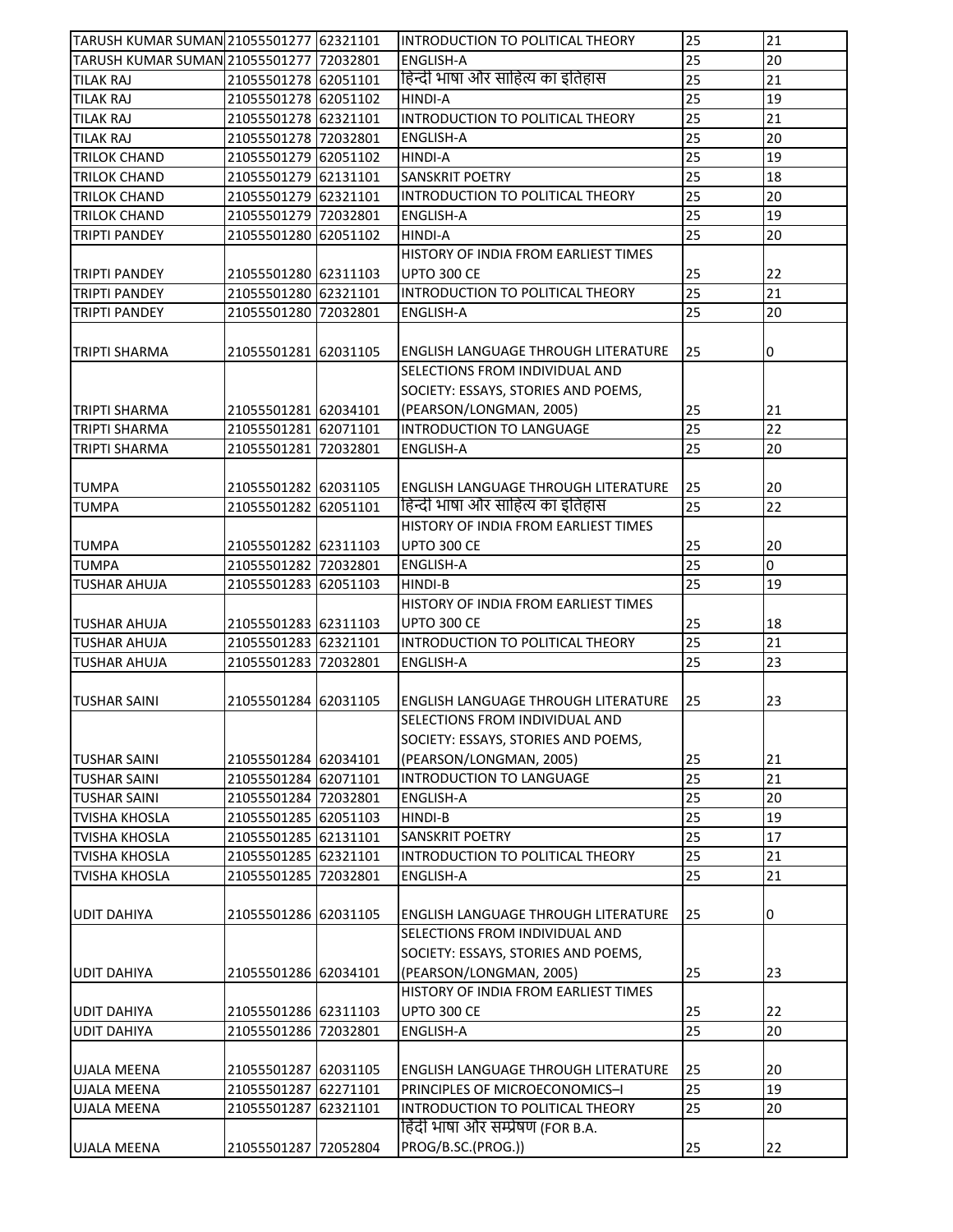| TARUSH KUMAR SUMAN | 21055501277 | 62321101 | INTRODUCTION TO POLITICAL THEORY | 25 | 21 |
|---|---|---|---|---|---|
| TARUSH KUMAR SUMAN | 21055501277 | 72032801 | ENGLISH-A | 25 | 20 |
| TILAK RAJ | 21055501278 | 62051101 | हिन्दी भाषा और साहित्य का इतिहास | 25 | 21 |
| TILAK RAJ | 21055501278 | 62051102 | HINDI-A | 25 | 19 |
| TILAK RAJ | 21055501278 | 62321101 | INTRODUCTION TO POLITICAL THEORY | 25 | 21 |
| TILAK RAJ | 21055501278 | 72032801 | ENGLISH-A | 25 | 20 |
| TRILOK CHAND | 21055501279 | 62051102 | HINDI-A | 25 | 19 |
| TRILOK CHAND | 21055501279 | 62131101 | SANSKRIT POETRY | 25 | 18 |
| TRILOK CHAND | 21055501279 | 62321101 | INTRODUCTION TO POLITICAL THEORY | 25 | 20 |
| TRILOK CHAND | 21055501279 | 72032801 | ENGLISH-A | 25 | 19 |
| TRIPTI PANDEY | 21055501280 | 62051102 | HINDI-A | 25 | 20 |
| TRIPTI PANDEY | 21055501280 | 62311103 | HISTORY OF INDIA FROM EARLIEST TIMES UPTO 300 CE | 25 | 22 |
| TRIPTI PANDEY | 21055501280 | 62321101 | INTRODUCTION TO POLITICAL THEORY | 25 | 21 |
| TRIPTI PANDEY | 21055501280 | 72032801 | ENGLISH-A | 25 | 20 |
| TRIPTI SHARMA | 21055501281 | 62031105 | ENGLISH LANGUAGE THROUGH LITERATURE | 25 | 0 |
| TRIPTI SHARMA | 21055501281 | 62034101 | SELECTIONS FROM INDIVIDUAL AND SOCIETY: ESSAYS, STORIES AND POEMS, (PEARSON/LONGMAN, 2005) | 25 | 21 |
| TRIPTI SHARMA | 21055501281 | 62071101 | INTRODUCTION TO LANGUAGE | 25 | 22 |
| TRIPTI SHARMA | 21055501281 | 72032801 | ENGLISH-A | 25 | 20 |
| TUMPA | 21055501282 | 62031105 | ENGLISH LANGUAGE THROUGH LITERATURE | 25 | 20 |
| TUMPA | 21055501282 | 62051101 | हिन्दी भाषा और साहित्य का इतिहास | 25 | 22 |
| TUMPA | 21055501282 | 62311103 | HISTORY OF INDIA FROM EARLIEST TIMES UPTO 300 CE | 25 | 20 |
| TUMPA | 21055501282 | 72032801 | ENGLISH-A | 25 | 0 |
| TUSHAR AHUJA | 21055501283 | 62051103 | HINDI-B | 25 | 19 |
| TUSHAR AHUJA | 21055501283 | 62311103 | HISTORY OF INDIA FROM EARLIEST TIMES UPTO 300 CE | 25 | 18 |
| TUSHAR AHUJA | 21055501283 | 62321101 | INTRODUCTION TO POLITICAL THEORY | 25 | 21 |
| TUSHAR AHUJA | 21055501283 | 72032801 | ENGLISH-A | 25 | 23 |
| TUSHAR SAINI | 21055501284 | 62031105 | ENGLISH LANGUAGE THROUGH LITERATURE | 25 | 23 |
| TUSHAR SAINI | 21055501284 | 62034101 | SELECTIONS FROM INDIVIDUAL AND SOCIETY: ESSAYS, STORIES AND POEMS, (PEARSON/LONGMAN, 2005) | 25 | 21 |
| TUSHAR SAINI | 21055501284 | 62071101 | INTRODUCTION TO LANGUAGE | 25 | 21 |
| TUSHAR SAINI | 21055501284 | 72032801 | ENGLISH-A | 25 | 20 |
| TVISHA KHOSLA | 21055501285 | 62051103 | HINDI-B | 25 | 19 |
| TVISHA KHOSLA | 21055501285 | 62131101 | SANSKRIT POETRY | 25 | 17 |
| TVISHA KHOSLA | 21055501285 | 62321101 | INTRODUCTION TO POLITICAL THEORY | 25 | 21 |
| TVISHA KHOSLA | 21055501285 | 72032801 | ENGLISH-A | 25 | 21 |
| UDIT DAHIYA | 21055501286 | 62031105 | ENGLISH LANGUAGE THROUGH LITERATURE | 25 | 0 |
| UDIT DAHIYA | 21055501286 | 62034101 | SELECTIONS FROM INDIVIDUAL AND SOCIETY: ESSAYS, STORIES AND POEMS, (PEARSON/LONGMAN, 2005) | 25 | 23 |
| UDIT DAHIYA | 21055501286 | 62311103 | HISTORY OF INDIA FROM EARLIEST TIMES UPTO 300 CE | 25 | 22 |
| UDIT DAHIYA | 21055501286 | 72032801 | ENGLISH-A | 25 | 20 |
| UJALA MEENA | 21055501287 | 62031105 | ENGLISH LANGUAGE THROUGH LITERATURE | 25 | 20 |
| UJALA MEENA | 21055501287 | 62271101 | PRINCIPLES OF MICROECONOMICS–I | 25 | 19 |
| UJALA MEENA | 21055501287 | 62321101 | INTRODUCTION TO POLITICAL THEORY | 25 | 20 |
| UJALA MEENA | 21055501287 | 72052804 | हिंदी भाषा और सम्प्रेषण (FOR B.A. PROG/B.SC.(PROG.)) | 25 | 22 |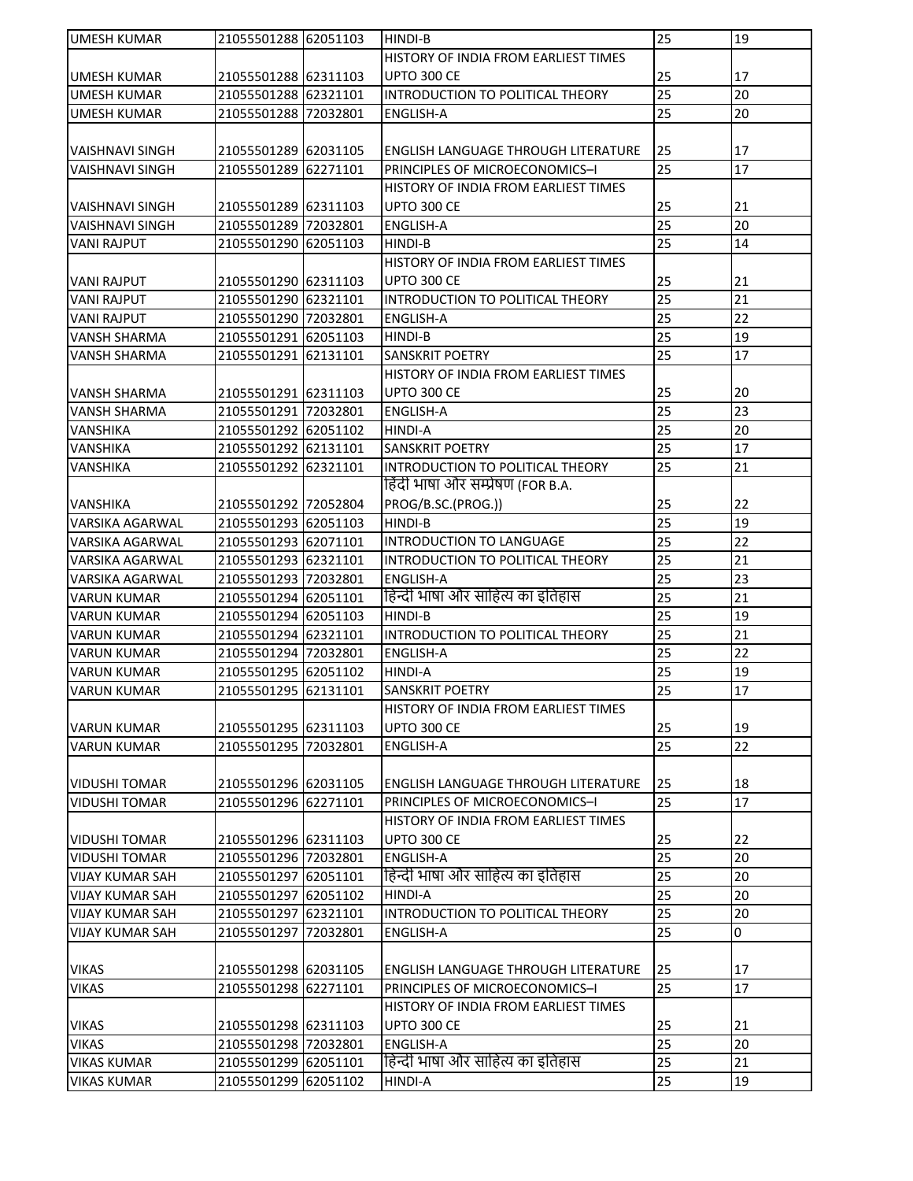| UMESH KUMAR | 21055501288 | 62051103 | HINDI-B | 25 | 19 |
|---|---|---|---|---|---|
| UMESH KUMAR | 21055501288 | 62311103 | HISTORY OF INDIA FROM EARLIEST TIMES UPTO 300 CE | 25 | 17 |
| UMESH KUMAR | 21055501288 | 62321101 | INTRODUCTION TO POLITICAL THEORY | 25 | 20 |
| UMESH KUMAR | 21055501288 | 72032801 | ENGLISH-A | 25 | 20 |
| VAISHNAVI SINGH | 21055501289 | 62031105 | ENGLISH LANGUAGE THROUGH LITERATURE | 25 | 17 |
| VAISHNAVI SINGH | 21055501289 | 62271101 | PRINCIPLES OF MICROECONOMICS–I | 25 | 17 |
| VAISHNAVI SINGH | 21055501289 | 62311103 | HISTORY OF INDIA FROM EARLIEST TIMES UPTO 300 CE | 25 | 21 |
| VAISHNAVI SINGH | 21055501289 | 72032801 | ENGLISH-A | 25 | 20 |
| VANI RAJPUT | 21055501290 | 62051103 | HINDI-B | 25 | 14 |
| VANI RAJPUT | 21055501290 | 62311103 | HISTORY OF INDIA FROM EARLIEST TIMES UPTO 300 CE | 25 | 21 |
| VANI RAJPUT | 21055501290 | 62321101 | INTRODUCTION TO POLITICAL THEORY | 25 | 21 |
| VANI RAJPUT | 21055501290 | 72032801 | ENGLISH-A | 25 | 22 |
| VANSH SHARMA | 21055501291 | 62051103 | HINDI-B | 25 | 19 |
| VANSH SHARMA | 21055501291 | 62131101 | SANSKRIT POETRY | 25 | 17 |
| VANSH SHARMA | 21055501291 | 62311103 | HISTORY OF INDIA FROM EARLIEST TIMES UPTO 300 CE | 25 | 20 |
| VANSH SHARMA | 21055501291 | 72032801 | ENGLISH-A | 25 | 23 |
| VANSHIKA | 21055501292 | 62051102 | HINDI-A | 25 | 20 |
| VANSHIKA | 21055501292 | 62131101 | SANSKRIT POETRY | 25 | 17 |
| VANSHIKA | 21055501292 | 62321101 | INTRODUCTION TO POLITICAL THEORY | 25 | 21 |
| VANSHIKA | 21055501292 | 72052804 | हिंदी भाषा और सम्प्रेषण (FOR B.A. PROG/B.SC.(PROG.)) | 25 | 22 |
| VARSIKA AGARWAL | 21055501293 | 62051103 | HINDI-B | 25 | 19 |
| VARSIKA AGARWAL | 21055501293 | 62071101 | INTRODUCTION TO LANGUAGE | 25 | 22 |
| VARSIKA AGARWAL | 21055501293 | 62321101 | INTRODUCTION TO POLITICAL THEORY | 25 | 21 |
| VARSIKA AGARWAL | 21055501293 | 72032801 | ENGLISH-A | 25 | 23 |
| VARUN KUMAR | 21055501294 | 62051101 | हिन्दी भाषा और साहित्य का इतिहास | 25 | 21 |
| VARUN KUMAR | 21055501294 | 62051103 | HINDI-B | 25 | 19 |
| VARUN KUMAR | 21055501294 | 62321101 | INTRODUCTION TO POLITICAL THEORY | 25 | 21 |
| VARUN KUMAR | 21055501294 | 72032801 | ENGLISH-A | 25 | 22 |
| VARUN KUMAR | 21055501295 | 62051102 | HINDI-A | 25 | 19 |
| VARUN KUMAR | 21055501295 | 62131101 | SANSKRIT POETRY | 25 | 17 |
| VARUN KUMAR | 21055501295 | 62311103 | HISTORY OF INDIA FROM EARLIEST TIMES UPTO 300 CE | 25 | 19 |
| VARUN KUMAR | 21055501295 | 72032801 | ENGLISH-A | 25 | 22 |
| VIDUSHI TOMAR | 21055501296 | 62031105 | ENGLISH LANGUAGE THROUGH LITERATURE | 25 | 18 |
| VIDUSHI TOMAR | 21055501296 | 62271101 | PRINCIPLES OF MICROECONOMICS–I | 25 | 17 |
| VIDUSHI TOMAR | 21055501296 | 62311103 | HISTORY OF INDIA FROM EARLIEST TIMES UPTO 300 CE | 25 | 22 |
| VIDUSHI TOMAR | 21055501296 | 72032801 | ENGLISH-A | 25 | 20 |
| VIJAY KUMAR SAH | 21055501297 | 62051101 | हिन्दी भाषा और साहित्य का इतिहास | 25 | 20 |
| VIJAY KUMAR SAH | 21055501297 | 62051102 | HINDI-A | 25 | 20 |
| VIJAY KUMAR SAH | 21055501297 | 62321101 | INTRODUCTION TO POLITICAL THEORY | 25 | 20 |
| VIJAY KUMAR SAH | 21055501297 | 72032801 | ENGLISH-A | 25 | 0 |
| VIKAS | 21055501298 | 62031105 | ENGLISH LANGUAGE THROUGH LITERATURE | 25 | 17 |
| VIKAS | 21055501298 | 62271101 | PRINCIPLES OF MICROECONOMICS–I | 25 | 17 |
| VIKAS | 21055501298 | 62311103 | HISTORY OF INDIA FROM EARLIEST TIMES UPTO 300 CE | 25 | 21 |
| VIKAS | 21055501298 | 72032801 | ENGLISH-A | 25 | 20 |
| VIKAS KUMAR | 21055501299 | 62051101 | हिन्दी भाषा और साहित्य का इतिहास | 25 | 21 |
| VIKAS KUMAR | 21055501299 | 62051102 | HINDI-A | 25 | 19 |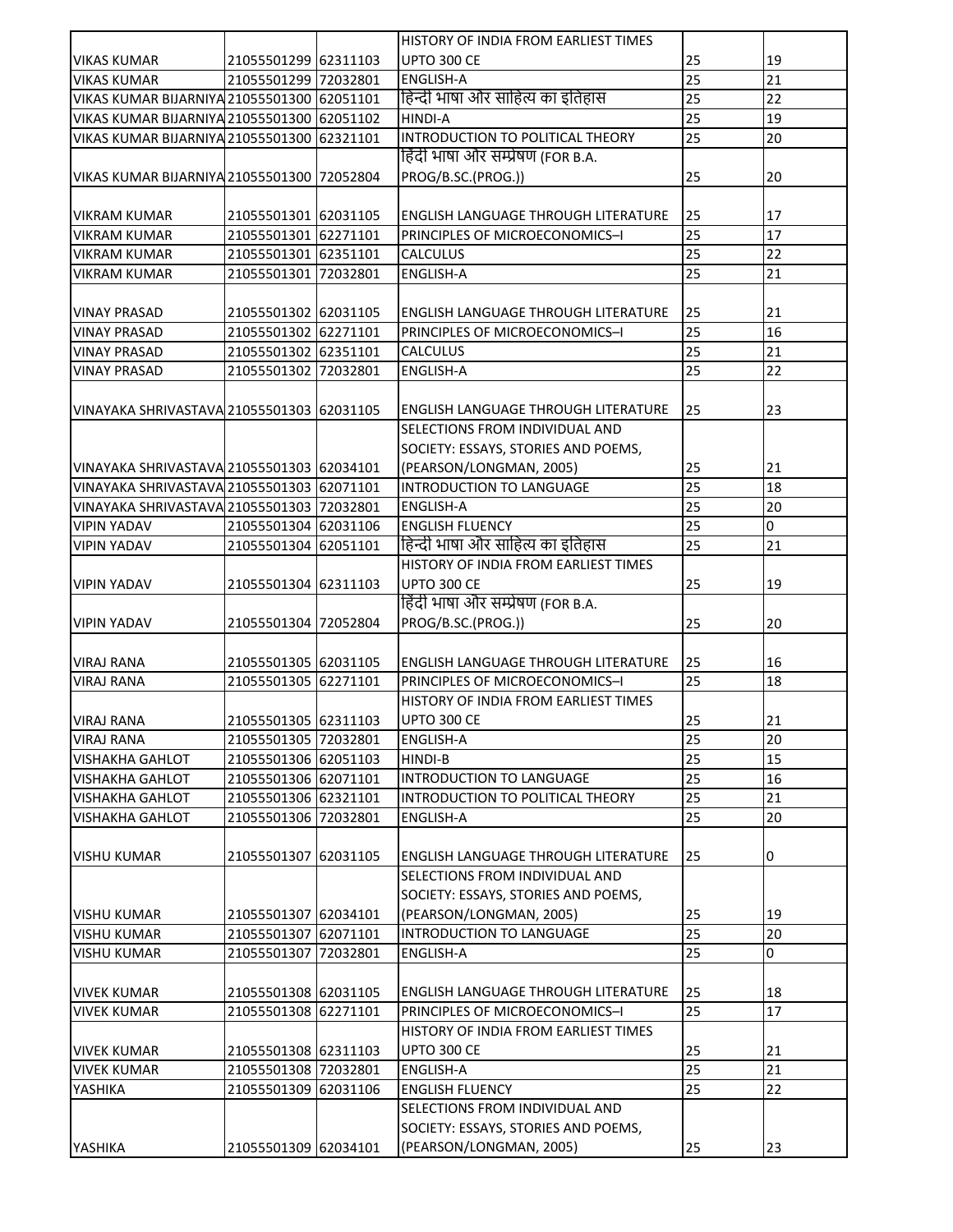| | | | | | |
|---|---|---|---|---|---|
| VIKAS KUMAR | 21055501299 | 62311103 | HISTORY OF INDIA FROM EARLIEST TIMES UPTO 300 CE | 25 | 19 |
| VIKAS KUMAR | 21055501299 | 72032801 | ENGLISH-A | 25 | 21 |
| VIKAS KUMAR BIJARNIYA | 21055501300 | 62051101 | हिन्दी भाषा और साहित्य का इतिहास | 25 | 22 |
| VIKAS KUMAR BIJARNIYA | 21055501300 | 62051102 | HINDI-A | 25 | 19 |
| VIKAS KUMAR BIJARNIYA | 21055501300 | 62321101 | INTRODUCTION TO POLITICAL THEORY | 25 | 20 |
| VIKAS KUMAR BIJARNIYA | 21055501300 | 72052804 | हिंदी भाषा और सम्प्रेषण (FOR B.A. PROG/B.SC.(PROG.)) | 25 | 20 |
| VIKRAM KUMAR | 21055501301 | 62031105 | ENGLISH LANGUAGE THROUGH LITERATURE | 25 | 17 |
| VIKRAM KUMAR | 21055501301 | 62271101 | PRINCIPLES OF MICROECONOMICS–I | 25 | 17 |
| VIKRAM KUMAR | 21055501301 | 62351101 | CALCULUS | 25 | 22 |
| VIKRAM KUMAR | 21055501301 | 72032801 | ENGLISH-A | 25 | 21 |
| VINAY PRASAD | 21055501302 | 62031105 | ENGLISH LANGUAGE THROUGH LITERATURE | 25 | 21 |
| VINAY PRASAD | 21055501302 | 62271101 | PRINCIPLES OF MICROECONOMICS–I | 25 | 16 |
| VINAY PRASAD | 21055501302 | 62351101 | CALCULUS | 25 | 21 |
| VINAY PRASAD | 21055501302 | 72032801 | ENGLISH-A | 25 | 22 |
| VINAYAKA SHRIVASTAVA | 21055501303 | 62031105 | ENGLISH LANGUAGE THROUGH LITERATURE | 25 | 23 |
| VINAYAKA SHRIVASTAVA | 21055501303 | 62034101 | SELECTIONS FROM INDIVIDUAL AND SOCIETY: ESSAYS, STORIES AND POEMS, (PEARSON/LONGMAN, 2005) | 25 | 21 |
| VINAYAKA SHRIVASTAVA | 21055501303 | 62071101 | INTRODUCTION TO LANGUAGE | 25 | 18 |
| VINAYAKA SHRIVASTAVA | 21055501303 | 72032801 | ENGLISH-A | 25 | 20 |
| VIPIN YADAV | 21055501304 | 62031106 | ENGLISH FLUENCY | 25 | 0 |
| VIPIN YADAV | 21055501304 | 62051101 | हिन्दी भाषा और साहित्य का इतिहास | 25 | 21 |
| VIPIN YADAV | 21055501304 | 62311103 | HISTORY OF INDIA FROM EARLIEST TIMES UPTO 300 CE | 25 | 19 |
| VIPIN YADAV | 21055501304 | 72052804 | हिंदी भाषा और सम्प्रेषण (FOR B.A. PROG/B.SC.(PROG.)) | 25 | 20 |
| VIRAJ RANA | 21055501305 | 62031105 | ENGLISH LANGUAGE THROUGH LITERATURE | 25 | 16 |
| VIRAJ RANA | 21055501305 | 62271101 | PRINCIPLES OF MICROECONOMICS–I | 25 | 18 |
| VIRAJ RANA | 21055501305 | 62311103 | HISTORY OF INDIA FROM EARLIEST TIMES UPTO 300 CE | 25 | 21 |
| VIRAJ RANA | 21055501305 | 72032801 | ENGLISH-A | 25 | 20 |
| VISHAKHA GAHLOT | 21055501306 | 62051103 | HINDI-B | 25 | 15 |
| VISHAKHA GAHLOT | 21055501306 | 62071101 | INTRODUCTION TO LANGUAGE | 25 | 16 |
| VISHAKHA GAHLOT | 21055501306 | 62321101 | INTRODUCTION TO POLITICAL THEORY | 25 | 21 |
| VISHAKHA GAHLOT | 21055501306 | 72032801 | ENGLISH-A | 25 | 20 |
| VISHU KUMAR | 21055501307 | 62031105 | ENGLISH LANGUAGE THROUGH LITERATURE | 25 | 0 |
| VISHU KUMAR | 21055501307 | 62034101 | SELECTIONS FROM INDIVIDUAL AND SOCIETY: ESSAYS, STORIES AND POEMS, (PEARSON/LONGMAN, 2005) | 25 | 19 |
| VISHU KUMAR | 21055501307 | 62071101 | INTRODUCTION TO LANGUAGE | 25 | 20 |
| VISHU KUMAR | 21055501307 | 72032801 | ENGLISH-A | 25 | 0 |
| VIVEK KUMAR | 21055501308 | 62031105 | ENGLISH LANGUAGE THROUGH LITERATURE | 25 | 18 |
| VIVEK KUMAR | 21055501308 | 62271101 | PRINCIPLES OF MICROECONOMICS–I | 25 | 17 |
| VIVEK KUMAR | 21055501308 | 62311103 | HISTORY OF INDIA FROM EARLIEST TIMES UPTO 300 CE | 25 | 21 |
| VIVEK KUMAR | 21055501308 | 72032801 | ENGLISH-A | 25 | 21 |
| YASHIKA | 21055501309 | 62031106 | ENGLISH FLUENCY | 25 | 22 |
| YASHIKA | 21055501309 | 62034101 | SELECTIONS FROM INDIVIDUAL AND SOCIETY: ESSAYS, STORIES AND POEMS, (PEARSON/LONGMAN, 2005) | 25 | 23 |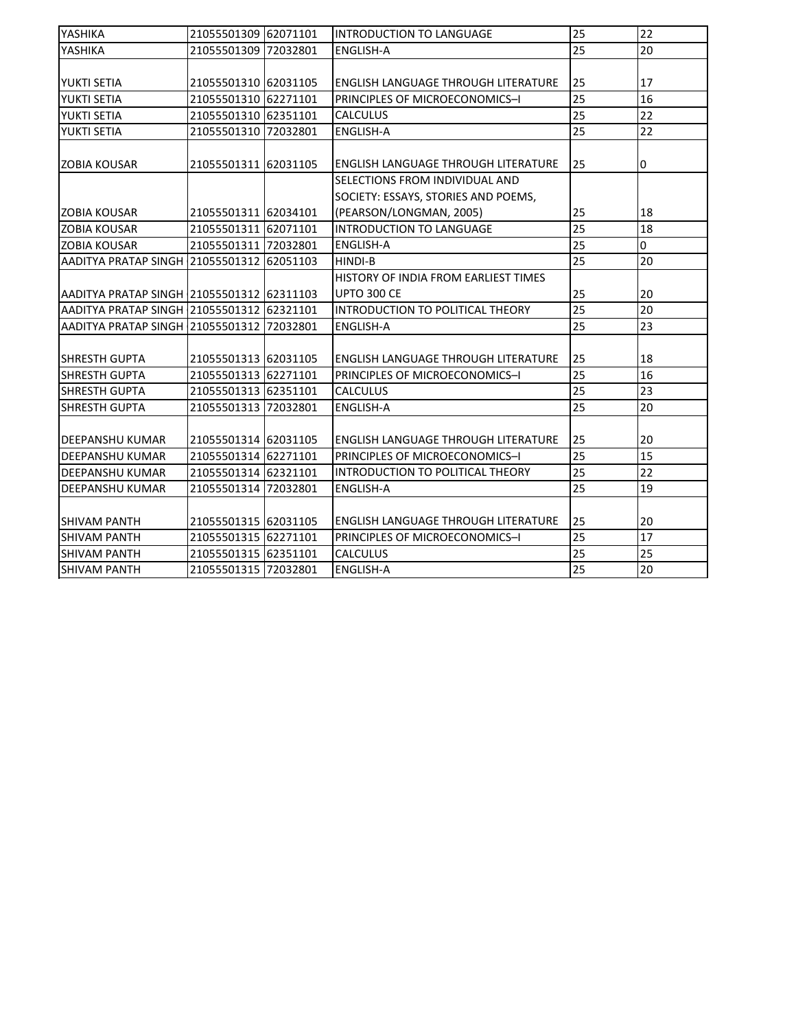| | | | | | |
|---|---|---|---|---|---|
| YASHIKA | 21055501309 | 62071101 | INTRODUCTION TO LANGUAGE | 25 | 22 |
| YASHIKA | 21055501309 | 72032801 | ENGLISH-A | 25 | 20 |
| YUKTI SETIA | 21055501310 | 62031105 | ENGLISH LANGUAGE THROUGH LITERATURE | 25 | 17 |
| YUKTI SETIA | 21055501310 | 62271101 | PRINCIPLES OF MICROECONOMICS–I | 25 | 16 |
| YUKTI SETIA | 21055501310 | 62351101 | CALCULUS | 25 | 22 |
| YUKTI SETIA | 21055501310 | 72032801 | ENGLISH-A | 25 | 22 |
| ZOBIA KOUSAR | 21055501311 | 62031105 | ENGLISH LANGUAGE THROUGH LITERATURE | 25 | 0 |
| ZOBIA KOUSAR | 21055501311 | 62034101 | SELECTIONS FROM INDIVIDUAL AND SOCIETY: ESSAYS, STORIES AND POEMS, (PEARSON/LONGMAN, 2005) | 25 | 18 |
| ZOBIA KOUSAR | 21055501311 | 62071101 | INTRODUCTION TO LANGUAGE | 25 | 18 |
| ZOBIA KOUSAR | 21055501311 | 72032801 | ENGLISH-A | 25 | 0 |
| AADITYA PRATAP SINGH | 21055501312 | 62051103 | HINDI-B | 25 | 20 |
| AADITYA PRATAP SINGH | 21055501312 | 62311103 | HISTORY OF INDIA FROM EARLIEST TIMES UPTO 300 CE | 25 | 20 |
| AADITYA PRATAP SINGH | 21055501312 | 62321101 | INTRODUCTION TO POLITICAL THEORY | 25 | 20 |
| AADITYA PRATAP SINGH | 21055501312 | 72032801 | ENGLISH-A | 25 | 23 |
| SHRESTH GUPTA | 21055501313 | 62031105 | ENGLISH LANGUAGE THROUGH LITERATURE | 25 | 18 |
| SHRESTH GUPTA | 21055501313 | 62271101 | PRINCIPLES OF MICROECONOMICS–I | 25 | 16 |
| SHRESTH GUPTA | 21055501313 | 62351101 | CALCULUS | 25 | 23 |
| SHRESTH GUPTA | 21055501313 | 72032801 | ENGLISH-A | 25 | 20 |
| DEEPANSHU KUMAR | 21055501314 | 62031105 | ENGLISH LANGUAGE THROUGH LITERATURE | 25 | 20 |
| DEEPANSHU KUMAR | 21055501314 | 62271101 | PRINCIPLES OF MICROECONOMICS–I | 25 | 15 |
| DEEPANSHU KUMAR | 21055501314 | 62321101 | INTRODUCTION TO POLITICAL THEORY | 25 | 22 |
| DEEPANSHU KUMAR | 21055501314 | 72032801 | ENGLISH-A | 25 | 19 |
| SHIVAM PANTH | 21055501315 | 62031105 | ENGLISH LANGUAGE THROUGH LITERATURE | 25 | 20 |
| SHIVAM PANTH | 21055501315 | 62271101 | PRINCIPLES OF MICROECONOMICS–I | 25 | 17 |
| SHIVAM PANTH | 21055501315 | 62351101 | CALCULUS | 25 | 25 |
| SHIVAM PANTH | 21055501315 | 72032801 | ENGLISH-A | 25 | 20 |